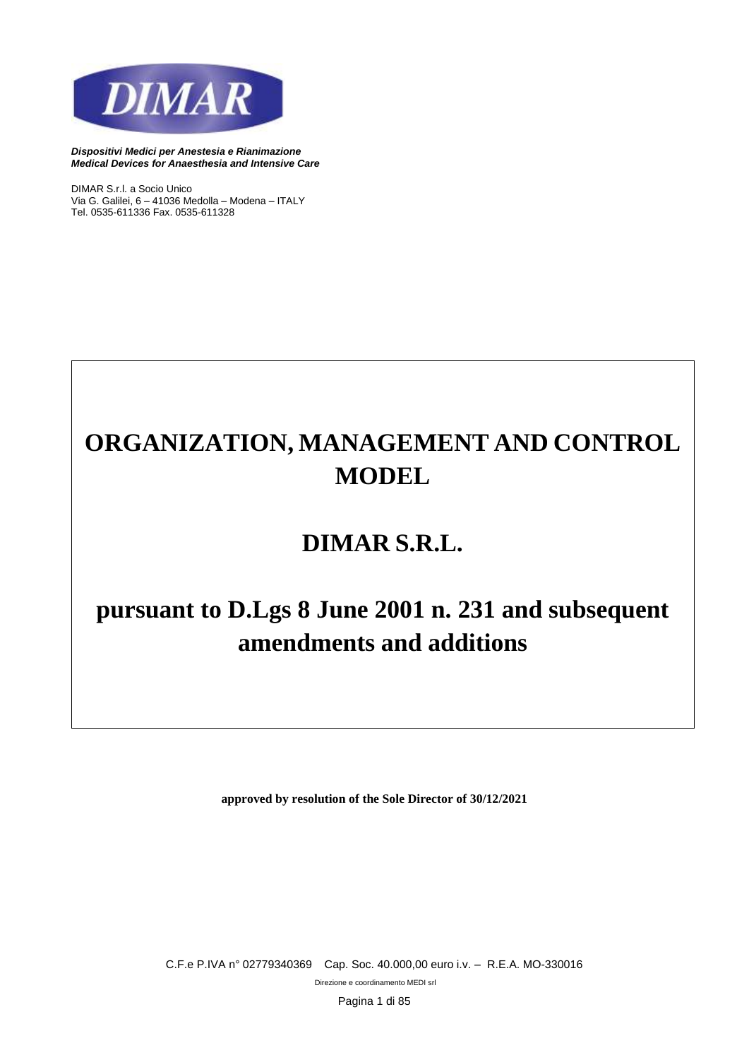DIMAR

***Dispositivi Medici per Anestesia e Rianimazione***
***Medical Devices for Anaesthesia and Intensive Care***

DIMAR S.r.l. a Socio Unico
Via G. Galilei, 6 – 41036 Medolla – Modena – ITALY
Tel. 0535-611336 Fax. 0535-611328

# ORGANIZATION, MANAGEMENT AND CONTROL MODEL

# DIMAR S.R.L.

# pursuant to D.Lgs 8 June 2001 n. 231 and subsequent amendments and additions

**approved by resolution of the Sole Director of 30/12/2021**

C.F.e P.IVA n° 02779340369 Cap. Soc. 40.000,00 euro i.v. – R.E.A. MO-330016

Direzione e coordinamento MEDI srl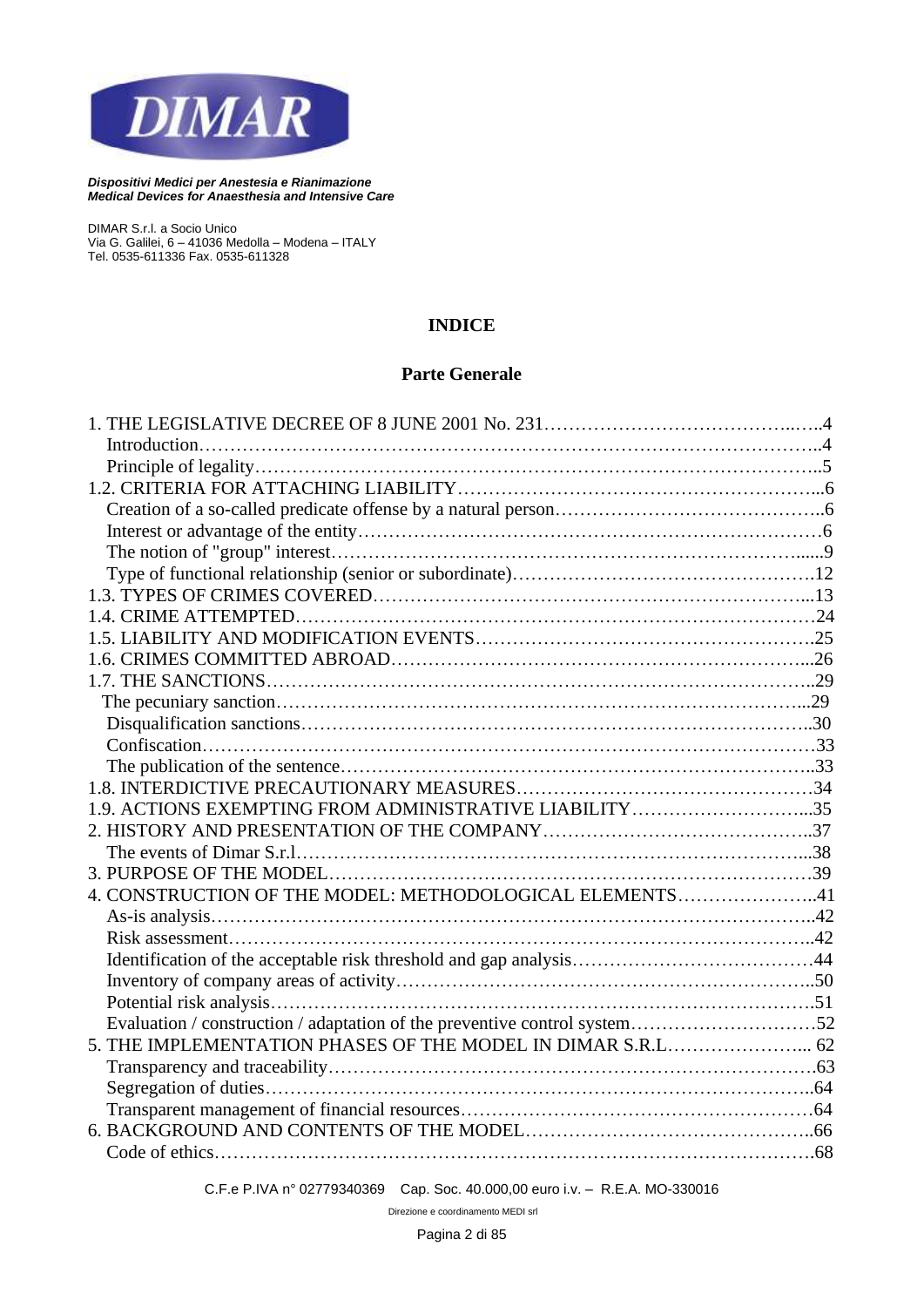# INDICE

## Parte Generale

1. THE LEGISLATIVE DECREE OF 8 JUNE 2001 No. 231……………………………………..…..4
   - Introduction………………………………………………………………………………………..4
   - Principle of legality………………………………………………………………………………..5
- 1.2. CRITERIA FOR ATTACHING LIABILITY…………………………………………………...6
   - Creation of a so-called predicate offense by a natural person……………………………………..6
   - Interest or advantage of the entity…………………………………………………………………6
   - The notion of "group" interest…………………………………………………………………......9
   - Type of functional relationship (senior or subordinate)………………………………………….12
- 1.3. TYPES OF CRIMES COVERED………………………………………………………………...13
- 1.4. CRIME ATTEMPTED……………………………………………………………………………24
- 1.5. LIABILITY AND MODIFICATION EVENTS……………………………………………….25
- 1.6. CRIMES COMMITTED ABROAD……………………………………………………………...26
- 1.7. THE SANCTIONS………………………………………………………………………………..29
   - The pecuniary sanction……………………………………………………………………………...29
   - Disqualification sanctions…………………………………………………………………………..30
   - Confiscation…………………………………………………………………………………………33
   - The publication of the sentence……………………………………………………………………..33
- 1.8. INTERDICTIVE PRECAUTIONARY MEASURES…………………………………………34
- 1.9. ACTIONS EXEMPTING FROM ADMINISTRATIVE LIABILITY………………………...35
2. HISTORY AND PRESENTATION OF THE COMPANY……………………………………..37
   - The events of Dimar S.r.l……………………………………………………………………………...38
3. PURPOSE OF THE MODEL………………………………………………………………………39
4. CONSTRUCTION OF THE MODEL: METHODOLOGICAL ELEMENTS…………………..41
   - As-is analysis…………………………………………………………………………………………..42
   - Risk assessment………………………………………………………………………………………..42
   - Identification of the acceptable risk threshold and gap analysis…………………………………44
   - Inventory of company areas of activity……………………………………………………………..50
   - Potential risk analysis………………………………………………………………………………..51
   - Evaluation / construction / adaptation of the preventive control system…………………………52
5. THE IMPLEMENTATION PHASES OF THE MODEL IN DIMAR S.R.L………………….. 62
   - Transparency and traceability………………………………………………………………………63
   - Segregation of duties…………………………………………………………………………………..64
   - Transparent management of financial resources…………………………………………………64
6. BACKGROUND AND CONTENTS OF THE MODEL………………………………………..66
   - Code of ethics…………………………………………………………………………………………68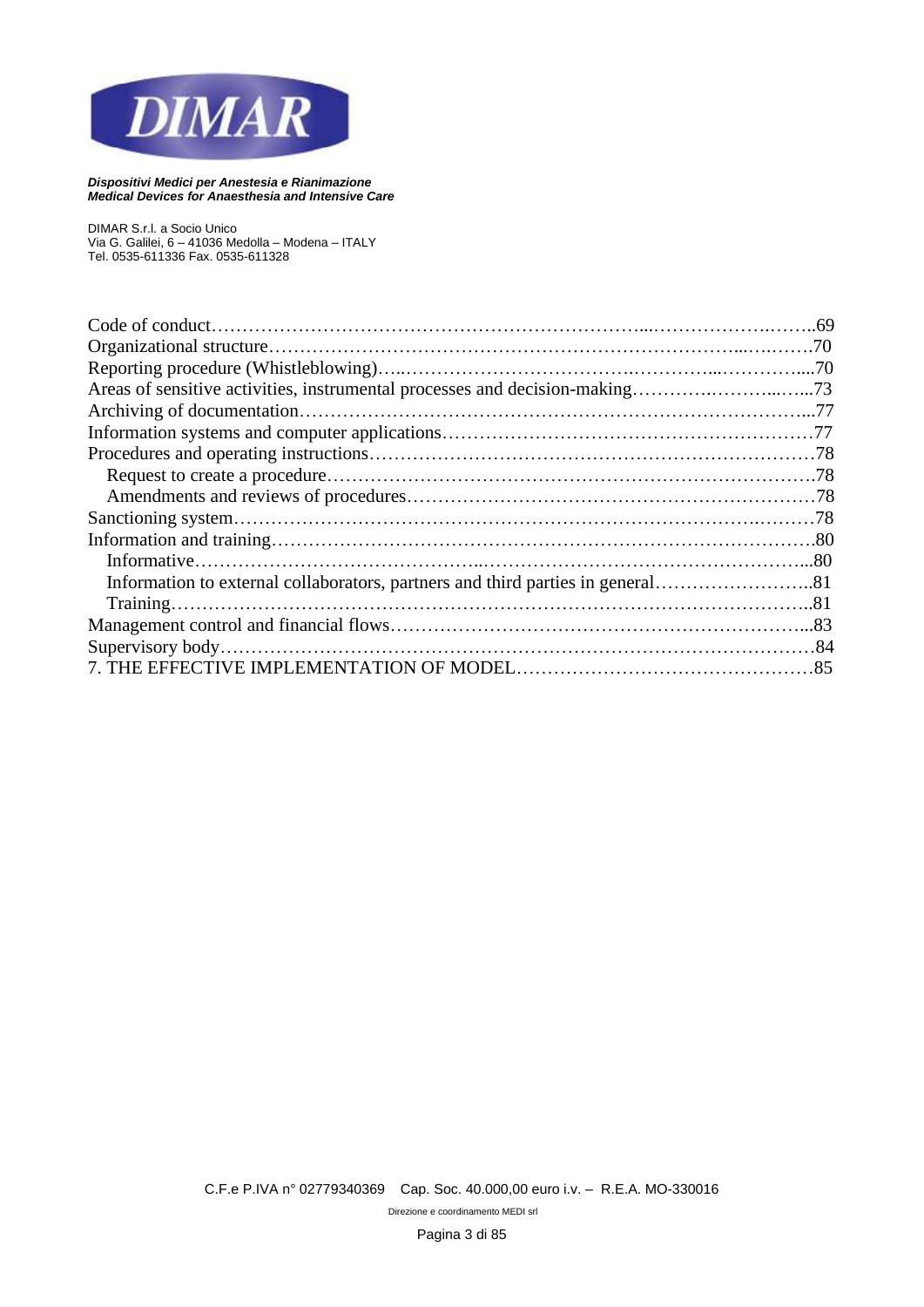Code of conduct…………………………………………………………....………………….……..69
Organizational structure…………………………………………………………………...….…….70
Reporting procedure (Whistleblowing)…..…………………………….…………...…………....70
Areas of sensitive activities, instrumental processes and decision-making………….……...…...73
Archiving of documentation……………………………………………………………………...77
Information systems and computer applications……………………………………………………77
Procedures and operating instructions………………………………………………………………78
  Request to create a procedure……………………………………………………………………….78
  Amendments and reviews of procedures…………………………………………………………78
Sanctioning system……………………………………………………………………….………78
Information and training……………………………………………….…………………………….80
  Informative……………………………...……………………………………………………...80
  Information to external collaborators, partners and third parties in general……………………..81
  Training…………………….…………………………………………………….……………..81
Management control and financial flows……………………….…………………………………...83
Supervisory body……………………………………………………………………………………84
7. THE EFFECTIVE IMPLEMENTATION OF MODEL…………………………………………85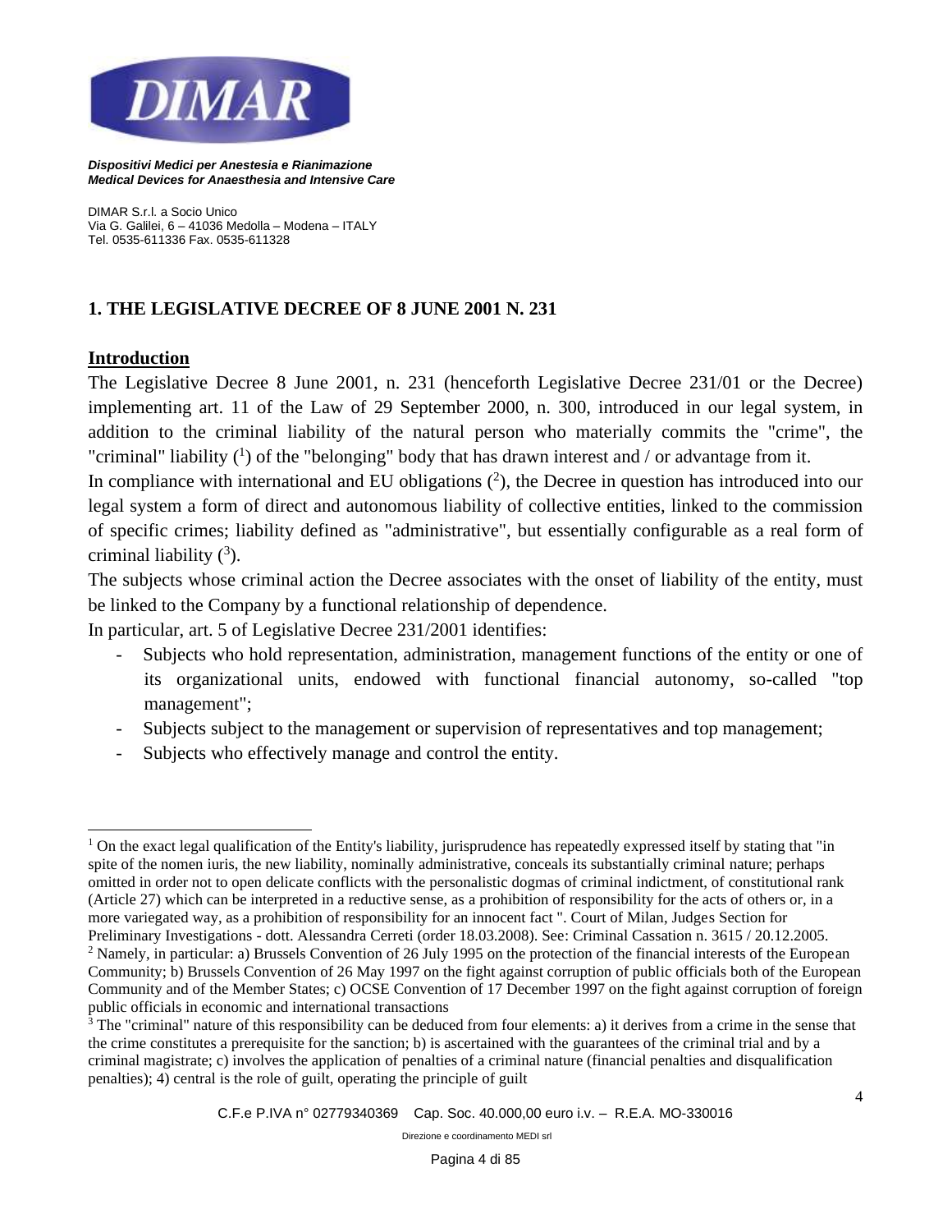## 1. THE LEGISLATIVE DECREE OF 8 JUNE 2001 N. 231

### Introduction

The Legislative Decree 8 June 2001, n. 231 (henceforth Legislative Decree 231/01 or the Decree) implementing art. 11 of the Law of 29 September 2000, n. 300, introduced in our legal system, in addition to the criminal liability of the natural person who materially commits the "crime", the "criminal" liability ([1]) of the "belonging" body that has drawn interest and / or advantage from it.

In compliance with international and EU obligations ([2]), the Decree in question has introduced into our legal system a form of direct and autonomous liability of collective entities, linked to the commission of specific crimes; liability defined as "administrative", but essentially configurable as a real form of criminal liability ([3]).

The subjects whose criminal action the Decree associates with the onset of liability of the entity, must be linked to the Company by a functional relationship of dependence.

In particular, art. 5 of Legislative Decree 231/2001 identifies:

- Subjects who hold representation, administration, management functions of the entity or one of its organizational units, endowed with functional financial autonomy, so-called "top management";
- Subjects subject to the management or supervision of representatives and top management;
- Subjects who effectively manage and control the entity.

---

[1] On the exact legal qualification of the Entity's liability, jurisprudence has repeatedly expressed itself by stating that "in spite of the nomen iuris, the new liability, nominally administrative, conceals its substantially criminal nature; perhaps omitted in order not to open delicate conflicts with the personalistic dogmas of criminal indictment, of constitutional rank (Article 27) which can be interpreted in a reductive sense, as a prohibition of responsibility for the acts of others or, in a more variegated way, as a prohibition of responsibility for an innocent fact ". Court of Milan, Judges Section for Preliminary Investigations - dott. Alessandra Cerreti (order 18.03.2008). See: Criminal Cassation n. 3615 / 20.12.2005.

[2] Namely, in particular: a) Brussels Convention of 26 July 1995 on the protection of the financial interests of the European Community; b) Brussels Convention of 26 May 1997 on the fight against corruption of public officials both of the European Community and of the Member States; c) OCSE Convention of 17 December 1997 on the fight against corruption of foreign public officials in economic and international transactions

[3] The "criminal" nature of this responsibility can be deduced from four elements: a) it derives from a crime in the sense that the crime constitutes a prerequisite for the sanction; b) is ascertained with the guarantees of the criminal trial and by a criminal magistrate; c) involves the application of penalties of a criminal nature (financial penalties and disqualification penalties); 4) central is the role of guilt, operating the principle of guilt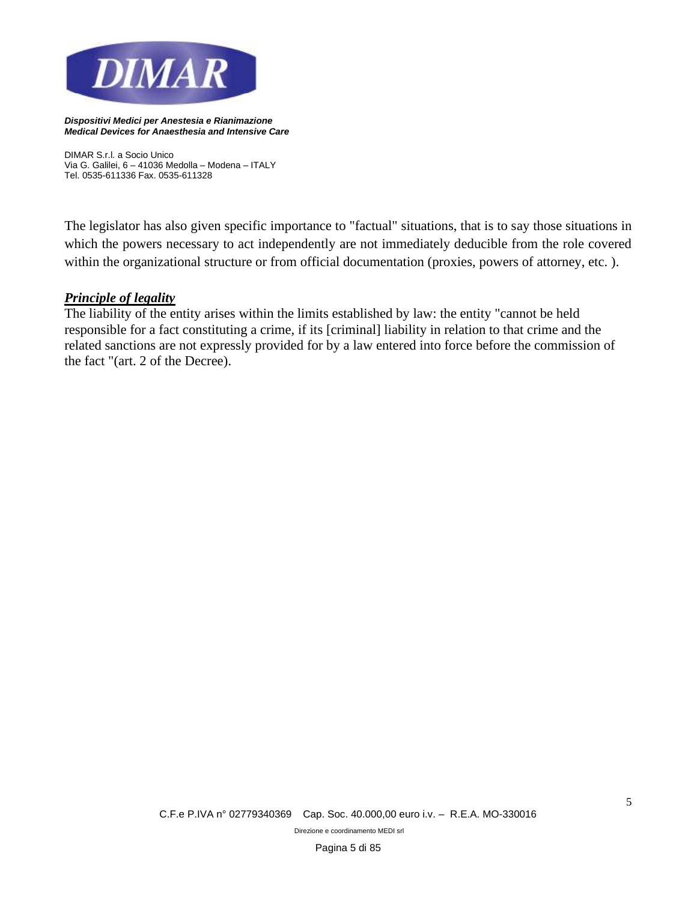The legislator has also given specific importance to "factual" situations, that is to say those situations in which the powers necessary to act independently are not immediately deducible from the role covered within the organizational structure or from official documentation (proxies, powers of attorney, etc. ).

***Principle of legality***

The liability of the entity arises within the limits established by law: the entity "cannot be held responsible for a fact constituting a crime, if its [criminal] liability in relation to that crime and the related sanctions are not expressly provided for by a law entered into force before the commission of the fact "(art. 2 of the Decree).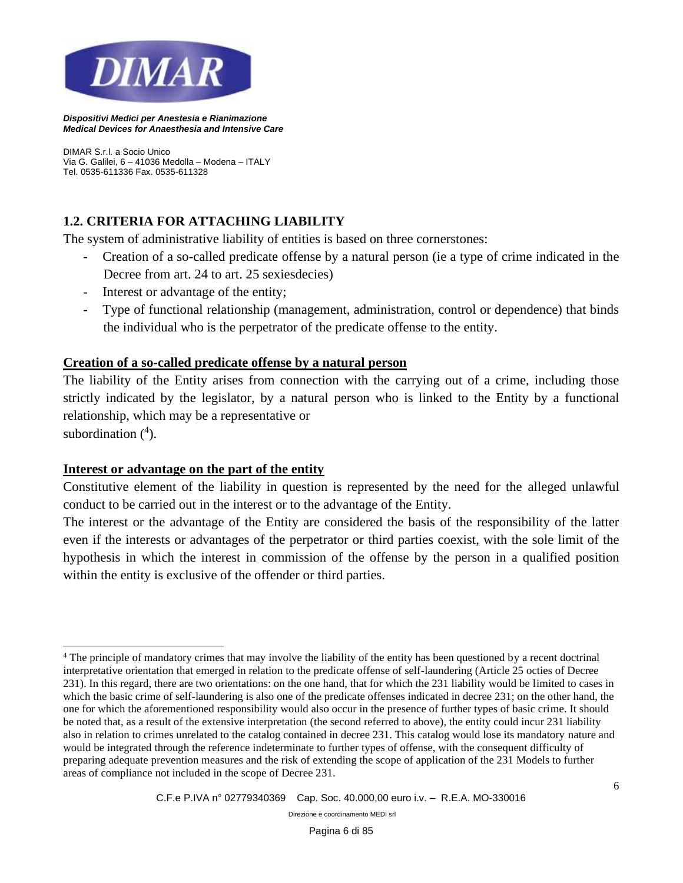## 1.2. CRITERIA FOR ATTACHING LIABILITY

The system of administrative liability of entities is based on three cornerstones:

- Creation of a so-called predicate offense by a natural person (ie a type of crime indicated in the Decree from art. 24 to art. 25 sexiesdecies)
- Interest or advantage of the entity;
- Type of functional relationship (management, administration, control or dependence) that binds the individual who is the perpetrator of the predicate offense to the entity.

**Creation of a so-called predicate offense by a natural person**

The liability of the Entity arises from connection with the carrying out of a crime, including those strictly indicated by the legislator, by a natural person who is linked to the Entity by a functional relationship, which may be a representative or subordination ([4]).

**Interest or advantage on the part of the entity**

Constitutive element of the liability in question is represented by the need for the alleged unlawful conduct to be carried out in the interest or to the advantage of the Entity.

The interest or the advantage of the Entity are considered the basis of the responsibility of the latter even if the interests or advantages of the perpetrator or third parties coexist, with the sole limit of the hypothesis in which the interest in commission of the offense by the person in a qualified position within the entity is exclusive of the offender or third parties.

---

[4] The principle of mandatory crimes that may involve the liability of the entity has been questioned by a recent doctrinal interpretative orientation that emerged in relation to the predicate offense of self-laundering (Article 25 octies of Decree 231). In this regard, there are two orientations: on the one hand, that for which the 231 liability would be limited to cases in which the basic crime of self-laundering is also one of the predicate offenses indicated in decree 231; on the other hand, the one for which the aforementioned responsibility would also occur in the presence of further types of basic crime. It should be noted that, as a result of the extensive interpretation (the second referred to above), the entity could incur 231 liability also in relation to crimes unrelated to the catalog contained in decree 231. This catalog would lose its mandatory nature and would be integrated through the reference indeterminate to further types of offense, with the consequent difficulty of preparing adequate prevention measures and the risk of extending the scope of application of the 231 Models to further areas of compliance not included in the scope of Decree 231.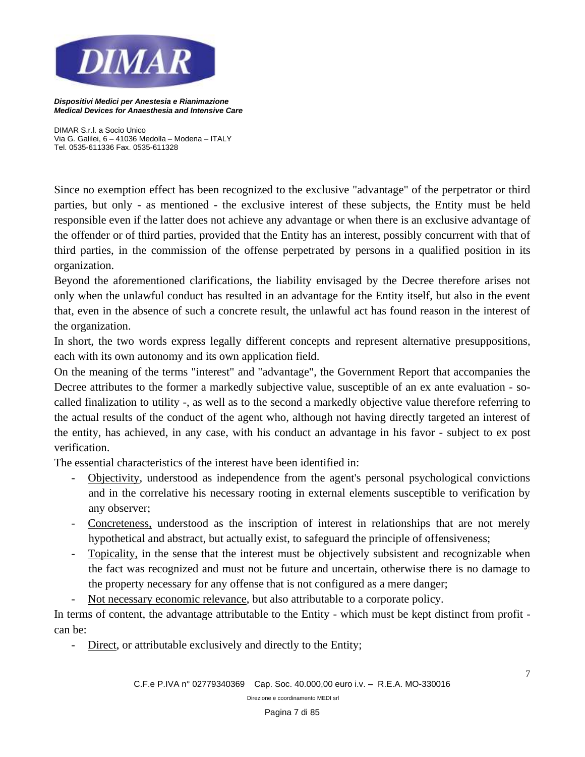Since no exemption effect has been recognized to the exclusive "advantage" of the perpetrator or third parties, but only - as mentioned - the exclusive interest of these subjects, the Entity must be held responsible even if the latter does not achieve any advantage or when there is an exclusive advantage of the offender or of third parties, provided that the Entity has an interest, possibly concurrent with that of third parties, in the commission of the offense perpetrated by persons in a qualified position in its organization.

Beyond the aforementioned clarifications, the liability envisaged by the Decree therefore arises not only when the unlawful conduct has resulted in an advantage for the Entity itself, but also in the event that, even in the absence of such a concrete result, the unlawful act has found reason in the interest of the organization.

In short, the two words express legally different concepts and represent alternative presuppositions, each with its own autonomy and its own application field.

On the meaning of the terms "interest" and "advantage", the Government Report that accompanies the Decree attributes to the former a markedly subjective value, susceptible of an ex ante evaluation - so-called finalization to utility -, as well as to the second a markedly objective value therefore referring to the actual results of the conduct of the agent who, although not having directly targeted an interest of the entity, has achieved, in any case, with his conduct an advantage in his favor - subject to ex post verification.

The essential characteristics of the interest have been identified in:

- Objectivity, understood as independence from the agent's personal psychological convictions and in the correlative his necessary rooting in external elements susceptible to verification by any observer;
- Concreteness, understood as the inscription of interest in relationships that are not merely hypothetical and abstract, but actually exist, to safeguard the principle of offensiveness;
- Topicality, in the sense that the interest must be objectively subsistent and recognizable when the fact was recognized and must not be future and uncertain, otherwise there is no damage to the property necessary for any offense that is not configured as a mere danger;
- Not necessary economic relevance, but also attributable to a corporate policy.

In terms of content, the advantage attributable to the Entity - which must be kept distinct from profit - can be:

- Direct, or attributable exclusively and directly to the Entity;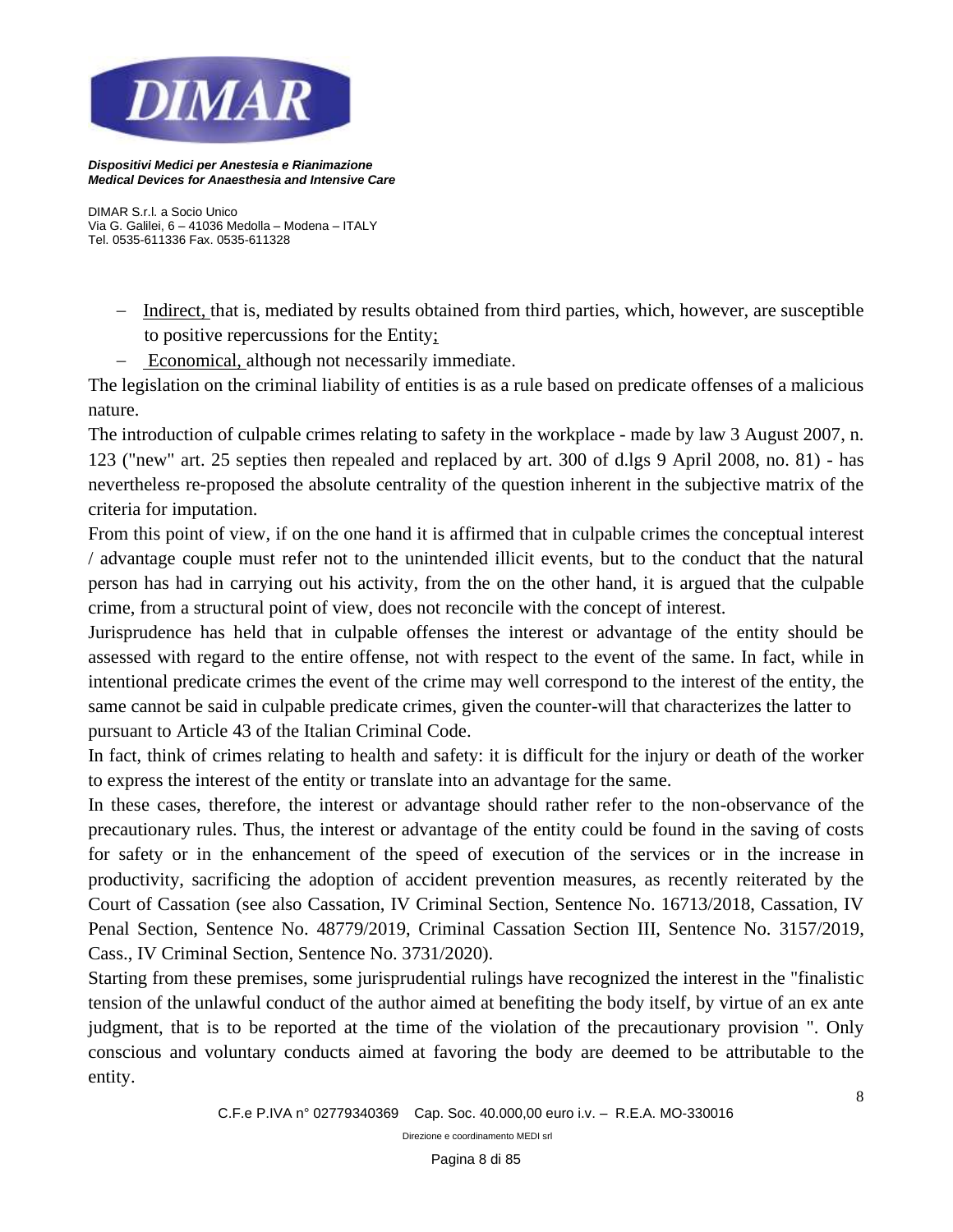- Indirect, that is, mediated by results obtained from third parties, which, however, are susceptible to positive repercussions for the Entity;
- Economical, although not necessarily immediate.

The legislation on the criminal liability of entities is as a rule based on predicate offenses of a malicious nature.

The introduction of culpable crimes relating to safety in the workplace - made by law 3 August 2007, n. 123 ("new" art. 25 septies then repealed and replaced by art. 300 of d.lgs 9 April 2008, no. 81) - has nevertheless re-proposed the absolute centrality of the question inherent in the subjective matrix of the criteria for imputation.

From this point of view, if on the one hand it is affirmed that in culpable crimes the conceptual interest / advantage couple must refer not to the unintended illicit events, but to the conduct that the natural person has had in carrying out his activity, from the on the other hand, it is argued that the culpable crime, from a structural point of view, does not reconcile with the concept of interest.

Jurisprudence has held that in culpable offenses the interest or advantage of the entity should be assessed with regard to the entire offense, not with respect to the event of the same. In fact, while in intentional predicate crimes the event of the crime may well correspond to the interest of the entity, the same cannot be said in culpable predicate crimes, given the counter-will that characterizes the latter to pursuant to Article 43 of the Italian Criminal Code.

In fact, think of crimes relating to health and safety: it is difficult for the injury or death of the worker to express the interest of the entity or translate into an advantage for the same.

In these cases, therefore, the interest or advantage should rather refer to the non-observance of the precautionary rules. Thus, the interest or advantage of the entity could be found in the saving of costs for safety or in the enhancement of the speed of execution of the services or in the increase in productivity, sacrificing the adoption of accident prevention measures, as recently reiterated by the Court of Cassation (see also Cassation, IV Criminal Section, Sentence No. 16713/2018, Cassation, IV Penal Section, Sentence No. 48779/2019, Criminal Cassation Section III, Sentence No. 3157/2019, Cass., IV Criminal Section, Sentence No. 3731/2020).

Starting from these premises, some jurisprudential rulings have recognized the interest in the "finalistic tension of the unlawful conduct of the author aimed at benefiting the body itself, by virtue of an ex ante judgment, that is to be reported at the time of the violation of the precautionary provision ". Only conscious and voluntary conducts aimed at favoring the body are deemed to be attributable to the entity.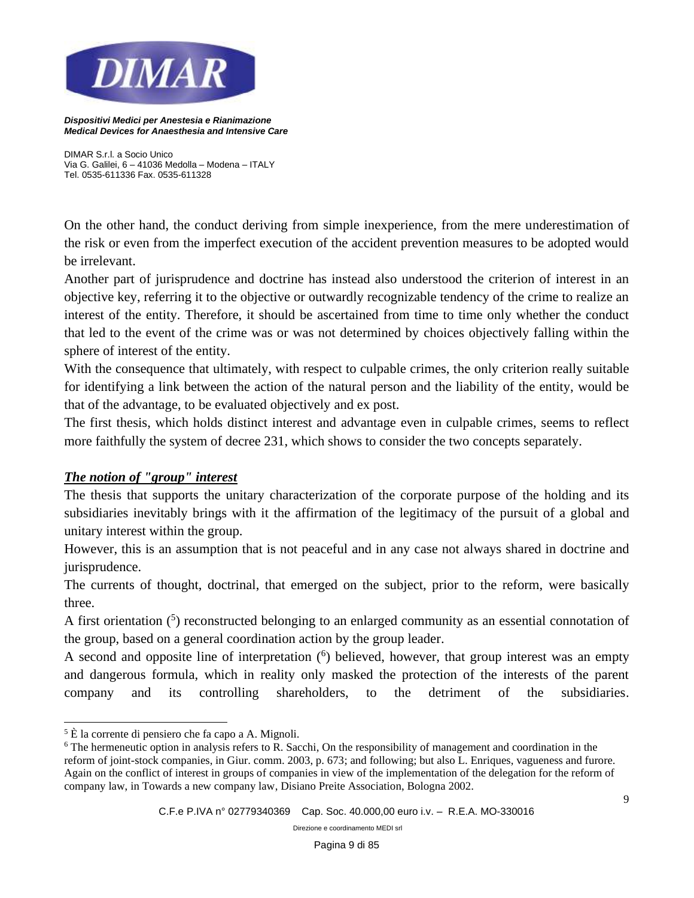On the other hand, the conduct deriving from simple inexperience, from the mere underestimation of the risk or even from the imperfect execution of the accident prevention measures to be adopted would be irrelevant.

Another part of jurisprudence and doctrine has instead also understood the criterion of interest in an objective key, referring it to the objective or outwardly recognizable tendency of the crime to realize an interest of the entity. Therefore, it should be ascertained from time to time only whether the conduct that led to the event of the crime was or was not determined by choices objectively falling within the sphere of interest of the entity.

With the consequence that ultimately, with respect to culpable crimes, the only criterion really suitable for identifying a link between the action of the natural person and the liability of the entity, would be that of the advantage, to be evaluated objectively and ex post.

The first thesis, which holds distinct interest and advantage even in culpable crimes, seems to reflect more faithfully the system of decree 231, which shows to consider the two concepts separately.

***The notion of "group" interest***

The thesis that supports the unitary characterization of the corporate purpose of the holding and its subsidiaries inevitably brings with it the affirmation of the legitimacy of the pursuit of a global and unitary interest within the group.

However, this is an assumption that is not peaceful and in any case not always shared in doctrine and jurisprudence.

The currents of thought, doctrinal, that emerged on the subject, prior to the reform, were basically three.

A first orientation ([5]) reconstructed belonging to an enlarged community as an essential connotation of the group, based on a general coordination action by the group leader.

A second and opposite line of interpretation ([6]) believed, however, that group interest was an empty and dangerous formula, which in reality only masked the protection of the interests of the parent company and its controlling shareholders, to the detriment of the subsidiaries.

---

[5] È la corrente di pensiero che fa capo a A. Mignoli.

[6] The hermeneutic option in analysis refers to R. Sacchi, On the responsibility of management and coordination in the reform of joint-stock companies, in Giur. comm. 2003, p. 673; and following; but also L. Enriques, vagueness and furore. Again on the conflict of interest in groups of companies in view of the implementation of the delegation for the reform of company law, in Towards a new company law, Disiano Preite Association, Bologna 2002.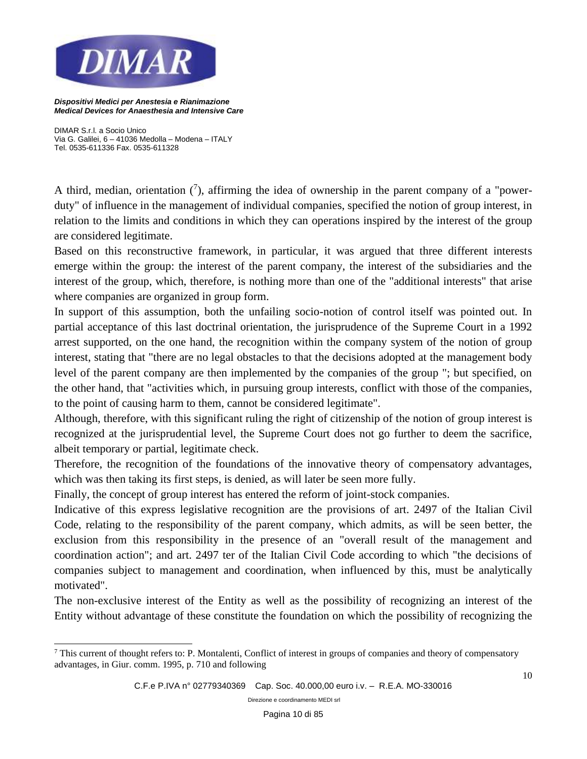A third, median, orientation ([7]), affirming the idea of ownership in the parent company of a "power-duty" of influence in the management of individual companies, specified the notion of group interest, in relation to the limits and conditions in which they can operations inspired by the interest of the group are considered legitimate.

Based on this reconstructive framework, in particular, it was argued that three different interests emerge within the group: the interest of the parent company, the interest of the subsidiaries and the interest of the group, which, therefore, is nothing more than one of the "additional interests" that arise where companies are organized in group form.

In support of this assumption, both the unfailing socio-notion of control itself was pointed out. In partial acceptance of this last doctrinal orientation, the jurisprudence of the Supreme Court in a 1992 arrest supported, on the one hand, the recognition within the company system of the notion of group interest, stating that "there are no legal obstacles to that the decisions adopted at the management body level of the parent company are then implemented by the companies of the group "; but specified, on the other hand, that "activities which, in pursuing group interests, conflict with those of the companies, to the point of causing harm to them, cannot be considered legitimate".

Although, therefore, with this significant ruling the right of citizenship of the notion of group interest is recognized at the jurisprudential level, the Supreme Court does not go further to deem the sacrifice, albeit temporary or partial, legitimate check.

Therefore, the recognition of the foundations of the innovative theory of compensatory advantages, which was then taking its first steps, is denied, as will later be seen more fully.

Finally, the concept of group interest has entered the reform of joint-stock companies.

Indicative of this express legislative recognition are the provisions of art. 2497 of the Italian Civil Code, relating to the responsibility of the parent company, which admits, as will be seen better, the exclusion from this responsibility in the presence of an "overall result of the management and coordination action"; and art. 2497 ter of the Italian Civil Code according to which "the decisions of companies subject to management and coordination, when influenced by this, must be analytically motivated".

The non-exclusive interest of the Entity as well as the possibility of recognizing an interest of the Entity without advantage of these constitute the foundation on which the possibility of recognizing the

---

[7] This current of thought refers to: P. Montalenti, Conflict of interest in groups of companies and theory of compensatory advantages, in Giur. comm. 1995, p. 710 and following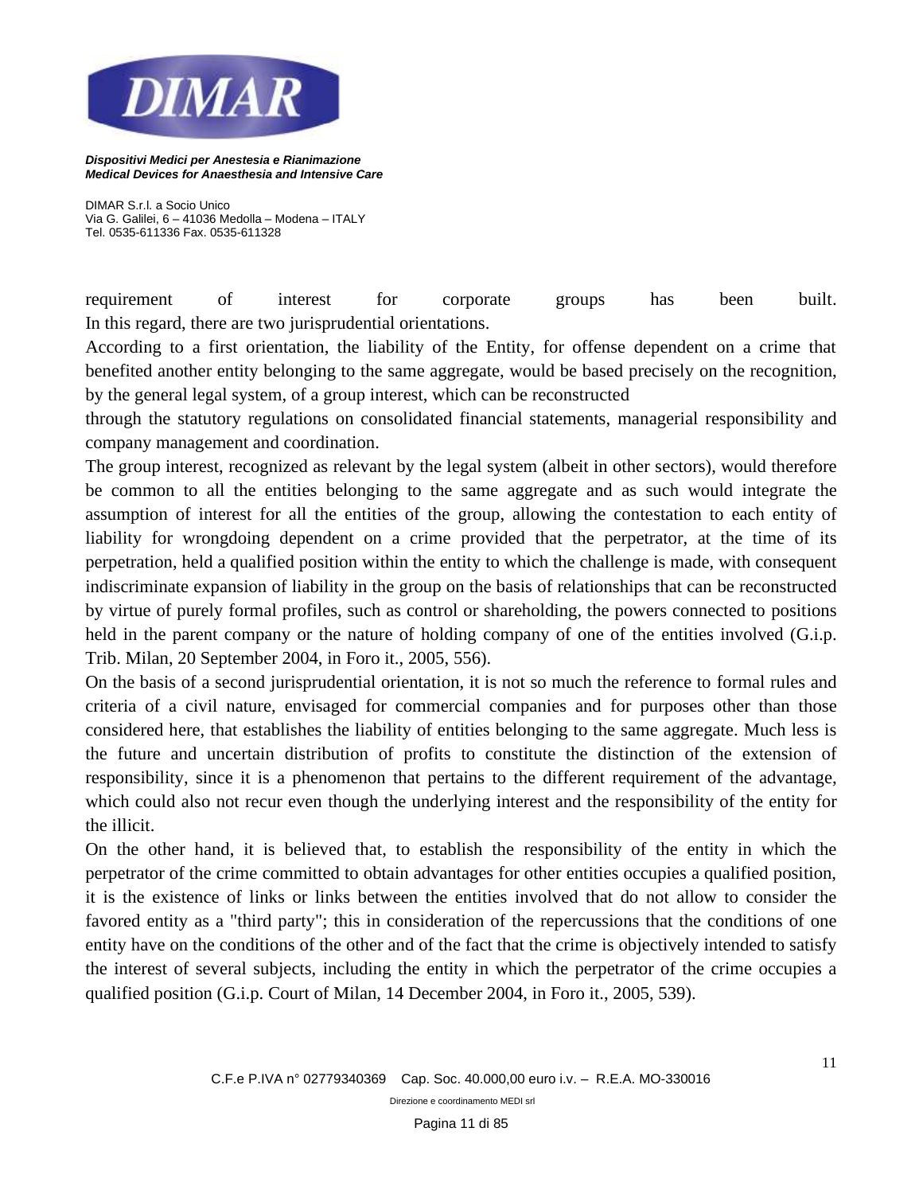requirement of interest for corporate groups has been built.
In this regard, there are two jurisprudential orientations.

According to a first orientation, the liability of the Entity, for offense dependent on a crime that benefited another entity belonging to the same aggregate, would be based precisely on the recognition, by the general legal system, of a group interest, which can be reconstructed through the statutory regulations on consolidated financial statements, managerial responsibility and company management and coordination.

The group interest, recognized as relevant by the legal system (albeit in other sectors), would therefore be common to all the entities belonging to the same aggregate and as such would integrate the assumption of interest for all the entities of the group, allowing the contestation to each entity of liability for wrongdoing dependent on a crime provided that the perpetrator, at the time of its perpetration, held a qualified position within the entity to which the challenge is made, with consequent indiscriminate expansion of liability in the group on the basis of relationships that can be reconstructed by virtue of purely formal profiles, such as control or shareholding, the powers connected to positions held in the parent company or the nature of holding company of one of the entities involved (G.i.p. Trib. Milan, 20 September 2004, in Foro it., 2005, 556).

On the basis of a second jurisprudential orientation, it is not so much the reference to formal rules and criteria of a civil nature, envisaged for commercial companies and for purposes other than those considered here, that establishes the liability of entities belonging to the same aggregate. Much less is the future and uncertain distribution of profits to constitute the distinction of the extension of responsibility, since it is a phenomenon that pertains to the different requirement of the advantage, which could also not recur even though the underlying interest and the responsibility of the entity for the illicit.

On the other hand, it is believed that, to establish the responsibility of the entity in which the perpetrator of the crime committed to obtain advantages for other entities occupies a qualified position, it is the existence of links or links between the entities involved that do not allow to consider the favored entity as a "third party"; this in consideration of the repercussions that the conditions of one entity have on the conditions of the other and of the fact that the crime is objectively intended to satisfy the interest of several subjects, including the entity in which the perpetrator of the crime occupies a qualified position (G.i.p. Court of Milan, 14 December 2004, in Foro it., 2005, 539).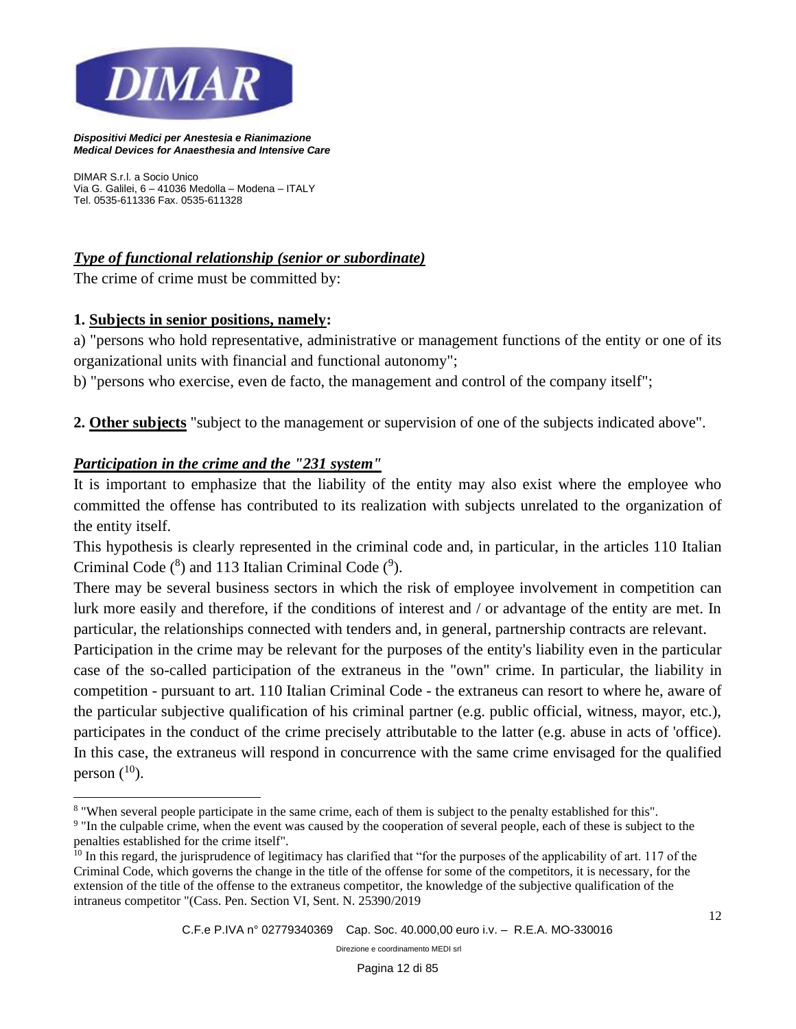### ***Type of functional relationship (senior or subordinate)***

The crime of crime must be committed by:

**1. Subjects in senior positions, namely:**

a) "persons who hold representative, administrative or management functions of the entity or one of its organizational units with financial and functional autonomy";

b) "persons who exercise, even de facto, the management and control of the company itself";

**2. Other subjects** "subject to the management or supervision of one of the subjects indicated above".

### ***Participation in the crime and the "231 system"***

It is important to emphasize that the liability of the entity may also exist where the employee who committed the offense has contributed to its realization with subjects unrelated to the organization of the entity itself.

This hypothesis is clearly represented in the criminal code and, in particular, in the articles 110 Italian Criminal Code ([8]) and 113 Italian Criminal Code ([9]).

There may be several business sectors in which the risk of employee involvement in competition can lurk more easily and therefore, if the conditions of interest and / or advantage of the entity are met. In particular, the relationships connected with tenders and, in general, partnership contracts are relevant.

Participation in the crime may be relevant for the purposes of the entity's liability even in the particular case of the so-called participation of the extraneus in the "own" crime. In particular, the liability in competition - pursuant to art. 110 Italian Criminal Code - the extraneus can resort to where he, aware of the particular subjective qualification of his criminal partner (e.g. public official, witness, mayor, etc.), participates in the conduct of the crime precisely attributable to the latter (e.g. abuse in acts of 'office). In this case, the extraneus will respond in concurrence with the same crime envisaged for the qualified person ([10]).

---

[8] "When several people participate in the same crime, each of them is subject to the penalty established for this".

[9] "In the culpable crime, when the event was caused by the cooperation of several people, each of these is subject to the penalties established for the crime itself".

[10] In this regard, the jurisprudence of legitimacy has clarified that "for the purposes of the applicability of art. 117 of the Criminal Code, which governs the change in the title of the offense for some of the competitors, it is necessary, for the extension of the title of the offense to the extraneus competitor, the knowledge of the subjective qualification of the intraneus competitor "(Cass. Pen. Section VI, Sent. N. 25390/2019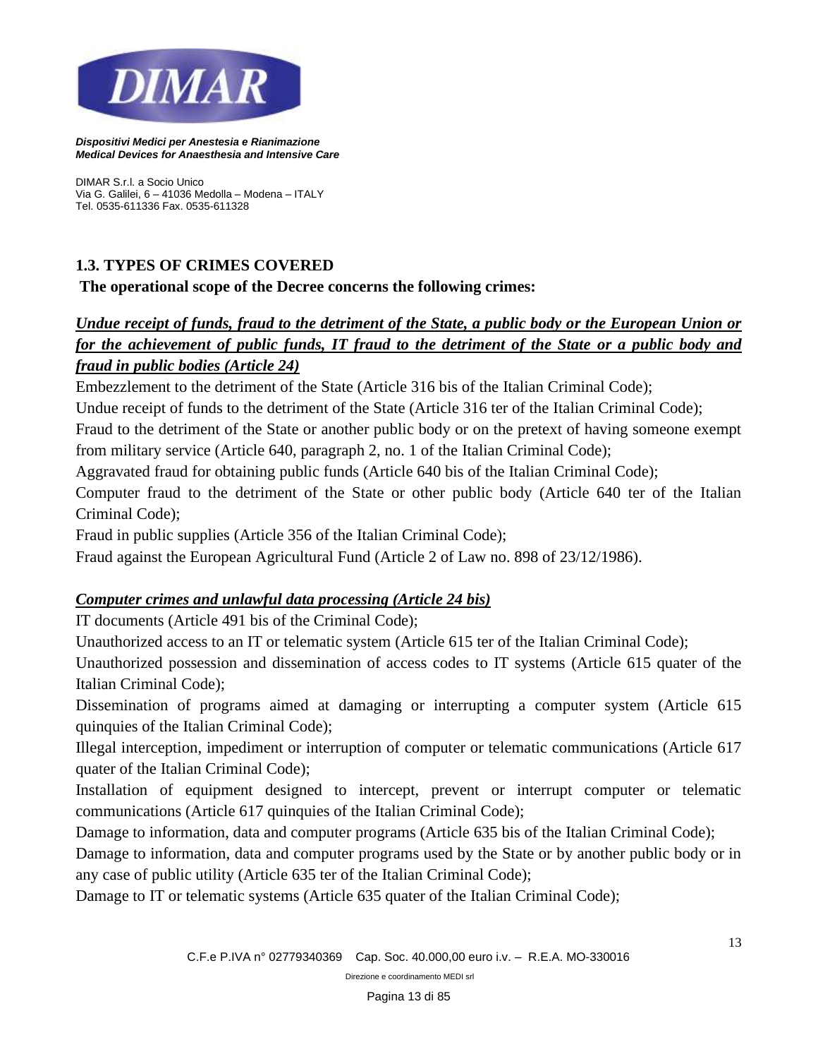## 1.3. TYPES OF CRIMES COVERED

**The operational scope of the Decree concerns the following crimes:**

***Undue receipt of funds, fraud to the detriment of the State, a public body or the European Union or for the achievement of public funds, IT fraud to the detriment of the State or a public body and fraud in public bodies (Article 24)***

Embezzlement to the detriment of the State (Article 316 bis of the Italian Criminal Code);
Undue receipt of funds to the detriment of the State (Article 316 ter of the Italian Criminal Code);
Fraud to the detriment of the State or another public body or on the pretext of having someone exempt from military service (Article 640, paragraph 2, no. 1 of the Italian Criminal Code);
Aggravated fraud for obtaining public funds (Article 640 bis of the Italian Criminal Code);
Computer fraud to the detriment of the State or other public body (Article 640 ter of the Italian Criminal Code);
Fraud in public supplies (Article 356 of the Italian Criminal Code);
Fraud against the European Agricultural Fund (Article 2 of Law no. 898 of 23/12/1986).

***Computer crimes and unlawful data processing (Article 24 bis)***

IT documents (Article 491 bis of the Criminal Code);
Unauthorized access to an IT or telematic system (Article 615 ter of the Italian Criminal Code);
Unauthorized possession and dissemination of access codes to IT systems (Article 615 quater of the Italian Criminal Code);
Dissemination of programs aimed at damaging or interrupting a computer system (Article 615 quinquies of the Italian Criminal Code);
Illegal interception, impediment or interruption of computer or telematic communications (Article 617 quater of the Italian Criminal Code);
Installation of equipment designed to intercept, prevent or interrupt computer or telematic communications (Article 617 quinquies of the Italian Criminal Code);
Damage to information, data and computer programs (Article 635 bis of the Italian Criminal Code);
Damage to information, data and computer programs used by the State or by another public body or in any case of public utility (Article 635 ter of the Italian Criminal Code);
Damage to IT or telematic systems (Article 635 quater of the Italian Criminal Code);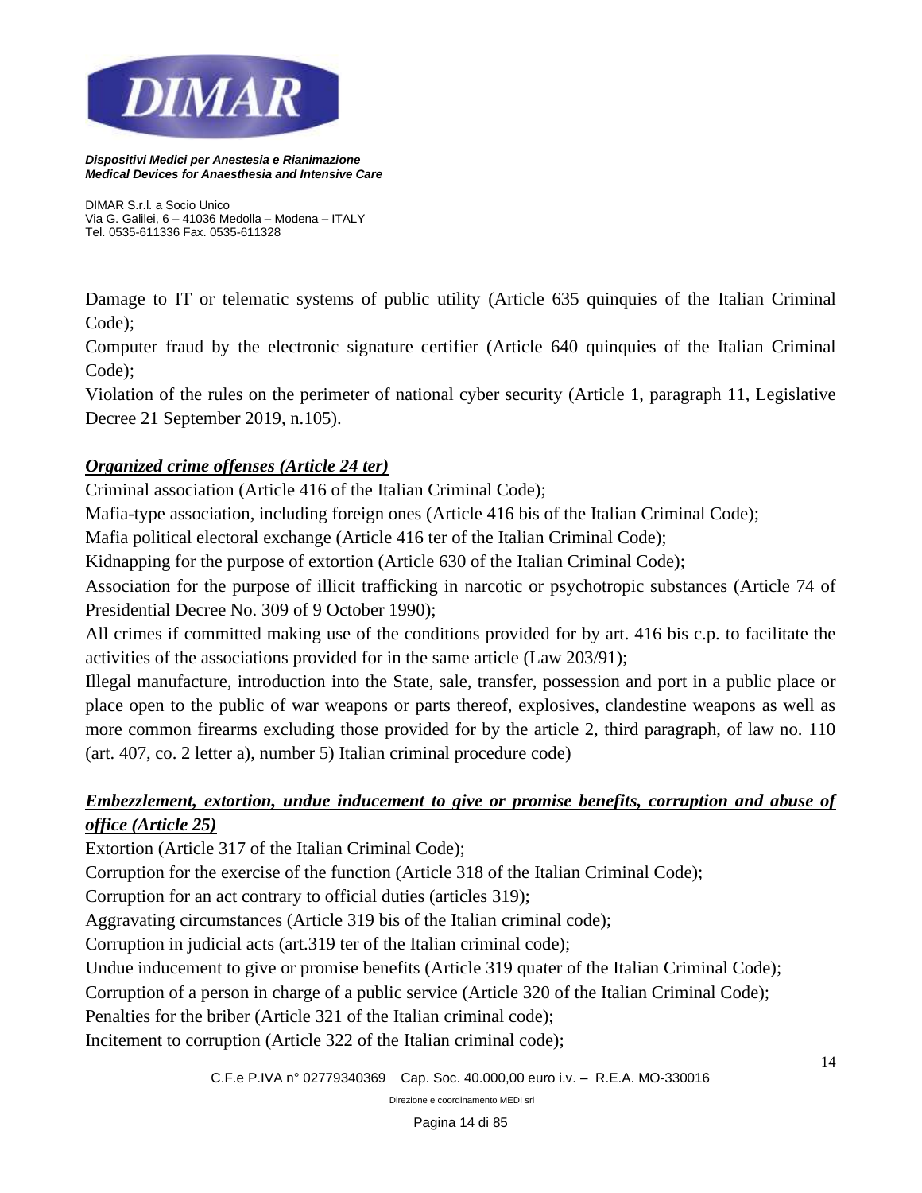Damage to IT or telematic systems of public utility (Article 635 quinquies of the Italian Criminal Code);

Computer fraud by the electronic signature certifier (Article 640 quinquies of the Italian Criminal Code);

Violation of the rules on the perimeter of national cyber security (Article 1, paragraph 11, Legislative Decree 21 September 2019, n.105).

***Organized crime offenses (Article 24 ter)***

Criminal association (Article 416 of the Italian Criminal Code);

Mafia-type association, including foreign ones (Article 416 bis of the Italian Criminal Code);

Mafia political electoral exchange (Article 416 ter of the Italian Criminal Code);

Kidnapping for the purpose of extortion (Article 630 of the Italian Criminal Code);

Association for the purpose of illicit trafficking in narcotic or psychotropic substances (Article 74 of Presidential Decree No. 309 of 9 October 1990);

All crimes if committed making use of the conditions provided for by art. 416 bis c.p. to facilitate the activities of the associations provided for in the same article (Law 203/91);

Illegal manufacture, introduction into the State, sale, transfer, possession and port in a public place or place open to the public of war weapons or parts thereof, explosives, clandestine weapons as well as more common firearms excluding those provided for by the article 2, third paragraph, of law no. 110 (art. 407, co. 2 letter a), number 5) Italian criminal procedure code)

***Embezzlement, extortion, undue inducement to give or promise benefits, corruption and abuse of office (Article 25)***

Extortion (Article 317 of the Italian Criminal Code);

Corruption for the exercise of the function (Article 318 of the Italian Criminal Code);

Corruption for an act contrary to official duties (articles 319);

Aggravating circumstances (Article 319 bis of the Italian criminal code);

Corruption in judicial acts (art.319 ter of the Italian criminal code);

Undue inducement to give or promise benefits (Article 319 quater of the Italian Criminal Code);

Corruption of a person in charge of a public service (Article 320 of the Italian Criminal Code);

Penalties for the briber (Article 321 of the Italian criminal code);

Incitement to corruption (Article 322 of the Italian criminal code);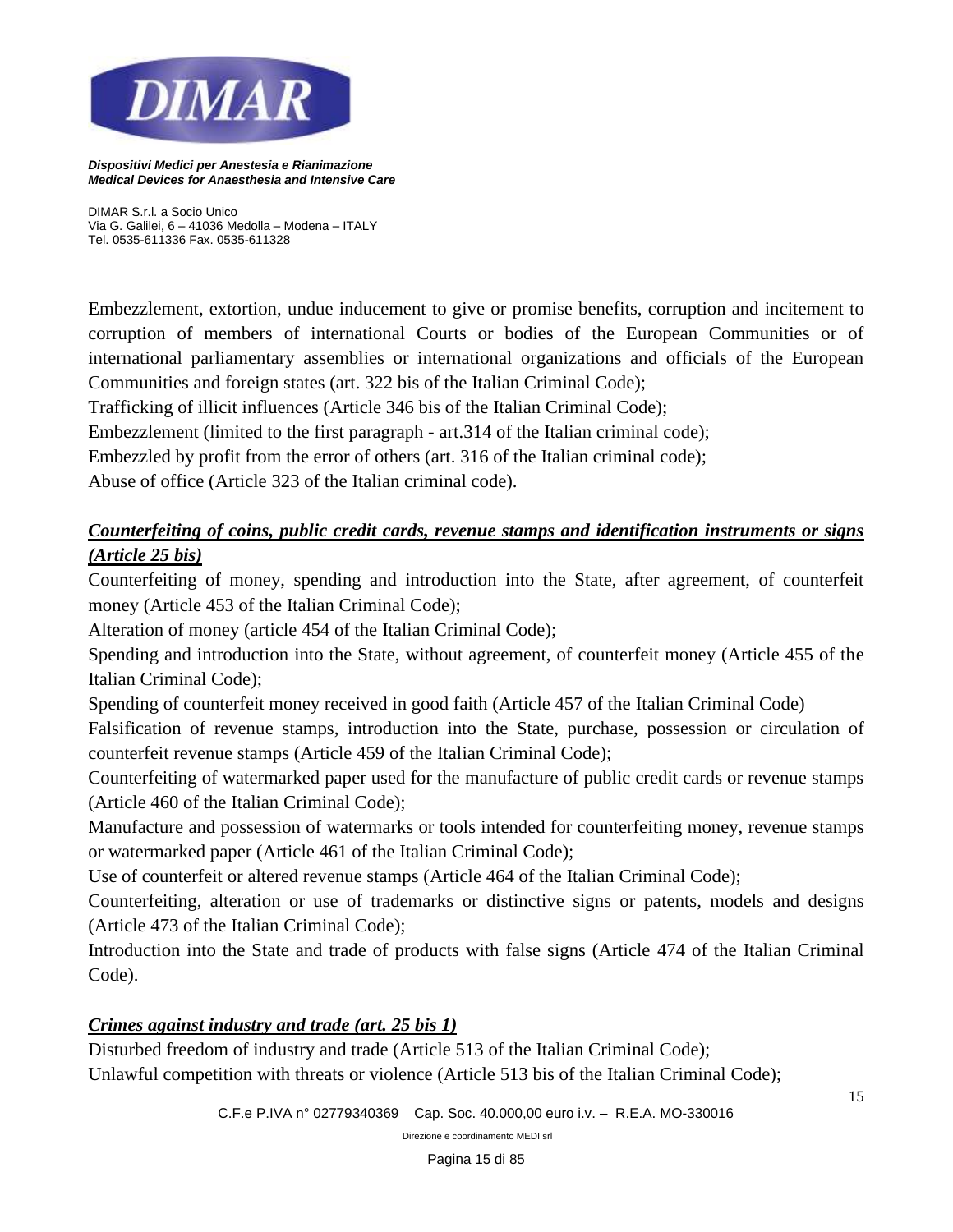Embezzlement, extortion, undue inducement to give or promise benefits, corruption and incitement to corruption of members of international Courts or bodies of the European Communities or of international parliamentary assemblies or international organizations and officials of the European Communities and foreign states (art. 322 bis of the Italian Criminal Code);

Trafficking of illicit influences (Article 346 bis of the Italian Criminal Code);

Embezzlement (limited to the first paragraph - art.314 of the Italian criminal code);

Embezzled by profit from the error of others (art. 316 of the Italian criminal code);

Abuse of office (Article 323 of the Italian criminal code).

***Counterfeiting of coins, public credit cards, revenue stamps and identification instruments or signs (Article 25 bis)***

Counterfeiting of money, spending and introduction into the State, after agreement, of counterfeit money (Article 453 of the Italian Criminal Code);

Alteration of money (article 454 of the Italian Criminal Code);

Spending and introduction into the State, without agreement, of counterfeit money (Article 455 of the Italian Criminal Code);

Spending of counterfeit money received in good faith (Article 457 of the Italian Criminal Code)

Falsification of revenue stamps, introduction into the State, purchase, possession or circulation of counterfeit revenue stamps (Article 459 of the Italian Criminal Code);

Counterfeiting of watermarked paper used for the manufacture of public credit cards or revenue stamps (Article 460 of the Italian Criminal Code);

Manufacture and possession of watermarks or tools intended for counterfeiting money, revenue stamps or watermarked paper (Article 461 of the Italian Criminal Code);

Use of counterfeit or altered revenue stamps (Article 464 of the Italian Criminal Code);

Counterfeiting, alteration or use of trademarks or distinctive signs or patents, models and designs (Article 473 of the Italian Criminal Code);

Introduction into the State and trade of products with false signs (Article 474 of the Italian Criminal Code).

***Crimes against industry and trade (art. 25 bis 1)***

Disturbed freedom of industry and trade (Article 513 of the Italian Criminal Code);

Unlawful competition with threats or violence (Article 513 bis of the Italian Criminal Code);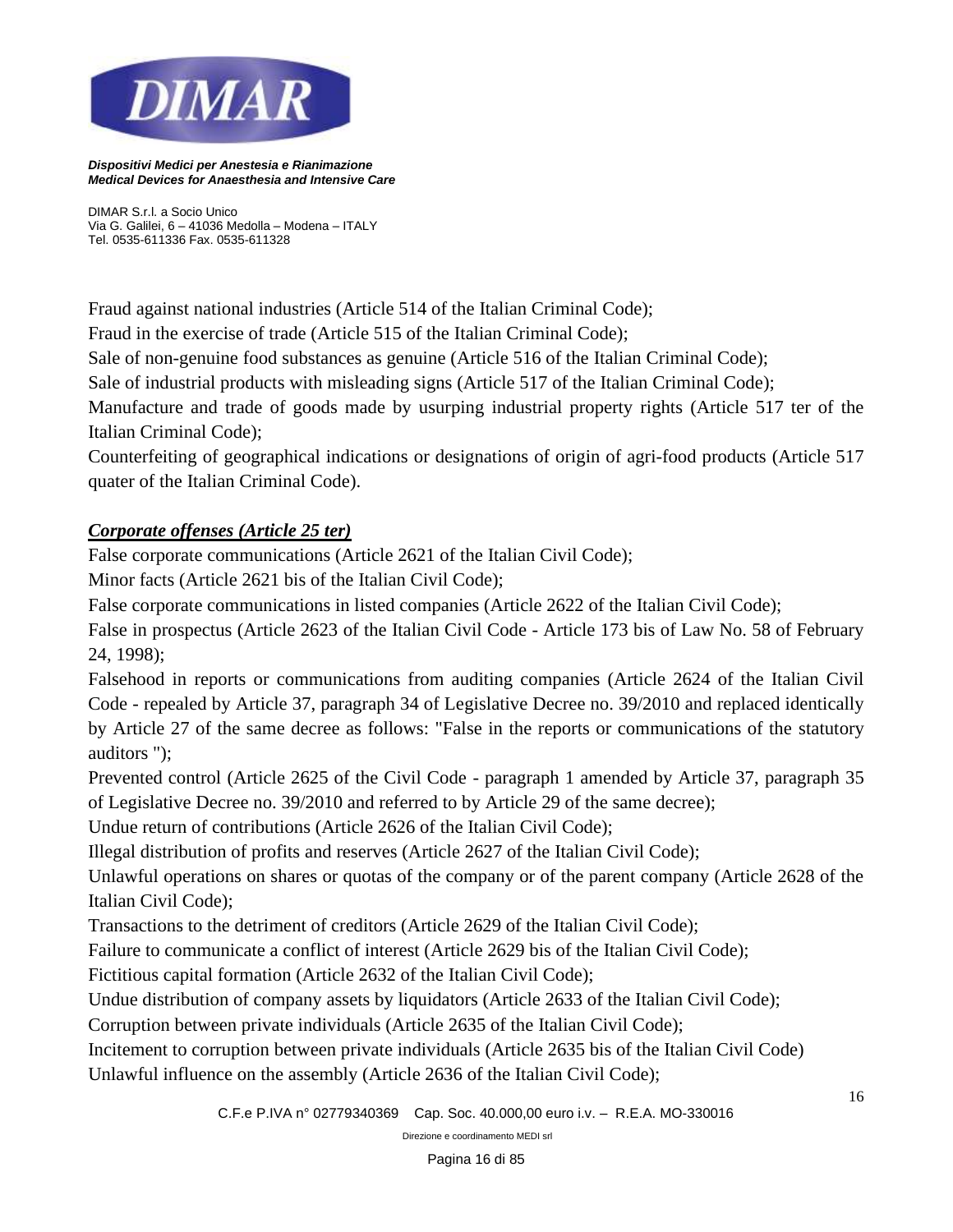Fraud against national industries (Article 514 of the Italian Criminal Code);

Fraud in the exercise of trade (Article 515 of the Italian Criminal Code);

Sale of non-genuine food substances as genuine (Article 516 of the Italian Criminal Code);

Sale of industrial products with misleading signs (Article 517 of the Italian Criminal Code);

Manufacture and trade of goods made by usurping industrial property rights (Article 517 ter of the Italian Criminal Code);

Counterfeiting of geographical indications or designations of origin of agri-food products (Article 517 quater of the Italian Criminal Code).

***Corporate offenses (Article 25 ter)***

False corporate communications (Article 2621 of the Italian Civil Code);

Minor facts (Article 2621 bis of the Italian Civil Code);

False corporate communications in listed companies (Article 2622 of the Italian Civil Code);

False in prospectus (Article 2623 of the Italian Civil Code - Article 173 bis of Law No. 58 of February 24, 1998);

Falsehood in reports or communications from auditing companies (Article 2624 of the Italian Civil Code - repealed by Article 37, paragraph 34 of Legislative Decree no. 39/2010 and replaced identically by Article 27 of the same decree as follows: "False in the reports or communications of the statutory auditors ");

Prevented control (Article 2625 of the Civil Code - paragraph 1 amended by Article 37, paragraph 35 of Legislative Decree no. 39/2010 and referred to by Article 29 of the same decree);

Undue return of contributions (Article 2626 of the Italian Civil Code);

Illegal distribution of profits and reserves (Article 2627 of the Italian Civil Code);

Unlawful operations on shares or quotas of the company or of the parent company (Article 2628 of the Italian Civil Code);

Transactions to the detriment of creditors (Article 2629 of the Italian Civil Code);

Failure to communicate a conflict of interest (Article 2629 bis of the Italian Civil Code);

Fictitious capital formation (Article 2632 of the Italian Civil Code);

Undue distribution of company assets by liquidators (Article 2633 of the Italian Civil Code);

Corruption between private individuals (Article 2635 of the Italian Civil Code);

Incitement to corruption between private individuals (Article 2635 bis of the Italian Civil Code)

Unlawful influence on the assembly (Article 2636 of the Italian Civil Code);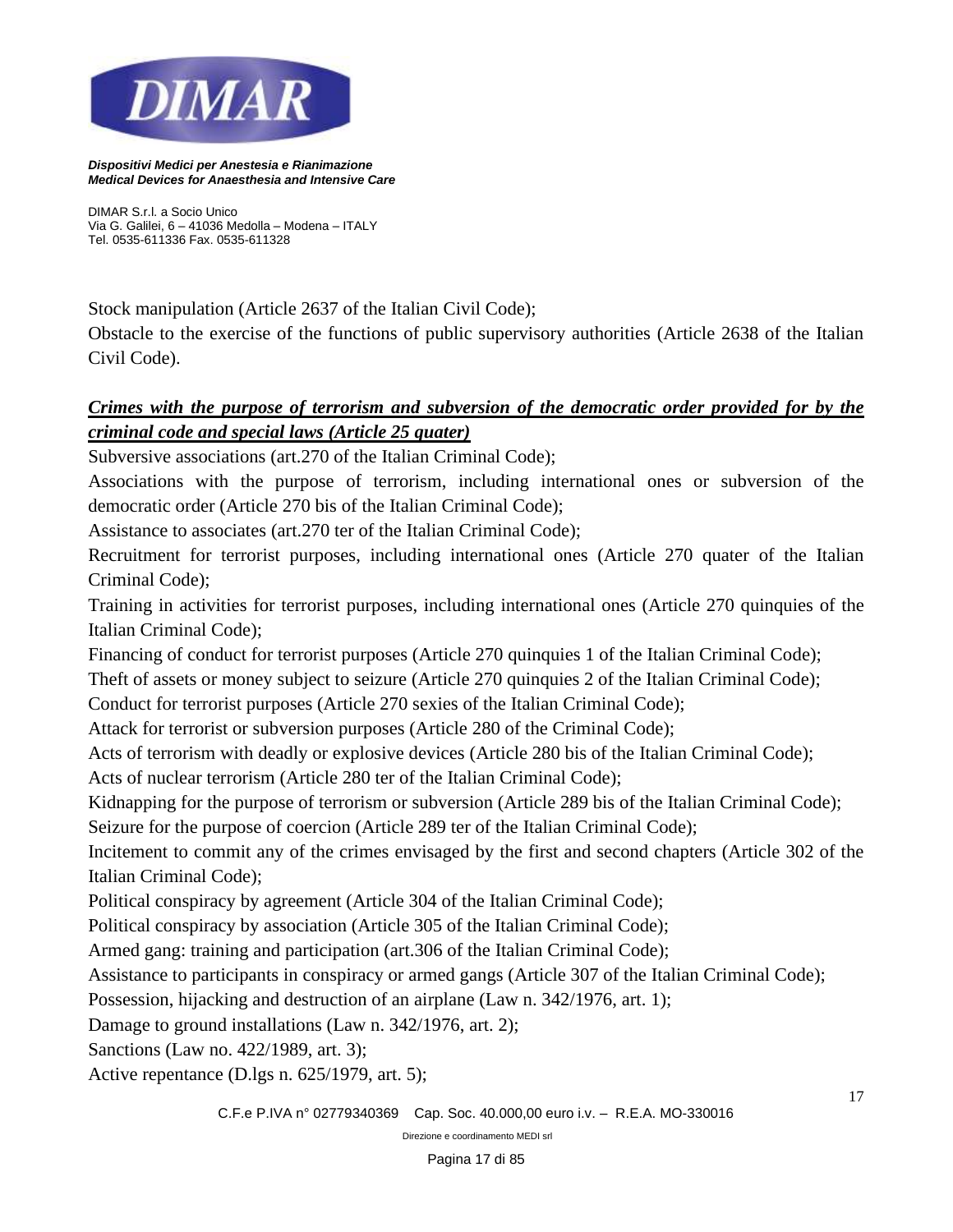Stock manipulation (Article 2637 of the Italian Civil Code);

Obstacle to the exercise of the functions of public supervisory authorities (Article 2638 of the Italian Civil Code).

***<u>Crimes with the purpose of terrorism and subversion of the democratic order provided for by the criminal code and special laws (Article 25 quater)</u>***

Subversive associations (art.270 of the Italian Criminal Code);

Associations with the purpose of terrorism, including international ones or subversion of the democratic order (Article 270 bis of the Italian Criminal Code);

Assistance to associates (art.270 ter of the Italian Criminal Code);

Recruitment for terrorist purposes, including international ones (Article 270 quater of the Italian Criminal Code);

Training in activities for terrorist purposes, including international ones (Article 270 quinquies of the Italian Criminal Code);

Financing of conduct for terrorist purposes (Article 270 quinquies 1 of the Italian Criminal Code);

Theft of assets or money subject to seizure (Article 270 quinquies 2 of the Italian Criminal Code);

Conduct for terrorist purposes (Article 270 sexies of the Italian Criminal Code);

Attack for terrorist or subversion purposes (Article 280 of the Criminal Code);

Acts of terrorism with deadly or explosive devices (Article 280 bis of the Italian Criminal Code);

Acts of nuclear terrorism (Article 280 ter of the Italian Criminal Code);

Kidnapping for the purpose of terrorism or subversion (Article 289 bis of the Italian Criminal Code);

Seizure for the purpose of coercion (Article 289 ter of the Italian Criminal Code);

Incitement to commit any of the crimes envisaged by the first and second chapters (Article 302 of the Italian Criminal Code);

Political conspiracy by agreement (Article 304 of the Italian Criminal Code);

Political conspiracy by association (Article 305 of the Italian Criminal Code);

Armed gang: training and participation (art.306 of the Italian Criminal Code);

Assistance to participants in conspiracy or armed gangs (Article 307 of the Italian Criminal Code);

Possession, hijacking and destruction of an airplane (Law n. 342/1976, art. 1);

Damage to ground installations (Law n. 342/1976, art. 2);

Sanctions (Law no. 422/1989, art. 3);

Active repentance (D.lgs n. 625/1979, art. 5);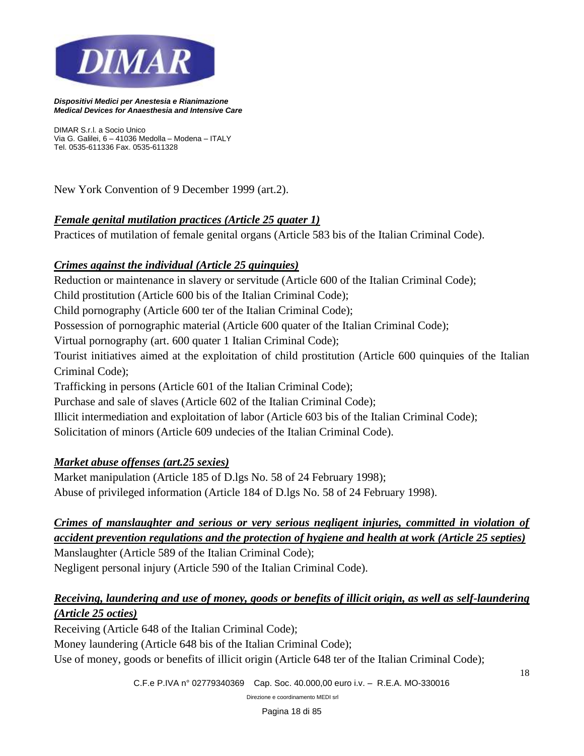New York Convention of 9 December 1999 (art.2).

***Female genital mutilation practices (Article 25 quater 1)***

Practices of mutilation of female genital organs (Article 583 bis of the Italian Criminal Code).

***Crimes against the individual (Article 25 quinquies)***

Reduction or maintenance in slavery or servitude (Article 600 of the Italian Criminal Code);
Child prostitution (Article 600 bis of the Italian Criminal Code);
Child pornography (Article 600 ter of the Italian Criminal Code);
Possession of pornographic material (Article 600 quater of the Italian Criminal Code);
Virtual pornography (art. 600 quater 1 Italian Criminal Code);
Tourist initiatives aimed at the exploitation of child prostitution (Article 600 quinquies of the Italian Criminal Code);
Trafficking in persons (Article 601 of the Italian Criminal Code);
Purchase and sale of slaves (Article 602 of the Italian Criminal Code);
Illicit intermediation and exploitation of labor (Article 603 bis of the Italian Criminal Code);
Solicitation of minors (Article 609 undecies of the Italian Criminal Code).

***Market abuse offenses (art.25 sexies)***

Market manipulation (Article 185 of D.lgs No. 58 of 24 February 1998);
Abuse of privileged information (Article 184 of D.lgs No. 58 of 24 February 1998).

***Crimes of manslaughter and serious or very serious negligent injuries, committed in violation of accident prevention regulations and the protection of hygiene and health at work (Article 25 septies)***

Manslaughter (Article 589 of the Italian Criminal Code);
Negligent personal injury (Article 590 of the Italian Criminal Code).

***Receiving, laundering and use of money, goods or benefits of illicit origin, as well as self-laundering (Article 25 octies)***

Receiving (Article 648 of the Italian Criminal Code);
Money laundering (Article 648 bis of the Italian Criminal Code);
Use of money, goods or benefits of illicit origin (Article 648 ter of the Italian Criminal Code);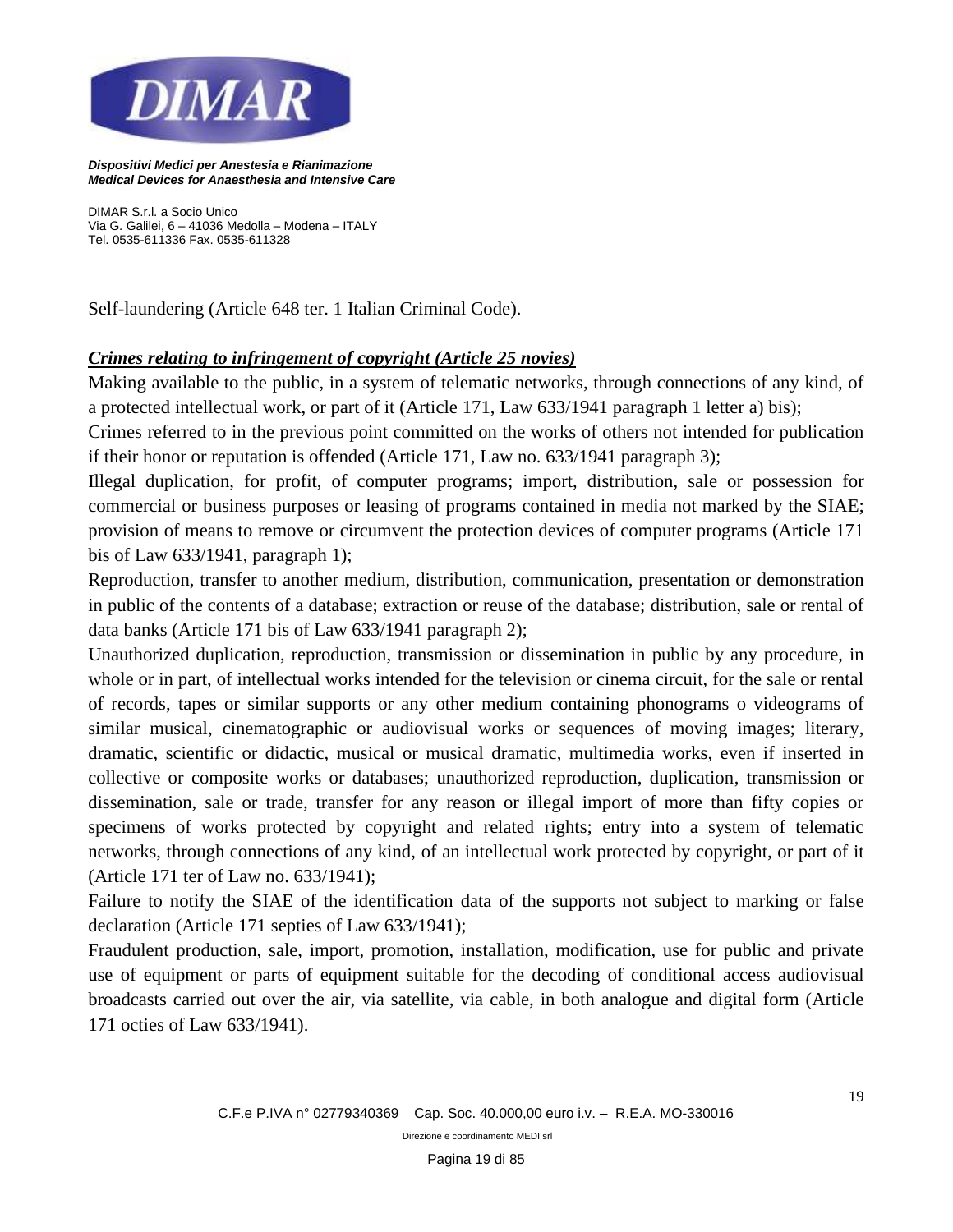Self-laundering (Article 648 ter. 1 Italian Criminal Code).

***Crimes relating to infringement of copyright (Article 25 novies)***

Making available to the public, in a system of telematic networks, through connections of any kind, of a protected intellectual work, or part of it (Article 171, Law 633/1941 paragraph 1 letter a) bis);

Crimes referred to in the previous point committed on the works of others not intended for publication if their honor or reputation is offended (Article 171, Law no. 633/1941 paragraph 3);

Illegal duplication, for profit, of computer programs; import, distribution, sale or possession for commercial or business purposes or leasing of programs contained in media not marked by the SIAE; provision of means to remove or circumvent the protection devices of computer programs (Article 171 bis of Law 633/1941, paragraph 1);

Reproduction, transfer to another medium, distribution, communication, presentation or demonstration in public of the contents of a database; extraction or reuse of the database; distribution, sale or rental of data banks (Article 171 bis of Law 633/1941 paragraph 2);

Unauthorized duplication, reproduction, transmission or dissemination in public by any procedure, in whole or in part, of intellectual works intended for the television or cinema circuit, for the sale or rental of records, tapes or similar supports or any other medium containing phonograms o videograms of similar musical, cinematographic or audiovisual works or sequences of moving images; literary, dramatic, scientific or didactic, musical or musical dramatic, multimedia works, even if inserted in collective or composite works or databases; unauthorized reproduction, duplication, transmission or dissemination, sale or trade, transfer for any reason or illegal import of more than fifty copies or specimens of works protected by copyright and related rights; entry into a system of telematic networks, through connections of any kind, of an intellectual work protected by copyright, or part of it (Article 171 ter of Law no. 633/1941);

Failure to notify the SIAE of the identification data of the supports not subject to marking or false declaration (Article 171 septies of Law 633/1941);

Fraudulent production, sale, import, promotion, installation, modification, use for public and private use of equipment or parts of equipment suitable for the decoding of conditional access audiovisual broadcasts carried out over the air, via satellite, via cable, in both analogue and digital form (Article 171 octies of Law 633/1941).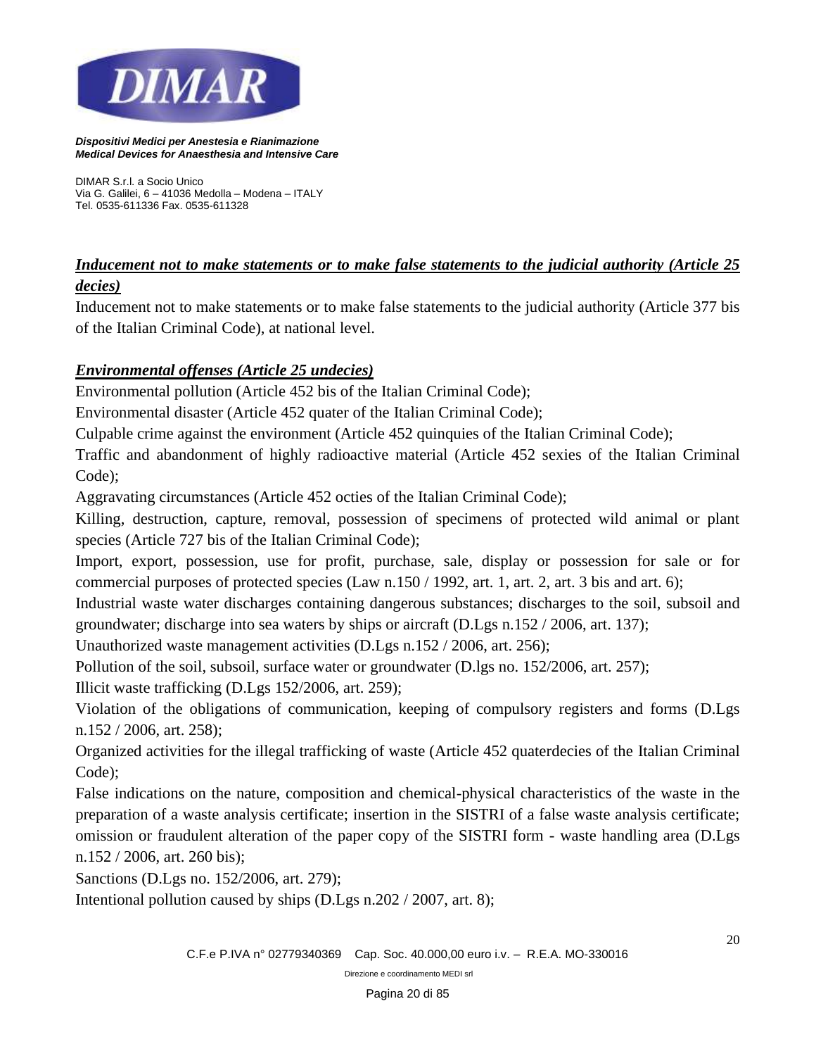***Inducement not to make statements or to make false statements to the judicial authority (Article 25 decies)***

Inducement not to make statements or to make false statements to the judicial authority (Article 377 bis of the Italian Criminal Code), at national level.

***Environmental offenses (Article 25 undecies)***

Environmental pollution (Article 452 bis of the Italian Criminal Code);

Environmental disaster (Article 452 quater of the Italian Criminal Code);

Culpable crime against the environment (Article 452 quinquies of the Italian Criminal Code);

Traffic and abandonment of highly radioactive material (Article 452 sexies of the Italian Criminal Code);

Aggravating circumstances (Article 452 octies of the Italian Criminal Code);

Killing, destruction, capture, removal, possession of specimens of protected wild animal or plant species (Article 727 bis of the Italian Criminal Code);

Import, export, possession, use for profit, purchase, sale, display or possession for sale or for commercial purposes of protected species (Law n.150 / 1992, art. 1, art. 2, art. 3 bis and art. 6);

Industrial waste water discharges containing dangerous substances; discharges to the soil, subsoil and groundwater; discharge into sea waters by ships or aircraft (D.Lgs n.152 / 2006, art. 137);

Unauthorized waste management activities (D.Lgs n.152 / 2006, art. 256);

Pollution of the soil, subsoil, surface water or groundwater (D.lgs no. 152/2006, art. 257);

Illicit waste trafficking (D.Lgs 152/2006, art. 259);

Violation of the obligations of communication, keeping of compulsory registers and forms (D.Lgs n.152 / 2006, art. 258);

Organized activities for the illegal trafficking of waste (Article 452 quaterdecies of the Italian Criminal Code);

False indications on the nature, composition and chemical-physical characteristics of the waste in the preparation of a waste analysis certificate; insertion in the SISTRI of a false waste analysis certificate; omission or fraudulent alteration of the paper copy of the SISTRI form - waste handling area (D.Lgs n.152 / 2006, art. 260 bis);

Sanctions (D.Lgs no. 152/2006, art. 279);

Intentional pollution caused by ships (D.Lgs n.202 / 2007, art. 8);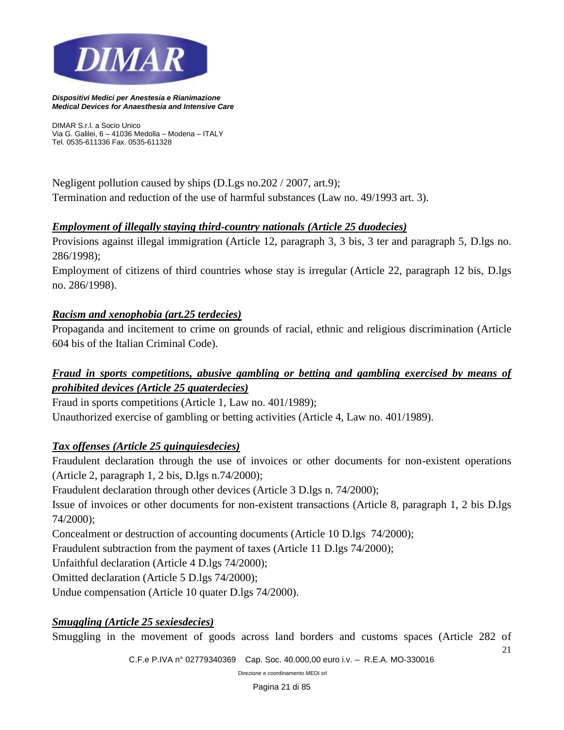Negligent pollution caused by ships (D.Lgs no.202 / 2007, art.9);
Termination and reduction of the use of harmful substances (Law no. 49/1993 art. 3).

***Employment of illegally staying third-country nationals (Article 25 duodecies)***

Provisions against illegal immigration (Article 12, paragraph 3, 3 bis, 3 ter and paragraph 5, D.lgs no. 286/1998);
Employment of citizens of third countries whose stay is irregular (Article 22, paragraph 12 bis, D.lgs no. 286/1998).

***Racism and xenophobia (art.25 terdecies)***

Propaganda and incitement to crime on grounds of racial, ethnic and religious discrimination (Article 604 bis of the Italian Criminal Code).

***Fraud in sports competitions, abusive gambling or betting and gambling exercised by means of prohibited devices (Article 25 quaterdecies)***

Fraud in sports competitions (Article 1, Law no. 401/1989);
Unauthorized exercise of gambling or betting activities (Article 4, Law no. 401/1989).

***Tax offenses (Article 25 quinquiesdecies)***

Fraudulent declaration through the use of invoices or other documents for non-existent operations (Article 2, paragraph 1, 2 bis, D.lgs n.74/2000);
Fraudulent declaration through other devices (Article 3 D.lgs n. 74/2000);
Issue of invoices or other documents for non-existent transactions (Article 8, paragraph 1, 2 bis D.lgs 74/2000);
Concealment or destruction of accounting documents (Article 10 D.lgs 74/2000);
Fraudulent subtraction from the payment of taxes (Article 11 D.lgs 74/2000);
Unfaithful declaration (Article 4 D.lgs 74/2000);
Omitted declaration (Article 5 D.lgs 74/2000);
Undue compensation (Article 10 quater D.lgs 74/2000).

***Smuggling (Article 25 sexiesdecies)***

Smuggling in the movement of goods across land borders and customs spaces (Article 282 of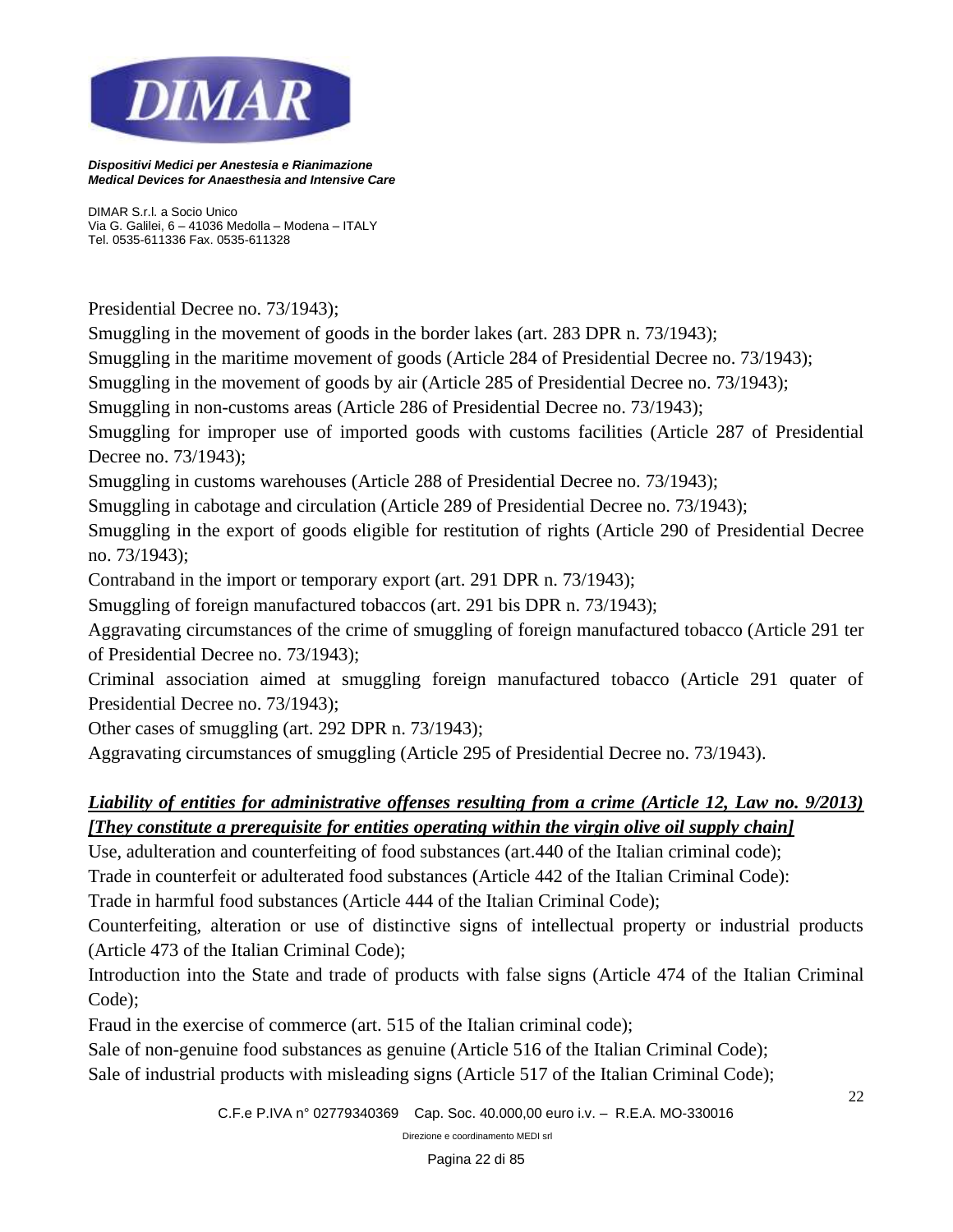Presidential Decree no. 73/1943);

Smuggling in the movement of goods in the border lakes (art. 283 DPR n. 73/1943);

Smuggling in the maritime movement of goods (Article 284 of Presidential Decree no. 73/1943);

Smuggling in the movement of goods by air (Article 285 of Presidential Decree no. 73/1943);

Smuggling in non-customs areas (Article 286 of Presidential Decree no. 73/1943);

Smuggling for improper use of imported goods with customs facilities (Article 287 of Presidential Decree no. 73/1943);

Smuggling in customs warehouses (Article 288 of Presidential Decree no. 73/1943);

Smuggling in cabotage and circulation (Article 289 of Presidential Decree no. 73/1943);

Smuggling in the export of goods eligible for restitution of rights (Article 290 of Presidential Decree no. 73/1943);

Contraband in the import or temporary export (art. 291 DPR n. 73/1943);

Smuggling of foreign manufactured tobaccos (art. 291 bis DPR n. 73/1943);

Aggravating circumstances of the crime of smuggling of foreign manufactured tobacco (Article 291 ter of Presidential Decree no. 73/1943);

Criminal association aimed at smuggling foreign manufactured tobacco (Article 291 quater of Presidential Decree no. 73/1943);

Other cases of smuggling (art. 292 DPR n. 73/1943);

Aggravating circumstances of smuggling (Article 295 of Presidential Decree no. 73/1943).

***Liability of entities for administrative offenses resulting from a crime (Article 12, Law no. 9/2013) [They constitute a prerequisite for entities operating within the virgin olive oil supply chain]***

Use, adulteration and counterfeiting of food substances (art.440 of the Italian criminal code);

Trade in counterfeit or adulterated food substances (Article 442 of the Italian Criminal Code):

Trade in harmful food substances (Article 444 of the Italian Criminal Code);

Counterfeiting, alteration or use of distinctive signs of intellectual property or industrial products (Article 473 of the Italian Criminal Code);

Introduction into the State and trade of products with false signs (Article 474 of the Italian Criminal Code);

Fraud in the exercise of commerce (art. 515 of the Italian criminal code);

Sale of non-genuine food substances as genuine (Article 516 of the Italian Criminal Code);

Sale of industrial products with misleading signs (Article 517 of the Italian Criminal Code);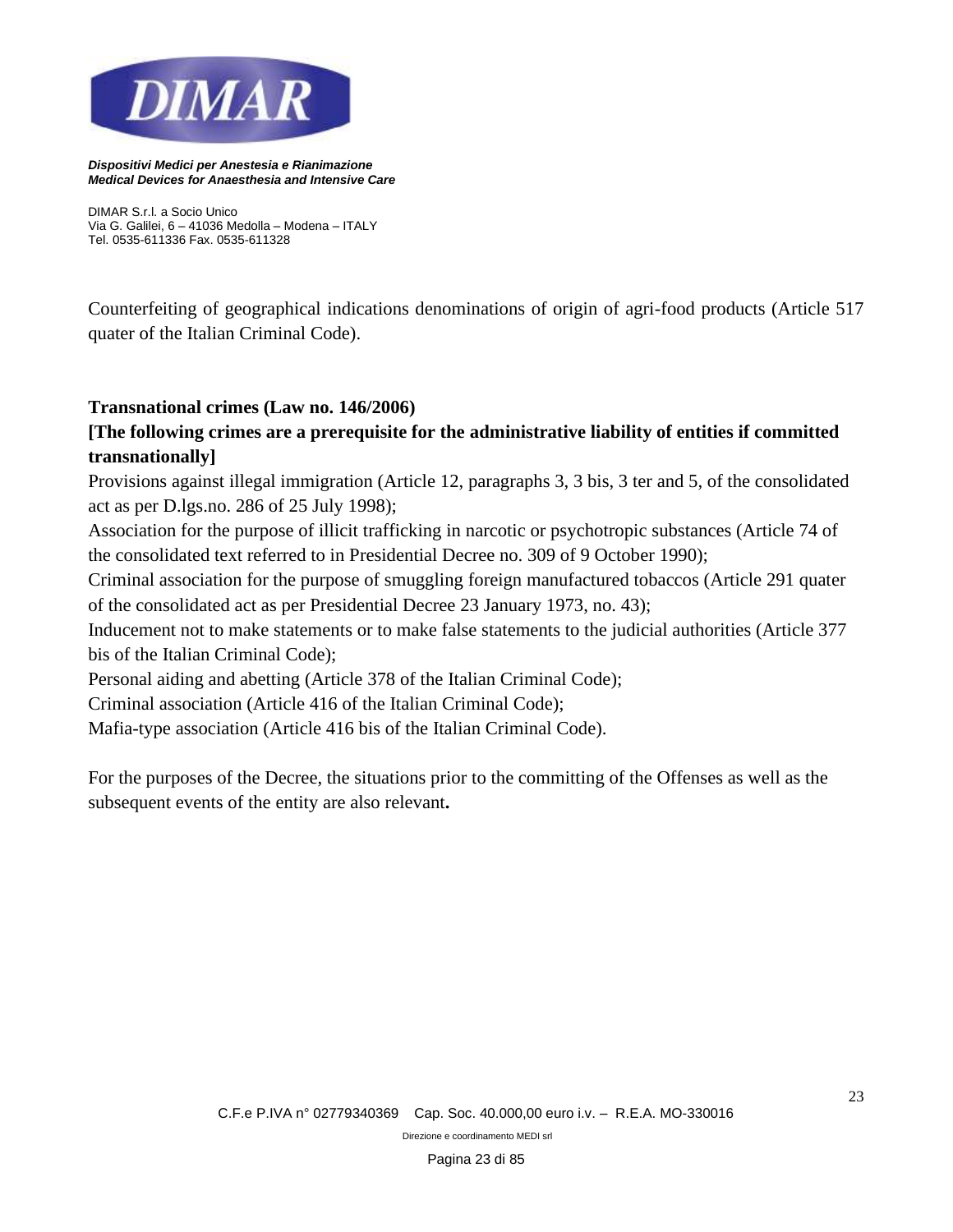Counterfeiting of geographical indications denominations of origin of agri-food products (Article 517 quater of the Italian Criminal Code).

**Transnational crimes (Law no. 146/2006)**

**[The following crimes are a prerequisite for the administrative liability of entities if committed transnationally]**

Provisions against illegal immigration (Article 12, paragraphs 3, 3 bis, 3 ter and 5, of the consolidated act as per D.lgs.no. 286 of 25 July 1998);

Association for the purpose of illicit trafficking in narcotic or psychotropic substances (Article 74 of the consolidated text referred to in Presidential Decree no. 309 of 9 October 1990);

Criminal association for the purpose of smuggling foreign manufactured tobaccos (Article 291 quater of the consolidated act as per Presidential Decree 23 January 1973, no. 43);

Inducement not to make statements or to make false statements to the judicial authorities (Article 377 bis of the Italian Criminal Code);

Personal aiding and abetting (Article 378 of the Italian Criminal Code);

Criminal association (Article 416 of the Italian Criminal Code);

Mafia-type association (Article 416 bis of the Italian Criminal Code).

For the purposes of the Decree, the situations prior to the committing of the Offenses as well as the subsequent events of the entity are also relevant**.**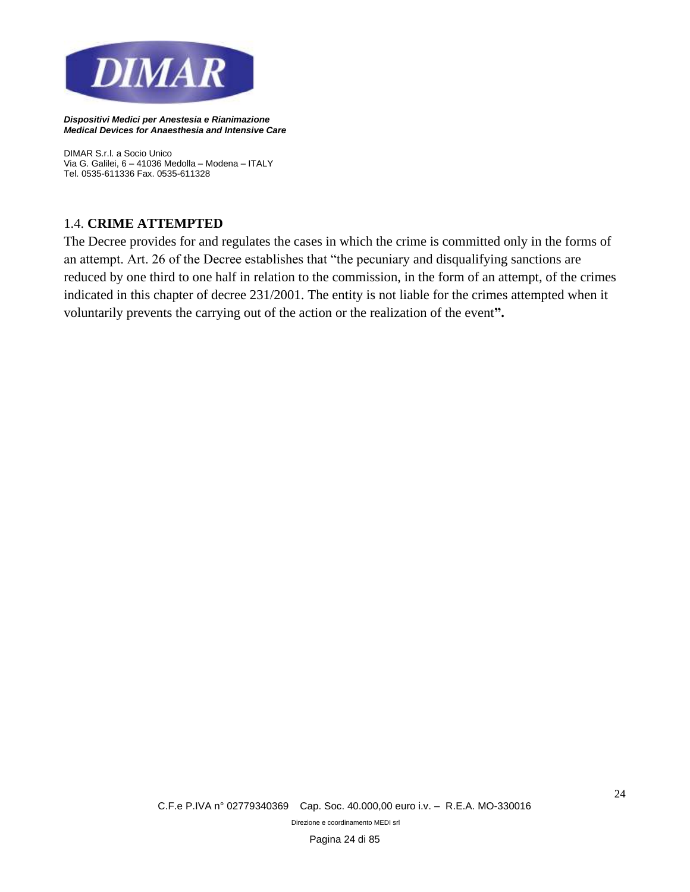## 1.4. **CRIME ATTEMPTED**

The Decree provides for and regulates the cases in which the crime is committed only in the forms of an attempt. Art. 26 of the Decree establishes that "the pecuniary and disqualifying sanctions are reduced by one third to one half in relation to the commission, in the form of an attempt, of the crimes indicated in this chapter of decree 231/2001. The entity is not liable for the crimes attempted when it voluntarily prevents the carrying out of the action or the realization of the event**".**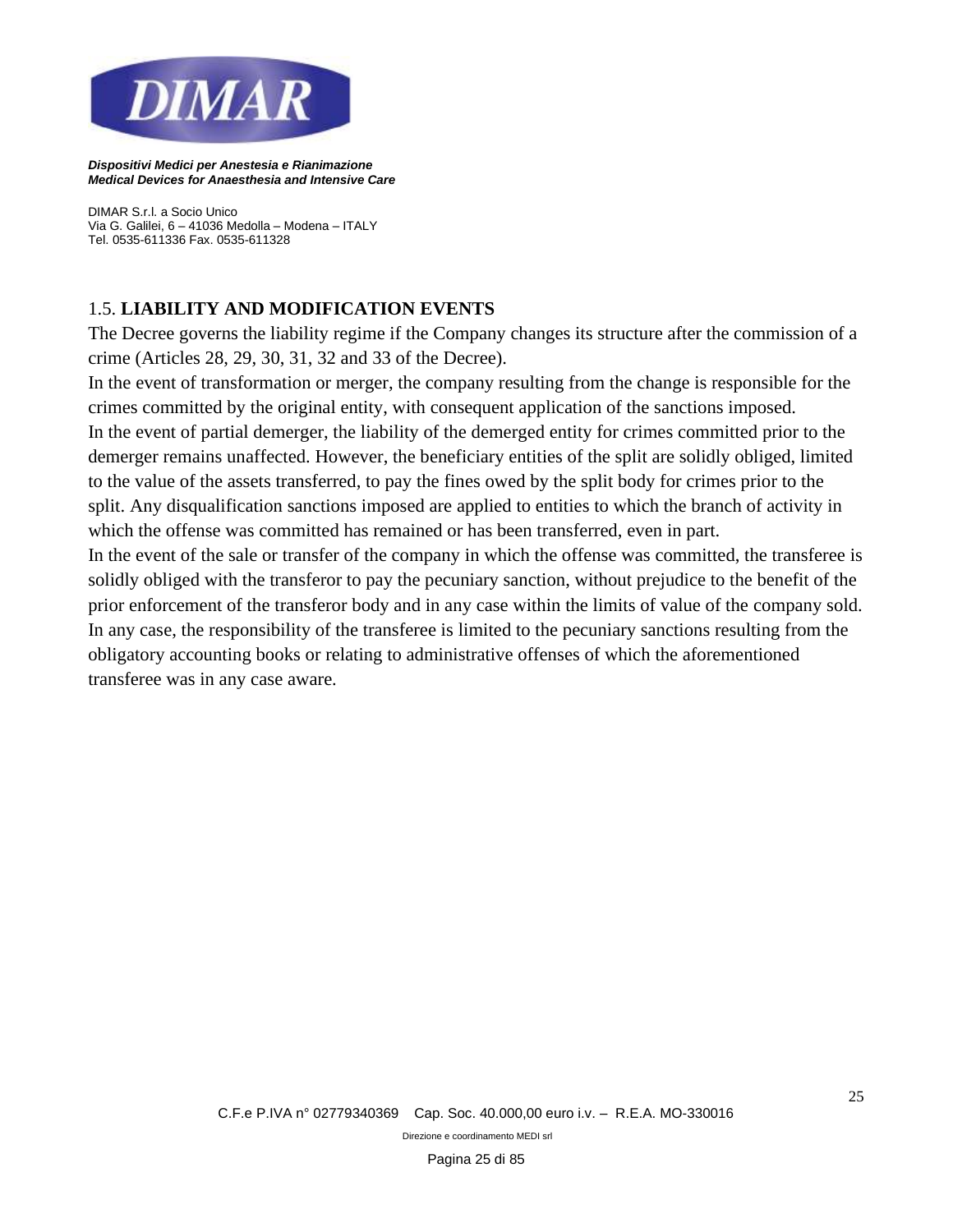## 1.5. **LIABILITY AND MODIFICATION EVENTS**

The Decree governs the liability regime if the Company changes its structure after the commission of a crime (Articles 28, 29, 30, 31, 32 and 33 of the Decree).

In the event of transformation or merger, the company resulting from the change is responsible for the crimes committed by the original entity, with consequent application of the sanctions imposed.

In the event of partial demerger, the liability of the demerged entity for crimes committed prior to the demerger remains unaffected. However, the beneficiary entities of the split are solidly obliged, limited to the value of the assets transferred, to pay the fines owed by the split body for crimes prior to the split. Any disqualification sanctions imposed are applied to entities to which the branch of activity in which the offense was committed has remained or has been transferred, even in part.

In the event of the sale or transfer of the company in which the offense was committed, the transferee is solidly obliged with the transferor to pay the pecuniary sanction, without prejudice to the benefit of the prior enforcement of the transferor body and in any case within the limits of value of the company sold. In any case, the responsibility of the transferee is limited to the pecuniary sanctions resulting from the obligatory accounting books or relating to administrative offenses of which the aforementioned transferee was in any case aware.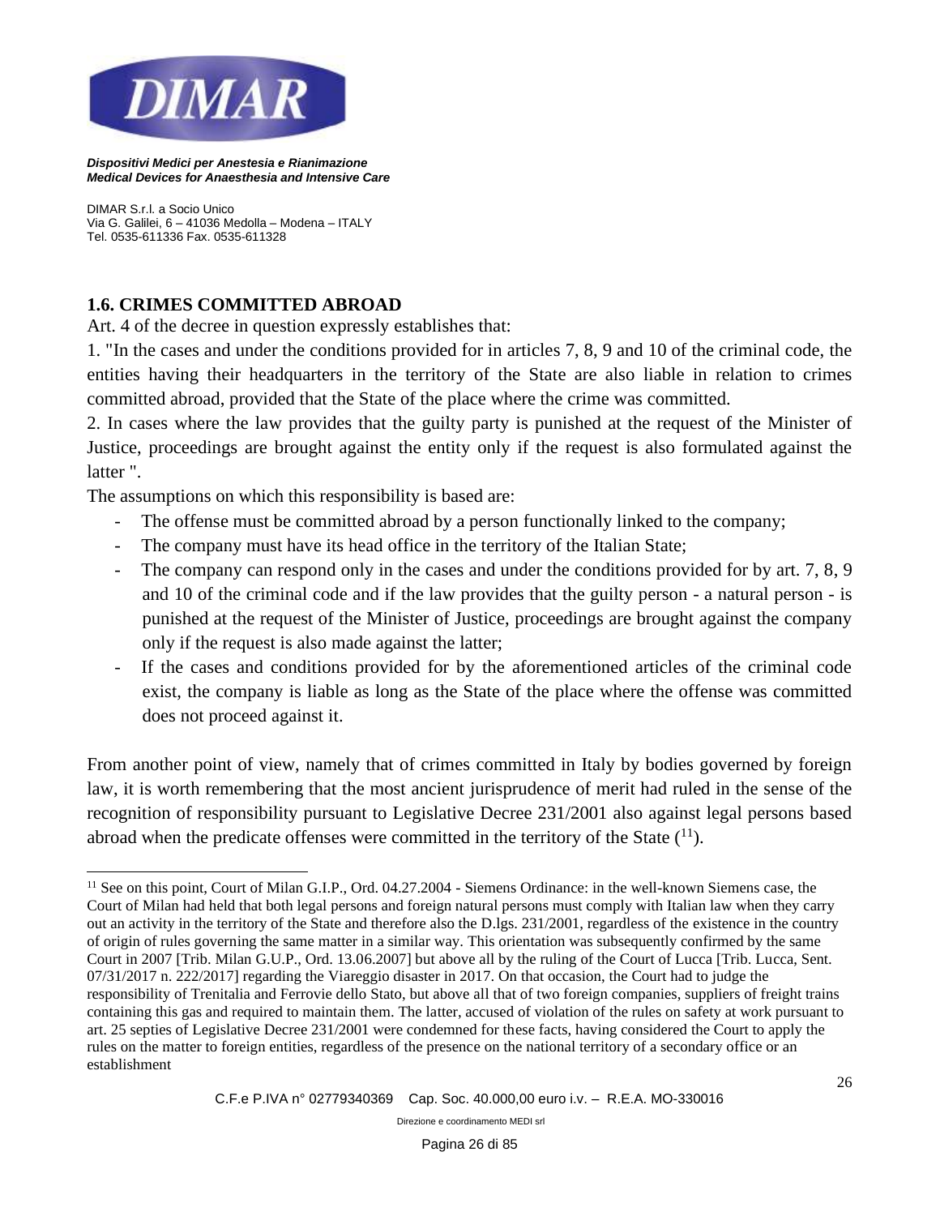### 1.6. CRIMES COMMITTED ABROAD

Art. 4 of the decree in question expressly establishes that:

1. "In the cases and under the conditions provided for in articles 7, 8, 9 and 10 of the criminal code, the entities having their headquarters in the territory of the State are also liable in relation to crimes committed abroad, provided that the State of the place where the crime was committed.
2. In cases where the law provides that the guilty party is punished at the request of the Minister of Justice, proceedings are brought against the entity only if the request is also formulated against the latter ".

The assumptions on which this responsibility is based are:

- The offense must be committed abroad by a person functionally linked to the company;
- The company must have its head office in the territory of the Italian State;
- The company can respond only in the cases and under the conditions provided for by art. 7, 8, 9 and 10 of the criminal code and if the law provides that the guilty person - a natural person - is punished at the request of the Minister of Justice, proceedings are brought against the company only if the request is also made against the latter;
- If the cases and conditions provided for by the aforementioned articles of the criminal code exist, the company is liable as long as the State of the place where the offense was committed does not proceed against it.

From another point of view, namely that of crimes committed in Italy by bodies governed by foreign law, it is worth remembering that the most ancient jurisprudence of merit had ruled in the sense of the recognition of responsibility pursuant to Legislative Decree 231/2001 also against legal persons based abroad when the predicate offenses were committed in the territory of the State ([11]).

---

[11] See on this point, Court of Milan G.I.P., Ord. 04.27.2004 - Siemens Ordinance: in the well-known Siemens case, the Court of Milan had held that both legal persons and foreign natural persons must comply with Italian law when they carry out an activity in the territory of the State and therefore also the D.lgs. 231/2001, regardless of the existence in the country of origin of rules governing the same matter in a similar way. This orientation was subsequently confirmed by the same Court in 2007 [Trib. Milan G.U.P., Ord. 13.06.2007] but above all by the ruling of the Court of Lucca [Trib. Lucca, Sent. 07/31/2017 n. 222/2017] regarding the Viareggio disaster in 2017. On that occasion, the Court had to judge the responsibility of Trenitalia and Ferrovie dello Stato, but above all that of two foreign companies, suppliers of freight trains containing this gas and required to maintain them. The latter, accused of violation of the rules on safety at work pursuant to art. 25 septies of Legislative Decree 231/2001 were condemned for these facts, having considered the Court to apply the rules on the matter to foreign entities, regardless of the presence on the national territory of a secondary office or an establishment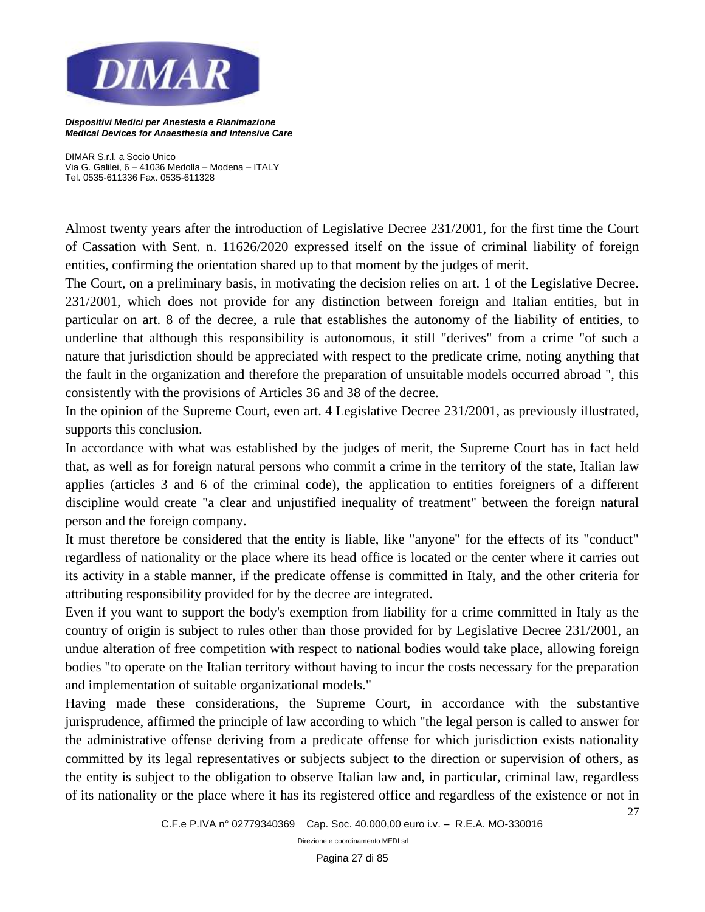Almost twenty years after the introduction of Legislative Decree 231/2001, for the first time the Court of Cassation with Sent. n. 11626/2020 expressed itself on the issue of criminal liability of foreign entities, confirming the orientation shared up to that moment by the judges of merit.

The Court, on a preliminary basis, in motivating the decision relies on art. 1 of the Legislative Decree. 231/2001, which does not provide for any distinction between foreign and Italian entities, but in particular on art. 8 of the decree, a rule that establishes the autonomy of the liability of entities, to underline that although this responsibility is autonomous, it still "derives" from a crime "of such a nature that jurisdiction should be appreciated with respect to the predicate crime, noting anything that the fault in the organization and therefore the preparation of unsuitable models occurred abroad ", this consistently with the provisions of Articles 36 and 38 of the decree.

In the opinion of the Supreme Court, even art. 4 Legislative Decree 231/2001, as previously illustrated, supports this conclusion.

In accordance with what was established by the judges of merit, the Supreme Court has in fact held that, as well as for foreign natural persons who commit a crime in the territory of the state, Italian law applies (articles 3 and 6 of the criminal code), the application to entities foreigners of a different discipline would create "a clear and unjustified inequality of treatment" between the foreign natural person and the foreign company.

It must therefore be considered that the entity is liable, like "anyone" for the effects of its "conduct" regardless of nationality or the place where its head office is located or the center where it carries out its activity in a stable manner, if the predicate offense is committed in Italy, and the other criteria for attributing responsibility provided for by the decree are integrated.

Even if you want to support the body's exemption from liability for a crime committed in Italy as the country of origin is subject to rules other than those provided for by Legislative Decree 231/2001, an undue alteration of free competition with respect to national bodies would take place, allowing foreign bodies "to operate on the Italian territory without having to incur the costs necessary for the preparation and implementation of suitable organizational models."

Having made these considerations, the Supreme Court, in accordance with the substantive jurisprudence, affirmed the principle of law according to which "the legal person is called to answer for the administrative offense deriving from a predicate offense for which jurisdiction exists nationality committed by its legal representatives or subjects subject to the direction or supervision of others, as the entity is subject to the obligation to observe Italian law and, in particular, criminal law, regardless of its nationality or the place where it has its registered office and regardless of the existence or not in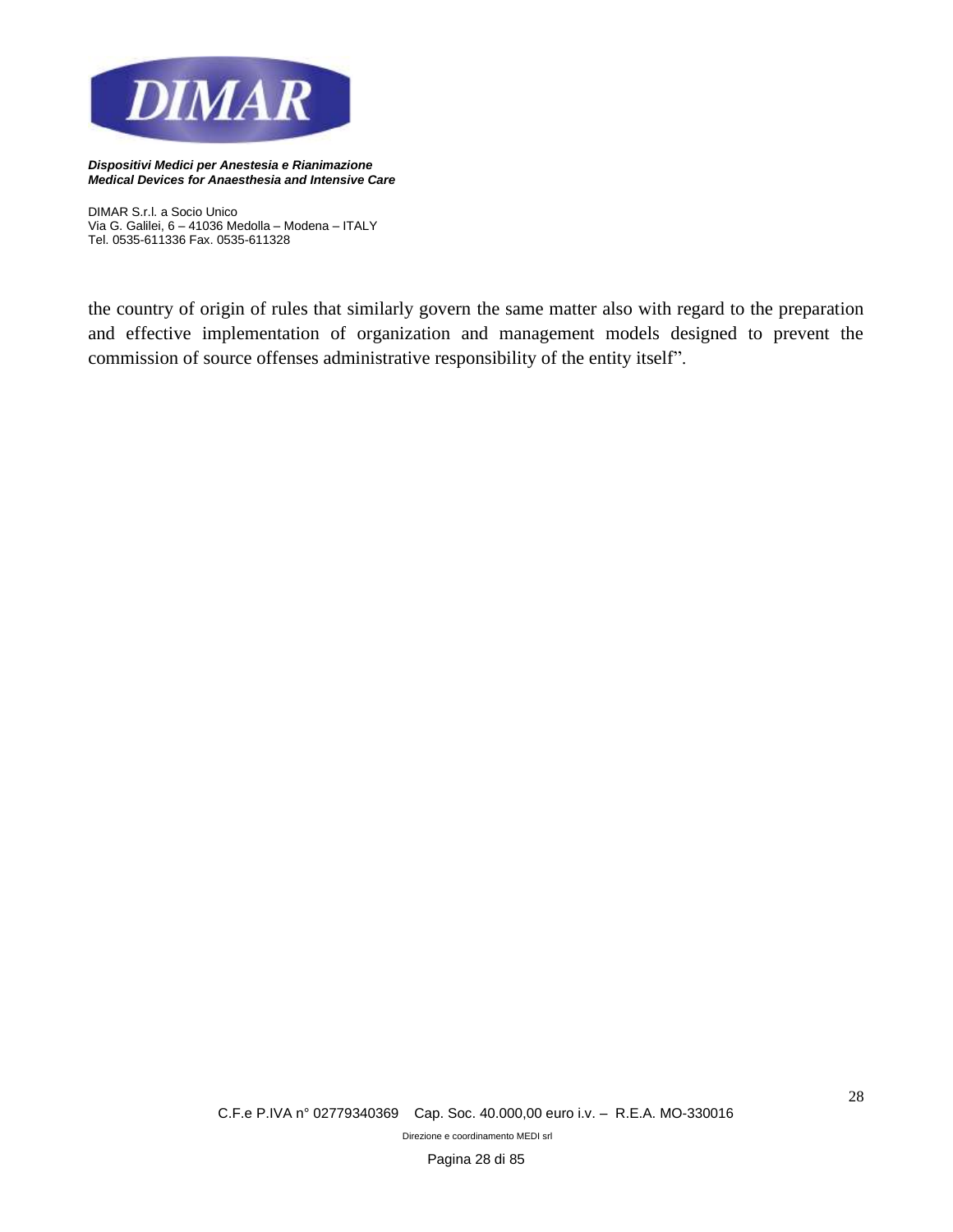the country of origin of rules that similarly govern the same matter also with regard to the preparation and effective implementation of organization and management models designed to prevent the commission of source offenses administrative responsibility of the entity itself".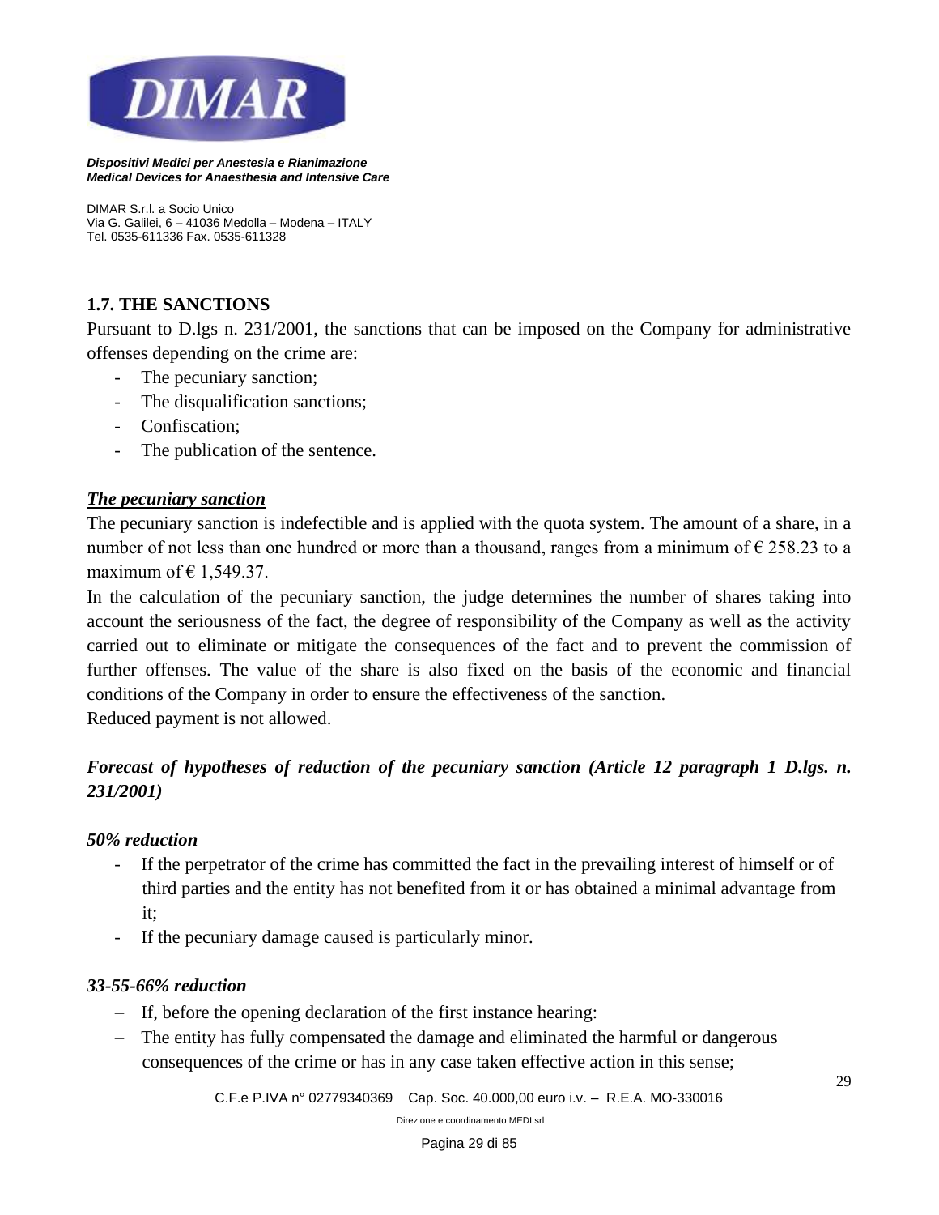## 1.7. THE SANCTIONS

Pursuant to D.lgs n. 231/2001, the sanctions that can be imposed on the Company for administrative offenses depending on the crime are:

- The pecuniary sanction;
- The disqualification sanctions;
- Confiscation;
- The publication of the sentence.

***The pecuniary sanction***

The pecuniary sanction is indefectible and is applied with the quota system. The amount of a share, in a number of not less than one hundred or more than a thousand, ranges from a minimum of € 258.23 to a maximum of € 1,549.37.

In the calculation of the pecuniary sanction, the judge determines the number of shares taking into account the seriousness of the fact, the degree of responsibility of the Company as well as the activity carried out to eliminate or mitigate the consequences of the fact and to prevent the commission of further offenses. The value of the share is also fixed on the basis of the economic and financial conditions of the Company in order to ensure the effectiveness of the sanction.

Reduced payment is not allowed.

***Forecast of hypotheses of reduction of the pecuniary sanction (Article 12 paragraph 1 D.lgs. n. 231/2001)***

***50% reduction***

- If the perpetrator of the crime has committed the fact in the prevailing interest of himself or of third parties and the entity has not benefited from it or has obtained a minimal advantage from it;
- If the pecuniary damage caused is particularly minor.

***33-55-66% reduction***

- If, before the opening declaration of the first instance hearing:
- The entity has fully compensated the damage and eliminated the harmful or dangerous consequences of the crime or has in any case taken effective action in this sense;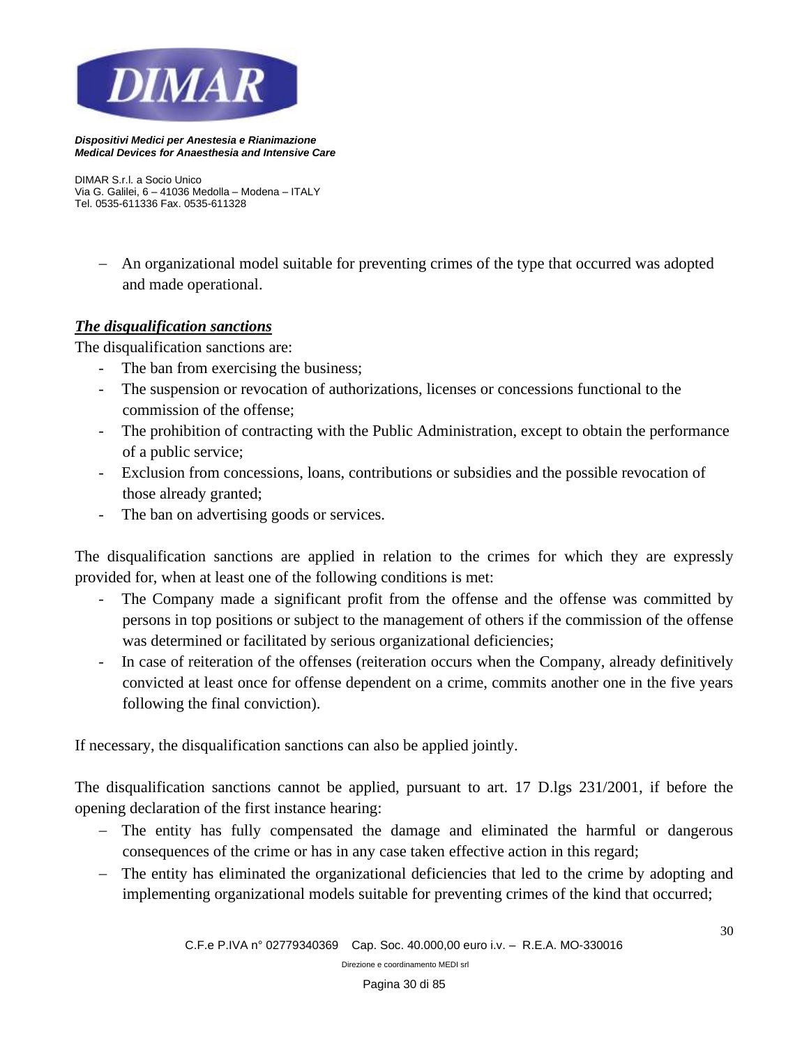– An organizational model suitable for preventing crimes of the type that occurred was adopted and made operational.

***The disqualification sanctions***

The disqualification sanctions are:

- The ban from exercising the business;
- The suspension or revocation of authorizations, licenses or concessions functional to the commission of the offense;
- The prohibition of contracting with the Public Administration, except to obtain the performance of a public service;
- Exclusion from concessions, loans, contributions or subsidies and the possible revocation of those already granted;
- The ban on advertising goods or services.

The disqualification sanctions are applied in relation to the crimes for which they are expressly provided for, when at least one of the following conditions is met:

- The Company made a significant profit from the offense and the offense was committed by persons in top positions or subject to the management of others if the commission of the offense was determined or facilitated by serious organizational deficiencies;
- In case of reiteration of the offenses (reiteration occurs when the Company, already definitively convicted at least once for offense dependent on a crime, commits another one in the five years following the final conviction).

If necessary, the disqualification sanctions can also be applied jointly.

The disqualification sanctions cannot be applied, pursuant to art. 17 D.lgs 231/2001, if before the opening declaration of the first instance hearing:

– The entity has fully compensated the damage and eliminated the harmful or dangerous consequences of the crime or has in any case taken effective action in this regard;
– The entity has eliminated the organizational deficiencies that led to the crime by adopting and implementing organizational models suitable for preventing crimes of the kind that occurred;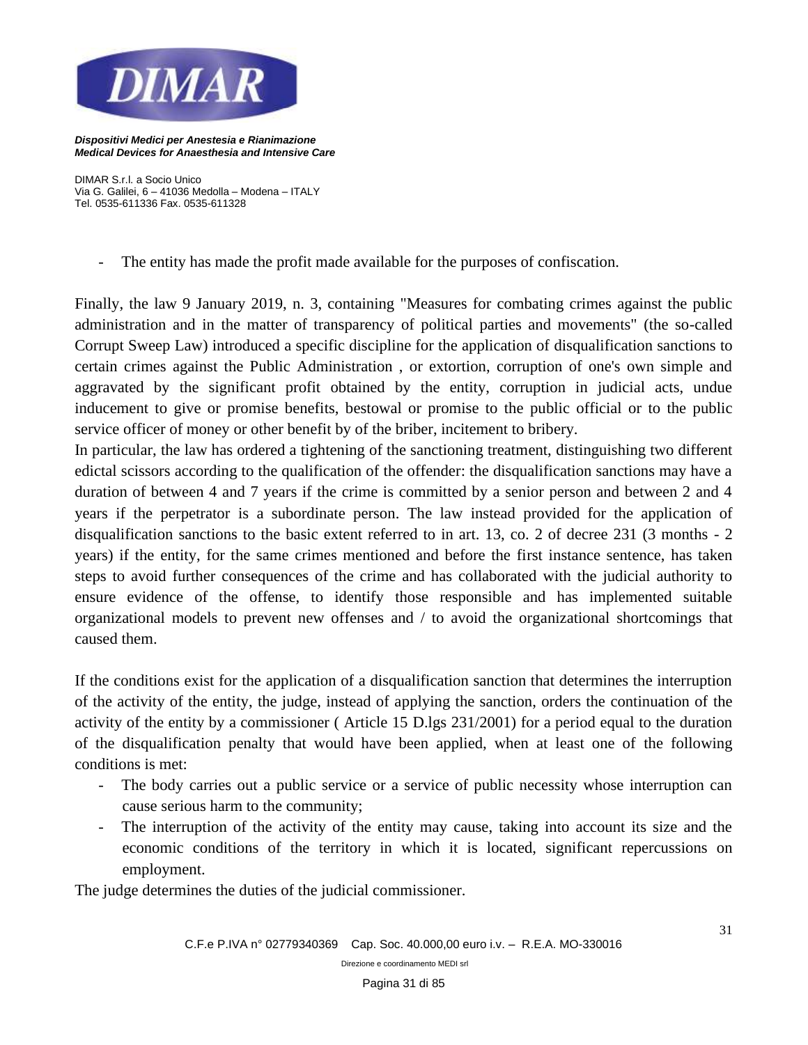- The entity has made the profit made available for the purposes of confiscation.

Finally, the law 9 January 2019, n. 3, containing "Measures for combating crimes against the public administration and in the matter of transparency of political parties and movements" (the so-called Corrupt Sweep Law) introduced a specific discipline for the application of disqualification sanctions to certain crimes against the Public Administration , or extortion, corruption of one's own simple and aggravated by the significant profit obtained by the entity, corruption in judicial acts, undue inducement to give or promise benefits, bestowal or promise to the public official or to the public service officer of money or other benefit by of the briber, incitement to bribery.

In particular, the law has ordered a tightening of the sanctioning treatment, distinguishing two different edictal scissors according to the qualification of the offender: the disqualification sanctions may have a duration of between 4 and 7 years if the crime is committed by a senior person and between 2 and 4 years if the perpetrator is a subordinate person. The law instead provided for the application of disqualification sanctions to the basic extent referred to in art. 13, co. 2 of decree 231 (3 months - 2 years) if the entity, for the same crimes mentioned and before the first instance sentence, has taken steps to avoid further consequences of the crime and has collaborated with the judicial authority to ensure evidence of the offense, to identify those responsible and has implemented suitable organizational models to prevent new offenses and / to avoid the organizational shortcomings that caused them.

If the conditions exist for the application of a disqualification sanction that determines the interruption of the activity of the entity, the judge, instead of applying the sanction, orders the continuation of the activity of the entity by a commissioner ( Article 15 D.lgs 231/2001) for a period equal to the duration of the disqualification penalty that would have been applied, when at least one of the following conditions is met:

- The body carries out a public service or a service of public necessity whose interruption can cause serious harm to the community;
- The interruption of the activity of the entity may cause, taking into account its size and the economic conditions of the territory in which it is located, significant repercussions on employment.

The judge determines the duties of the judicial commissioner.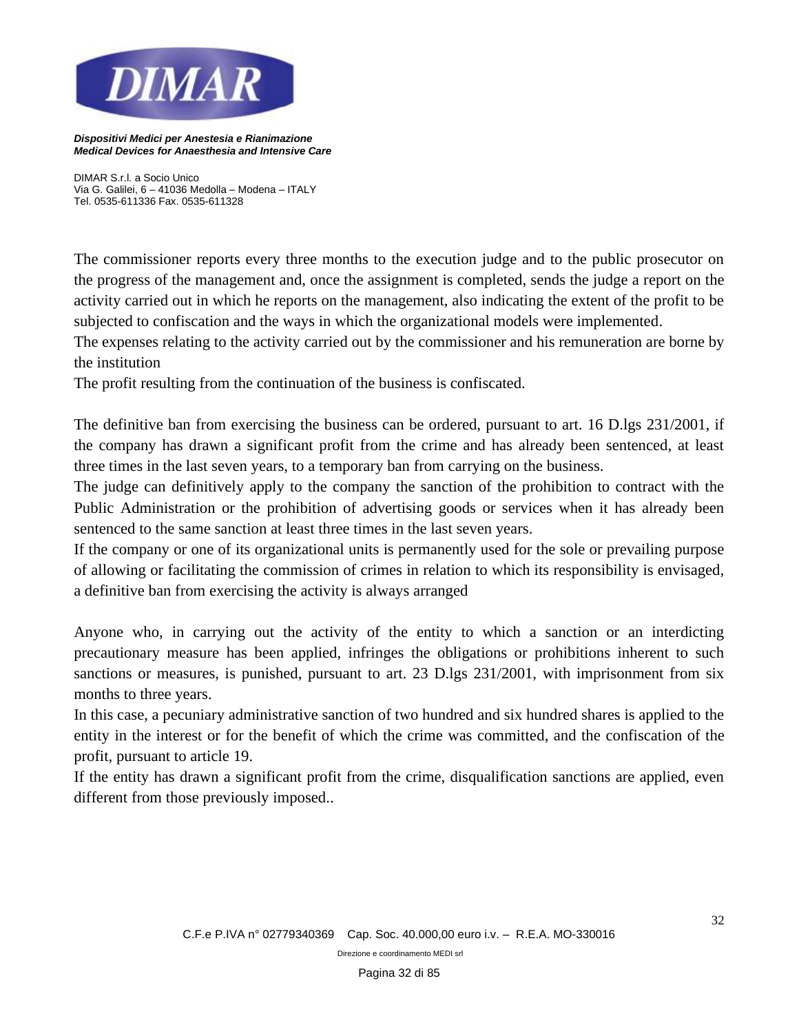The commissioner reports every three months to the execution judge and to the public prosecutor on the progress of the management and, once the assignment is completed, sends the judge a report on the activity carried out in which he reports on the management, also indicating the extent of the profit to be subjected to confiscation and the ways in which the organizational models were implemented.
The expenses relating to the activity carried out by the commissioner and his remuneration are borne by the institution
The profit resulting from the continuation of the business is confiscated.

The definitive ban from exercising the business can be ordered, pursuant to art. 16 D.lgs 231/2001, if the company has drawn a significant profit from the crime and has already been sentenced, at least three times in the last seven years, to a temporary ban from carrying on the business.
The judge can definitively apply to the company the sanction of the prohibition to contract with the Public Administration or the prohibition of advertising goods or services when it has already been sentenced to the same sanction at least three times in the last seven years.
If the company or one of its organizational units is permanently used for the sole or prevailing purpose of allowing or facilitating the commission of crimes in relation to which its responsibility is envisaged, a definitive ban from exercising the activity is always arranged

Anyone who, in carrying out the activity of the entity to which a sanction or an interdicting precautionary measure has been applied, infringes the obligations or prohibitions inherent to such sanctions or measures, is punished, pursuant to art. 23 D.lgs 231/2001, with imprisonment from six months to three years.
In this case, a pecuniary administrative sanction of two hundred and six hundred shares is applied to the entity in the interest or for the benefit of which the crime was committed, and the confiscation of the profit, pursuant to article 19.
If the entity has drawn a significant profit from the crime, disqualification sanctions are applied, even different from those previously imposed..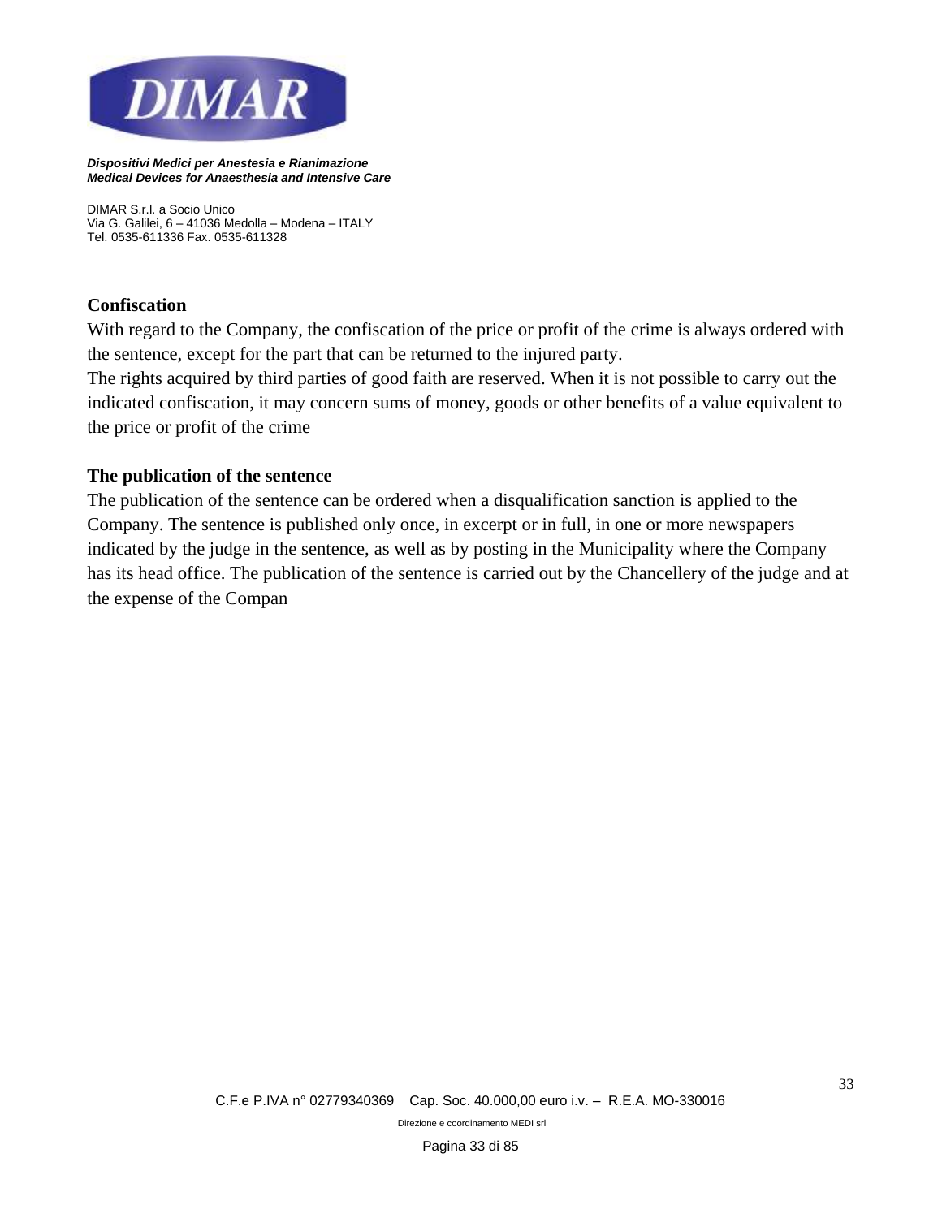**Confiscation**

With regard to the Company, the confiscation of the price or profit of the crime is always ordered with the sentence, except for the part that can be returned to the injured party.

The rights acquired by third parties of good faith are reserved. When it is not possible to carry out the indicated confiscation, it may concern sums of money, goods or other benefits of a value equivalent to the price or profit of the crime

**The publication of the sentence**

The publication of the sentence can be ordered when a disqualification sanction is applied to the Company. The sentence is published only once, in excerpt or in full, in one or more newspapers indicated by the judge in the sentence, as well as by posting in the Municipality where the Company has its head office. The publication of the sentence is carried out by the Chancellery of the judge and at the expense of the Compan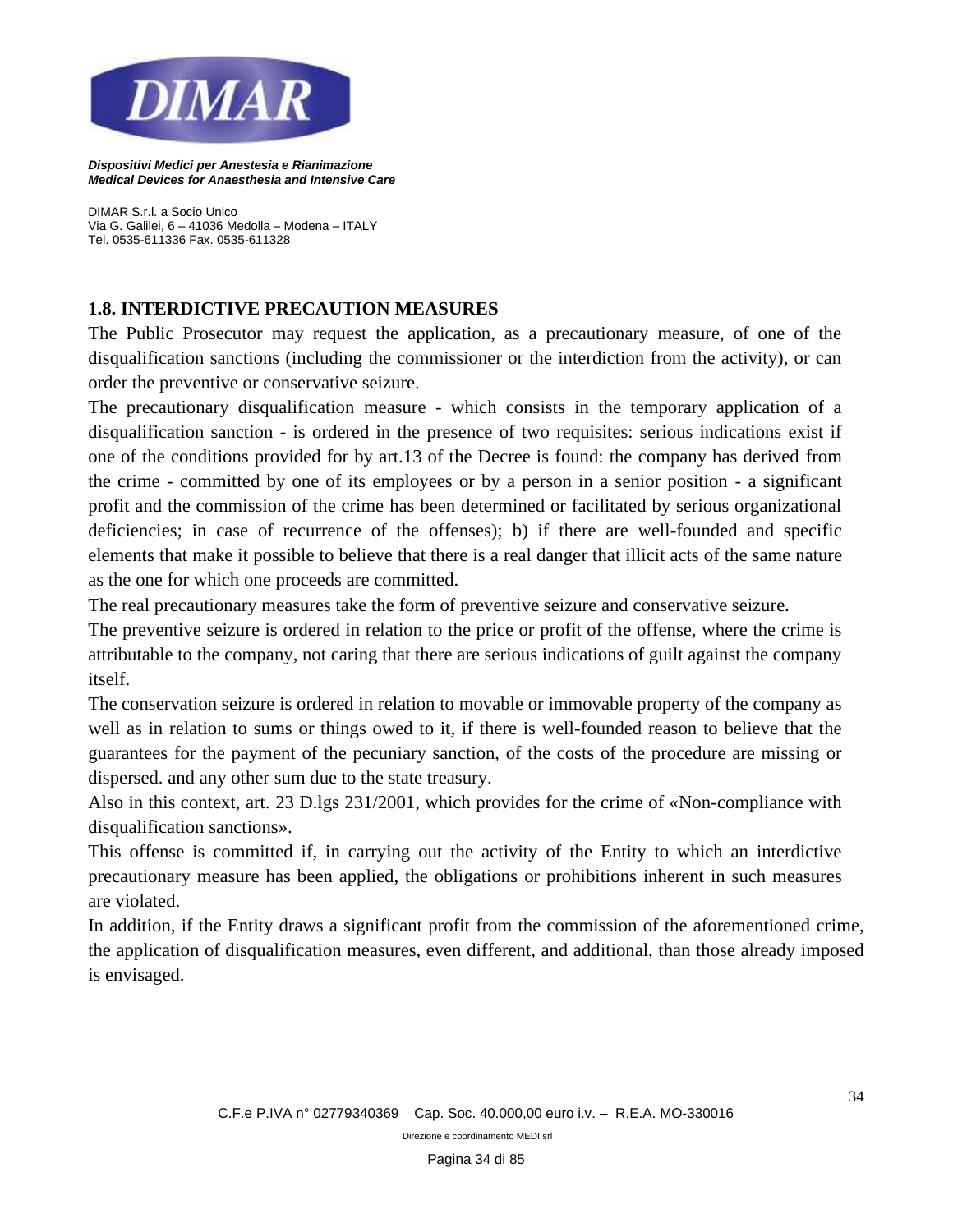## 1.8. INTERDICTIVE PRECAUTION MEASURES

The Public Prosecutor may request the application, as a precautionary measure, of one of the disqualification sanctions (including the commissioner or the interdiction from the activity), or can order the preventive or conservative seizure.

The precautionary disqualification measure - which consists in the temporary application of a disqualification sanction - is ordered in the presence of two requisites: serious indications exist if one of the conditions provided for by art.13 of the Decree is found: the company has derived from the crime - committed by one of its employees or by a person in a senior position - a significant profit and the commission of the crime has been determined or facilitated by serious organizational deficiencies; in case of recurrence of the offenses); b) if there are well-founded and specific elements that make it possible to believe that there is a real danger that illicit acts of the same nature as the one for which one proceeds are committed.

The real precautionary measures take the form of preventive seizure and conservative seizure.

The preventive seizure is ordered in relation to the price or profit of the offense, where the crime is attributable to the company, not caring that there are serious indications of guilt against the company itself.

The conservation seizure is ordered in relation to movable or immovable property of the company as well as in relation to sums or things owed to it, if there is well-founded reason to believe that the guarantees for the payment of the pecuniary sanction, of the costs of the procedure are missing or dispersed. and any other sum due to the state treasury.

Also in this context, art. 23 D.lgs 231/2001, which provides for the crime of «Non-compliance with disqualification sanctions».

This offense is committed if, in carrying out the activity of the Entity to which an interdictive precautionary measure has been applied, the obligations or prohibitions inherent in such measures are violated.

In addition, if the Entity draws a significant profit from the commission of the aforementioned crime, the application of disqualification measures, even different, and additional, than those already imposed is envisaged.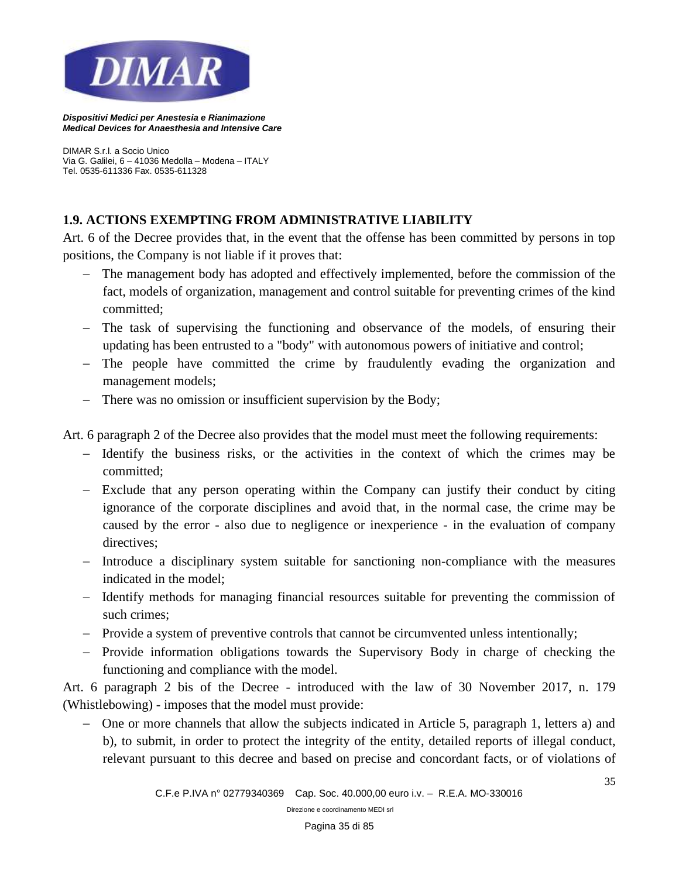## 1.9. ACTIONS EXEMPTING FROM ADMINISTRATIVE LIABILITY

Art. 6 of the Decree provides that, in the event that the offense has been committed by persons in top positions, the Company is not liable if it proves that:

- The management body has adopted and effectively implemented, before the commission of the fact, models of organization, management and control suitable for preventing crimes of the kind committed;
- The task of supervising the functioning and observance of the models, of ensuring their updating has been entrusted to a "body" with autonomous powers of initiative and control;
- The people have committed the crime by fraudulently evading the organization and management models;
- There was no omission or insufficient supervision by the Body;

Art. 6 paragraph 2 of the Decree also provides that the model must meet the following requirements:

- Identify the business risks, or the activities in the context of which the crimes may be committed;
- Exclude that any person operating within the Company can justify their conduct by citing ignorance of the corporate disciplines and avoid that, in the normal case, the crime may be caused by the error - also due to negligence or inexperience - in the evaluation of company directives;
- Introduce a disciplinary system suitable for sanctioning non-compliance with the measures indicated in the model;
- Identify methods for managing financial resources suitable for preventing the commission of such crimes;
- Provide a system of preventive controls that cannot be circumvented unless intentionally;
- Provide information obligations towards the Supervisory Body in charge of checking the functioning and compliance with the model.

Art. 6 paragraph 2 bis of the Decree - introduced with the law of 30 November 2017, n. 179 (Whistlebowing) - imposes that the model must provide:

- One or more channels that allow the subjects indicated in Article 5, paragraph 1, letters a) and b), to submit, in order to protect the integrity of the entity, detailed reports of illegal conduct, relevant pursuant to this decree and based on precise and concordant facts, or of violations of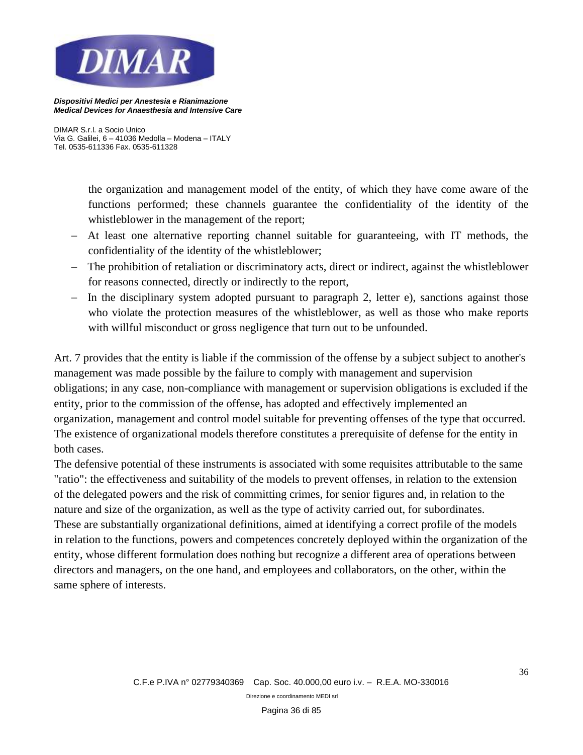the organization and management model of the entity, of which they have come aware of the functions performed; these channels guarantee the confidentiality of the identity of the whistleblower in the management of the report;

- At least one alternative reporting channel suitable for guaranteeing, with IT methods, the confidentiality of the identity of the whistleblower;
- The prohibition of retaliation or discriminatory acts, direct or indirect, against the whistleblower for reasons connected, directly or indirectly to the report,
- In the disciplinary system adopted pursuant to paragraph 2, letter e), sanctions against those who violate the protection measures of the whistleblower, as well as those who make reports with willful misconduct or gross negligence that turn out to be unfounded.

Art. 7 provides that the entity is liable if the commission of the offense by a subject subject to another's management was made possible by the failure to comply with management and supervision obligations; in any case, non-compliance with management or supervision obligations is excluded if the entity, prior to the commission of the offense, has adopted and effectively implemented an organization, management and control model suitable for preventing offenses of the type that occurred. The existence of organizational models therefore constitutes a prerequisite of defense for the entity in both cases.

The defensive potential of these instruments is associated with some requisites attributable to the same "ratio": the effectiveness and suitability of the models to prevent offenses, in relation to the extension of the delegated powers and the risk of committing crimes, for senior figures and, in relation to the nature and size of the organization, as well as the type of activity carried out, for subordinates.

These are substantially organizational definitions, aimed at identifying a correct profile of the models in relation to the functions, powers and competences concretely deployed within the organization of the entity, whose different formulation does nothing but recognize a different area of operations between directors and managers, on the one hand, and employees and collaborators, on the other, within the same sphere of interests.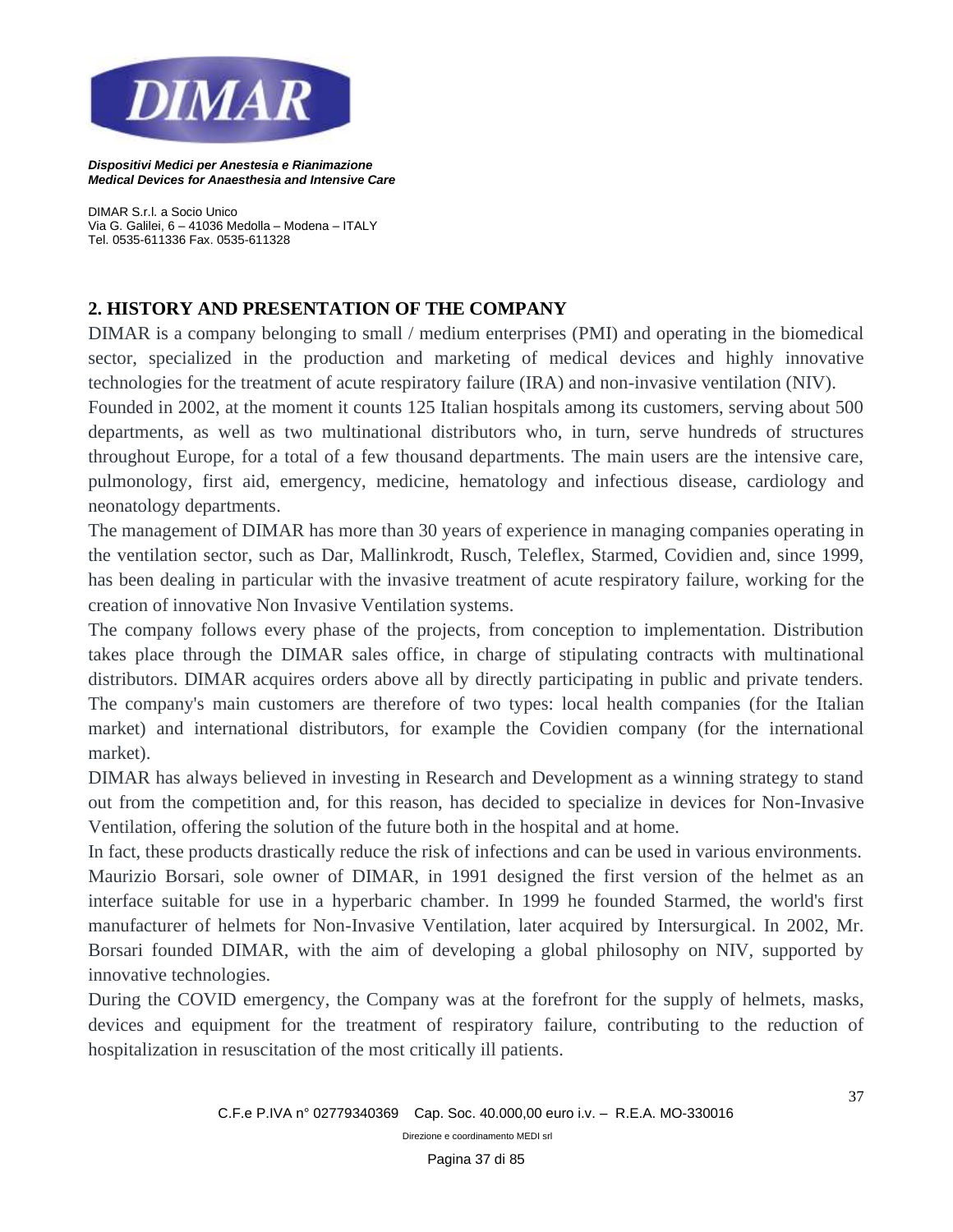## 2. HISTORY AND PRESENTATION OF THE COMPANY

DIMAR is a company belonging to small / medium enterprises (PMI) and operating in the biomedical sector, specialized in the production and marketing of medical devices and highly innovative technologies for the treatment of acute respiratory failure (IRA) and non-invasive ventilation (NIV).

Founded in 2002, at the moment it counts 125 Italian hospitals among its customers, serving about 500 departments, as well as two multinational distributors who, in turn, serve hundreds of structures throughout Europe, for a total of a few thousand departments. The main users are the intensive care, pulmonology, first aid, emergency, medicine, hematology and infectious disease, cardiology and neonatology departments.

The management of DIMAR has more than 30 years of experience in managing companies operating in the ventilation sector, such as Dar, Mallinkrodt, Rusch, Teleflex, Starmed, Covidien and, since 1999, has been dealing in particular with the invasive treatment of acute respiratory failure, working for the creation of innovative Non Invasive Ventilation systems.

The company follows every phase of the projects, from conception to implementation. Distribution takes place through the DIMAR sales office, in charge of stipulating contracts with multinational distributors. DIMAR acquires orders above all by directly participating in public and private tenders. The company's main customers are therefore of two types: local health companies (for the Italian market) and international distributors, for example the Covidien company (for the international market).

DIMAR has always believed in investing in Research and Development as a winning strategy to stand out from the competition and, for this reason, has decided to specialize in devices for Non-Invasive Ventilation, offering the solution of the future both in the hospital and at home.

In fact, these products drastically reduce the risk of infections and can be used in various environments. Maurizio Borsari, sole owner of DIMAR, in 1991 designed the first version of the helmet as an interface suitable for use in a hyperbaric chamber. In 1999 he founded Starmed, the world's first manufacturer of helmets for Non-Invasive Ventilation, later acquired by Intersurgical. In 2002, Mr. Borsari founded DIMAR, with the aim of developing a global philosophy on NIV, supported by innovative technologies.

During the COVID emergency, the Company was at the forefront for the supply of helmets, masks, devices and equipment for the treatment of respiratory failure, contributing to the reduction of hospitalization in resuscitation of the most critically ill patients.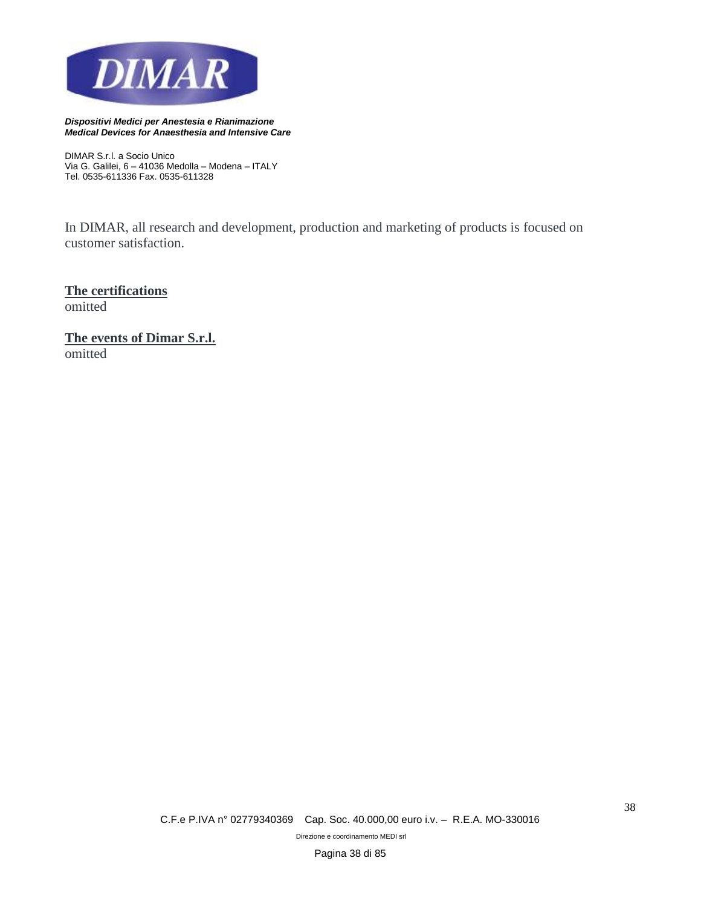In DIMAR, all research and development, production and marketing of products is focused on customer satisfaction.

**The certifications**

omitted

**The events of Dimar S.r.l.**

omitted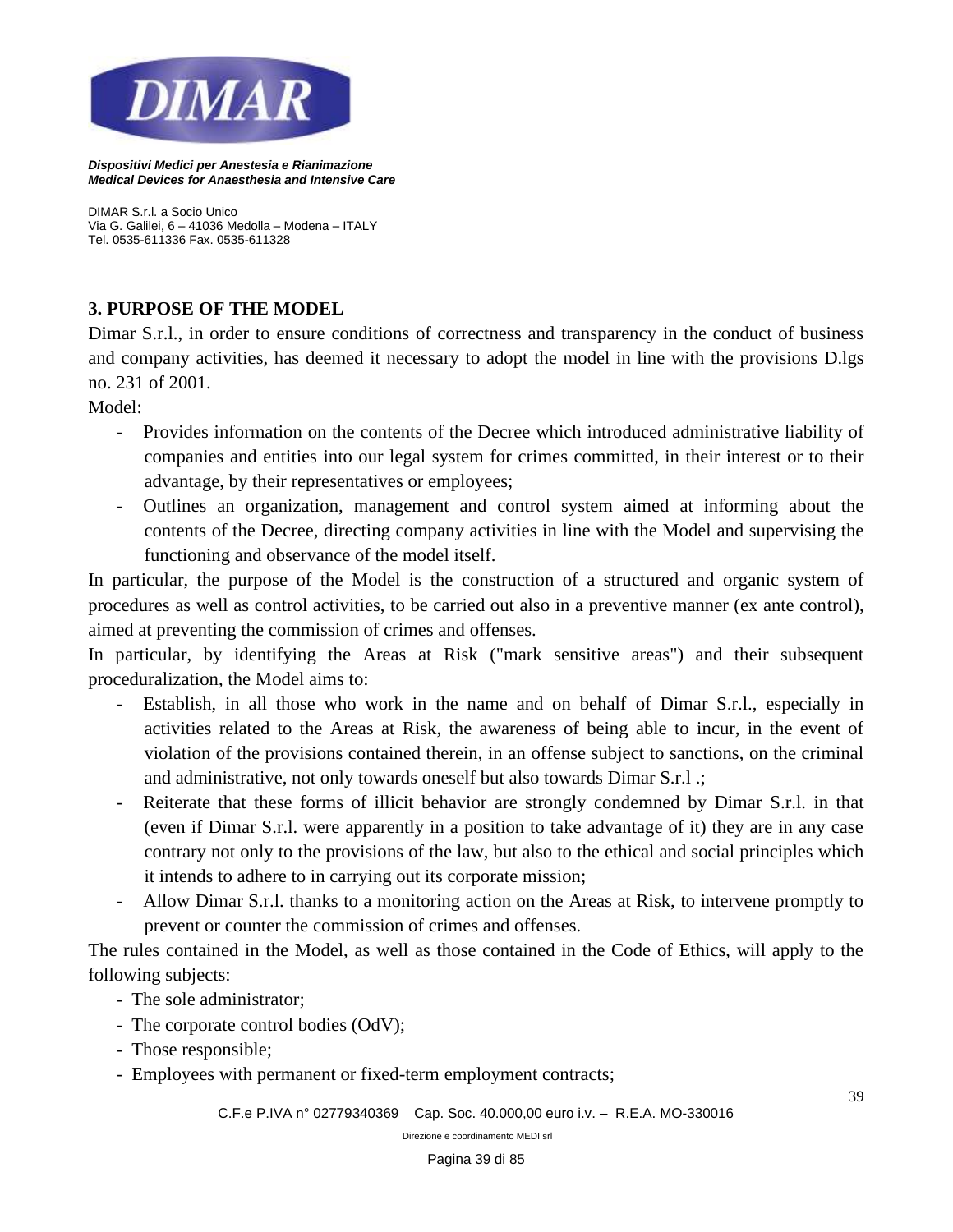## 3. PURPOSE OF THE MODEL

Dimar S.r.l., in order to ensure conditions of correctness and transparency in the conduct of business and company activities, has deemed it necessary to adopt the model in line with the provisions D.lgs no. 231 of 2001.

Model:

- Provides information on the contents of the Decree which introduced administrative liability of companies and entities into our legal system for crimes committed, in their interest or to their advantage, by their representatives or employees;
- Outlines an organization, management and control system aimed at informing about the contents of the Decree, directing company activities in line with the Model and supervising the functioning and observance of the model itself.

In particular, the purpose of the Model is the construction of a structured and organic system of procedures as well as control activities, to be carried out also in a preventive manner (ex ante control), aimed at preventing the commission of crimes and offenses.

In particular, by identifying the Areas at Risk ("mark sensitive areas") and their subsequent proceduralization, the Model aims to:

- Establish, in all those who work in the name and on behalf of Dimar S.r.l., especially in activities related to the Areas at Risk, the awareness of being able to incur, in the event of violation of the provisions contained therein, in an offense subject to sanctions, on the criminal and administrative, not only towards oneself but also towards Dimar S.r.l .;
- Reiterate that these forms of illicit behavior are strongly condemned by Dimar S.r.l. in that (even if Dimar S.r.l. were apparently in a position to take advantage of it) they are in any case contrary not only to the provisions of the law, but also to the ethical and social principles which it intends to adhere to in carrying out its corporate mission;
- Allow Dimar S.r.l. thanks to a monitoring action on the Areas at Risk, to intervene promptly to prevent or counter the commission of crimes and offenses.

The rules contained in the Model, as well as those contained in the Code of Ethics, will apply to the following subjects:

- The sole administrator;
- The corporate control bodies (OdV);
- Those responsible;
- Employees with permanent or fixed-term employment contracts;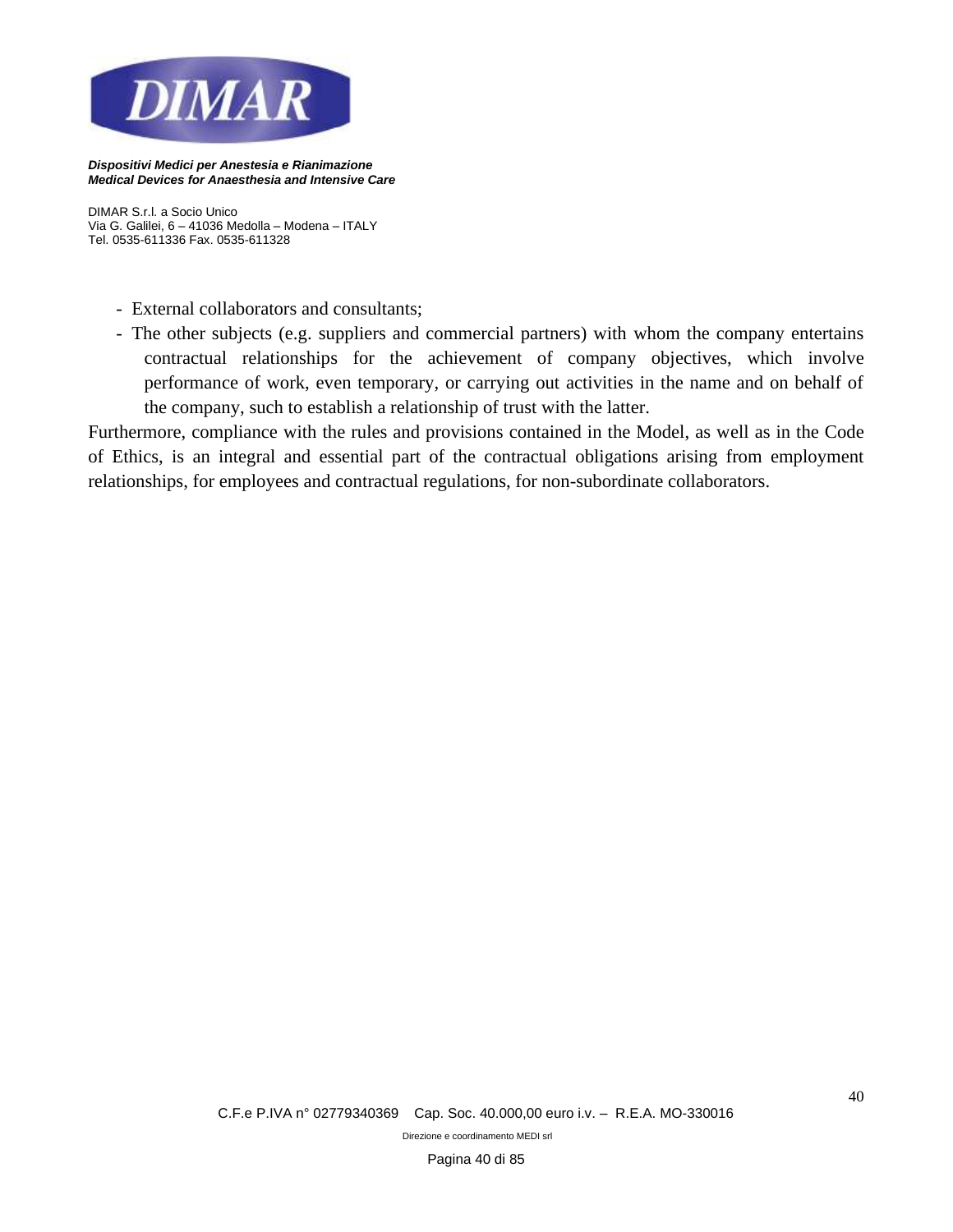- External collaborators and consultants;
- The other subjects (e.g. suppliers and commercial partners) with whom the company entertains contractual relationships for the achievement of company objectives, which involve performance of work, even temporary, or carrying out activities in the name and on behalf of the company, such to establish a relationship of trust with the latter.

Furthermore, compliance with the rules and provisions contained in the Model, as well as in the Code of Ethics, is an integral and essential part of the contractual obligations arising from employment relationships, for employees and contractual regulations, for non-subordinate collaborators.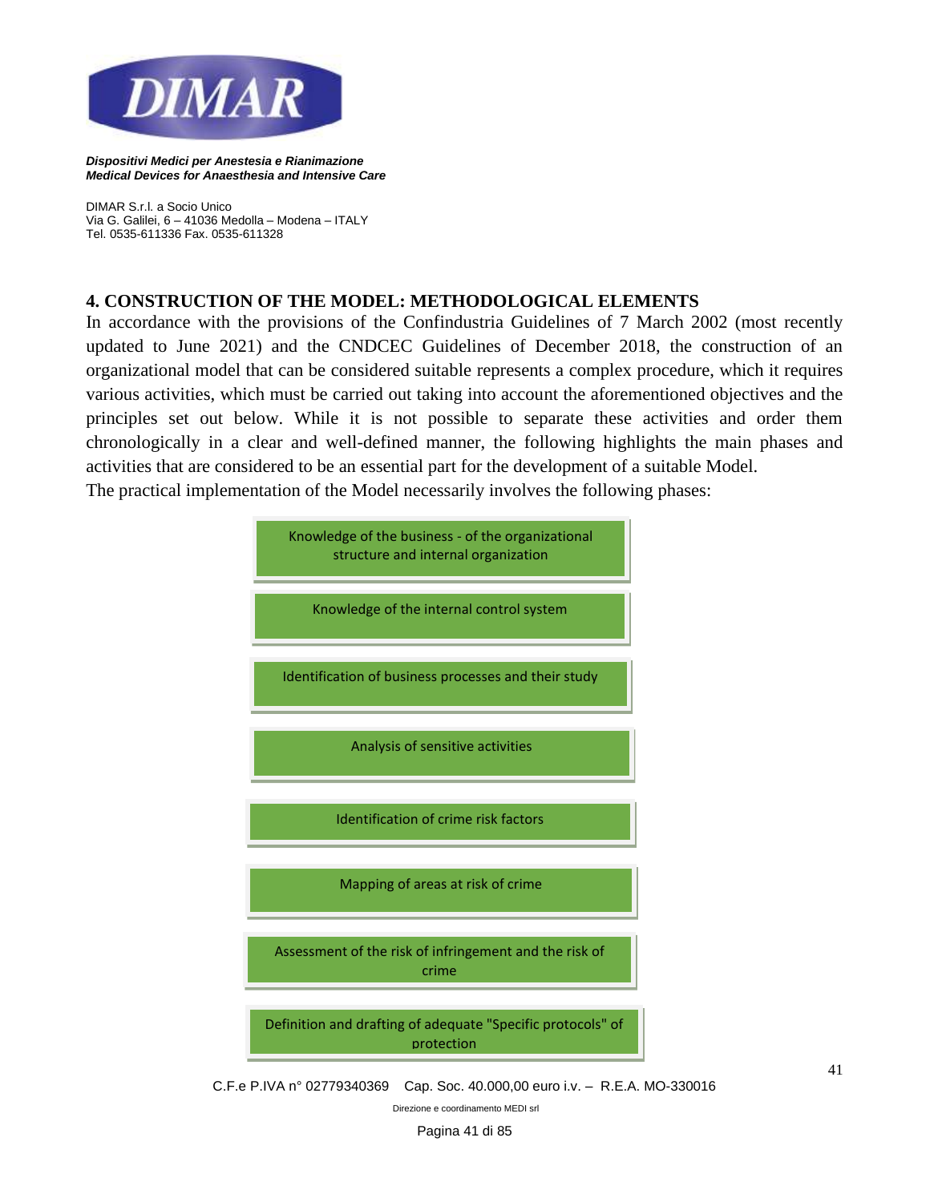## 4. CONSTRUCTION OF THE MODEL: METHODOLOGICAL ELEMENTS

In accordance with the provisions of the Confindustria Guidelines of 7 March 2002 (most recently updated to June 2021) and the CNDCEC Guidelines of December 2018, the construction of an organizational model that can be considered suitable represents a complex procedure, which it requires various activities, which must be carried out taking into account the aforementioned objectives and the principles set out below. While it is not possible to separate these activities and order them chronologically in a clear and well-defined manner, the following highlights the main phases and activities that are considered to be an essential part for the development of a suitable Model.

The practical implementation of the Model necessarily involves the following phases:

- Knowledge of the business - of the organizational structure and internal organization
- Knowledge of the internal control system
- Identification of business processes and their study
- Analysis of sensitive activities
- Identification of crime risk factors
- Mapping of areas at risk of crime
- Assessment of the risk of infringement and the risk of crime
- Definition and drafting of adequate "Specific protocols" of protection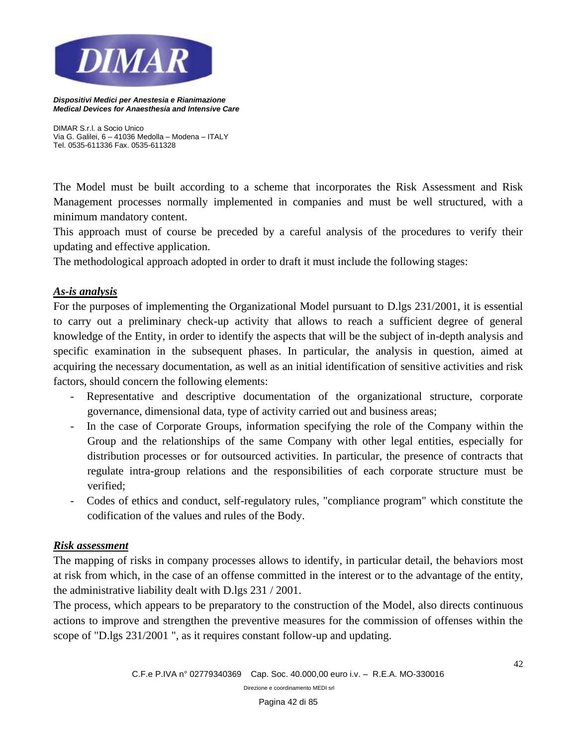The Model must be built according to a scheme that incorporates the Risk Assessment and Risk Management processes normally implemented in companies and must be well structured, with a minimum mandatory content.

This approach must of course be preceded by a careful analysis of the procedures to verify their updating and effective application.

The methodological approach adopted in order to draft it must include the following stages:

***As-is analysis***

For the purposes of implementing the Organizational Model pursuant to D.lgs 231/2001, it is essential to carry out a preliminary check-up activity that allows to reach a sufficient degree of general knowledge of the Entity, in order to identify the aspects that will be the subject of in-depth analysis and specific examination in the subsequent phases. In particular, the analysis in question, aimed at acquiring the necessary documentation, as well as an initial identification of sensitive activities and risk factors, should concern the following elements:

- Representative and descriptive documentation of the organizational structure, corporate governance, dimensional data, type of activity carried out and business areas;
- In the case of Corporate Groups, information specifying the role of the Company within the Group and the relationships of the same Company with other legal entities, especially for distribution processes or for outsourced activities. In particular, the presence of contracts that regulate intra-group relations and the responsibilities of each corporate structure must be verified;
- Codes of ethics and conduct, self-regulatory rules, "compliance program" which constitute the codification of the values and rules of the Body.

***Risk assessment***

The mapping of risks in company processes allows to identify, in particular detail, the behaviors most at risk from which, in the case of an offense committed in the interest or to the advantage of the entity, the administrative liability dealt with D.lgs 231 / 2001.

The process, which appears to be preparatory to the construction of the Model, also directs continuous actions to improve and strengthen the preventive measures for the commission of offenses within the scope of "D.lgs 231/2001 ", as it requires constant follow-up and updating.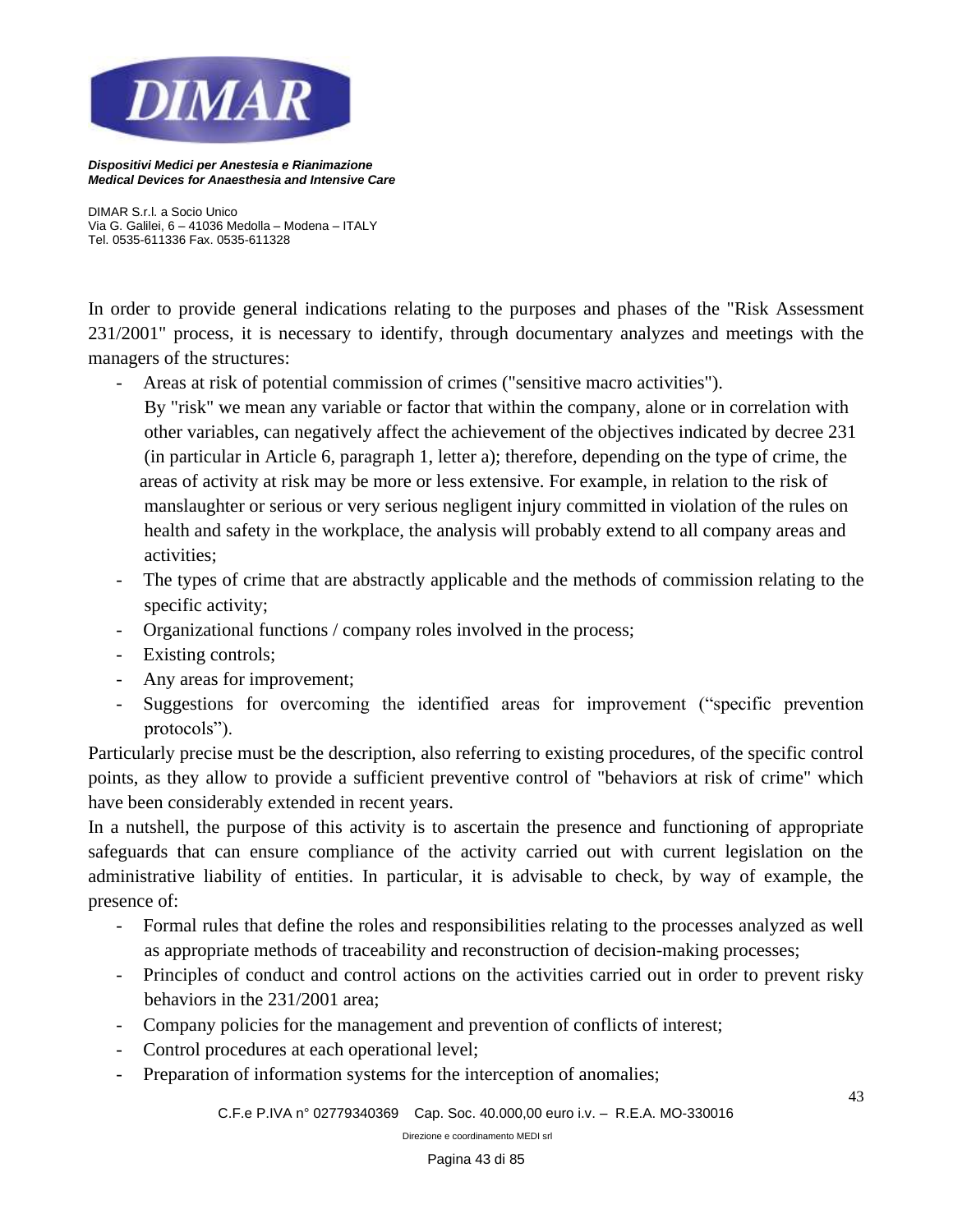In order to provide general indications relating to the purposes and phases of the "Risk Assessment 231/2001" process, it is necessary to identify, through documentary analyzes and meetings with the managers of the structures:

- Areas at risk of potential commission of crimes ("sensitive macro activities").
  By "risk" we mean any variable or factor that within the company, alone or in correlation with other variables, can negatively affect the achievement of the objectives indicated by decree 231 (in particular in Article 6, paragraph 1, letter a); therefore, depending on the type of crime, the areas of activity at risk may be more or less extensive. For example, in relation to the risk of manslaughter or serious or very serious negligent injury committed in violation of the rules on health and safety in the workplace, the analysis will probably extend to all company areas and activities;
- The types of crime that are abstractly applicable and the methods of commission relating to the specific activity;
- Organizational functions / company roles involved in the process;
- Existing controls;
- Any areas for improvement;
- Suggestions for overcoming the identified areas for improvement ("specific prevention protocols").

Particularly precise must be the description, also referring to existing procedures, of the specific control points, as they allow to provide a sufficient preventive control of "behaviors at risk of crime" which have been considerably extended in recent years.

In a nutshell, the purpose of this activity is to ascertain the presence and functioning of appropriate safeguards that can ensure compliance of the activity carried out with current legislation on the administrative liability of entities. In particular, it is advisable to check, by way of example, the presence of:

- Formal rules that define the roles and responsibilities relating to the processes analyzed as well as appropriate methods of traceability and reconstruction of decision-making processes;
- Principles of conduct and control actions on the activities carried out in order to prevent risky behaviors in the 231/2001 area;
- Company policies for the management and prevention of conflicts of interest;
- Control procedures at each operational level;
- Preparation of information systems for the interception of anomalies;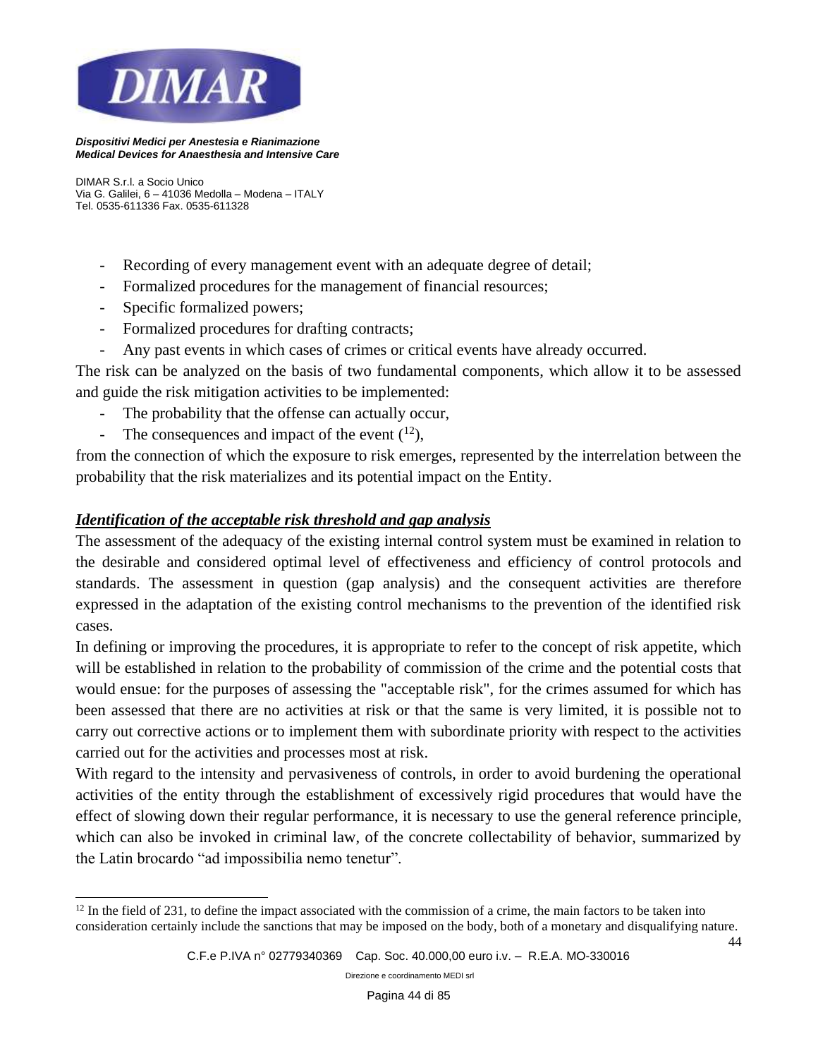- Recording of every management event with an adequate degree of detail;
- Formalized procedures for the management of financial resources;
- Specific formalized powers;
- Formalized procedures for drafting contracts;
- Any past events in which cases of crimes or critical events have already occurred.

The risk can be analyzed on the basis of two fundamental components, which allow it to be assessed and guide the risk mitigation activities to be implemented:

- The probability that the offense can actually occur,
- The consequences and impact of the event ([12]),

from the connection of which the exposure to risk emerges, represented by the interrelation between the probability that the risk materializes and its potential impact on the Entity.

***Identification of the acceptable risk threshold and gap analysis***

The assessment of the adequacy of the existing internal control system must be examined in relation to the desirable and considered optimal level of effectiveness and efficiency of control protocols and standards. The assessment in question (gap analysis) and the consequent activities are therefore expressed in the adaptation of the existing control mechanisms to the prevention of the identified risk cases.

In defining or improving the procedures, it is appropriate to refer to the concept of risk appetite, which will be established in relation to the probability of commission of the crime and the potential costs that would ensue: for the purposes of assessing the "acceptable risk", for the crimes assumed for which has been assessed that there are no activities at risk or that the same is very limited, it is possible not to carry out corrective actions or to implement them with subordinate priority with respect to the activities carried out for the activities and processes most at risk.

With regard to the intensity and pervasiveness of controls, in order to avoid burdening the operational activities of the entity through the establishment of excessively rigid procedures that would have the effect of slowing down their regular performance, it is necessary to use the general reference principle, which can also be invoked in criminal law, of the concrete collectability of behavior, summarized by the Latin brocardo "ad impossibilia nemo tenetur".

---

[12] In the field of 231, to define the impact associated with the commission of a crime, the main factors to be taken into consideration certainly include the sanctions that may be imposed on the body, both of a monetary and disqualifying nature.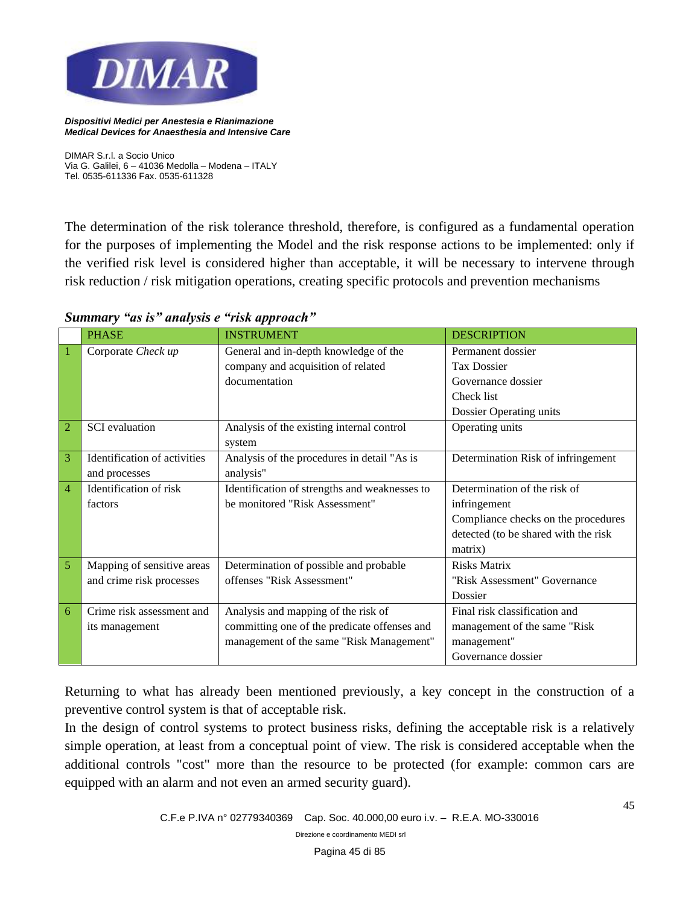The determination of the risk tolerance threshold, therefore, is configured as a fundamental operation for the purposes of implementing the Model and the risk response actions to be implemented: only if the verified risk level is considered higher than acceptable, it will be necessary to intervene through risk reduction / risk mitigation operations, creating specific protocols and prevention mechanisms

***Summary "as is" analysis e "risk approach"***

| | PHASE | INSTRUMENT | DESCRIPTION |
|---|---|---|---|
| 1 | Corporate *Check up* | General and in-depth knowledge of the company and acquisition of related documentation | Permanent dossier<br>Tax Dossier<br>Governance dossier<br>Check list<br>Dossier Operating units |
| 2 | SCI evaluation | Analysis of the existing internal control system | Operating units |
| 3 | Identification of activities and processes | Analysis of the procedures in detail "As is analysis" | Determination Risk of infringement |
| 4 | Identification of risk factors | Identification of strengths and weaknesses to be monitored "Risk Assessment" | Determination of the risk of infringement<br>Compliance checks on the procedures detected (to be shared with the risk matrix) |
| 5 | Mapping of sensitive areas and crime risk processes | Determination of possible and probable offenses "Risk Assessment" | Risks Matrix<br>"Risk Assessment" Governance Dossier |
| 6 | Crime risk assessment and its management | Analysis and mapping of the risk of committing one of the predicate offenses and management of the same "Risk Management" | Final risk classification and management of the same "Risk management"<br>Governance dossier |

Returning to what has already been mentioned previously, a key concept in the construction of a preventive control system is that of acceptable risk.

In the design of control systems to protect business risks, defining the acceptable risk is a relatively simple operation, at least from a conceptual point of view. The risk is considered acceptable when the additional controls "cost" more than the resource to be protected (for example: common cars are equipped with an alarm and not even an armed security guard).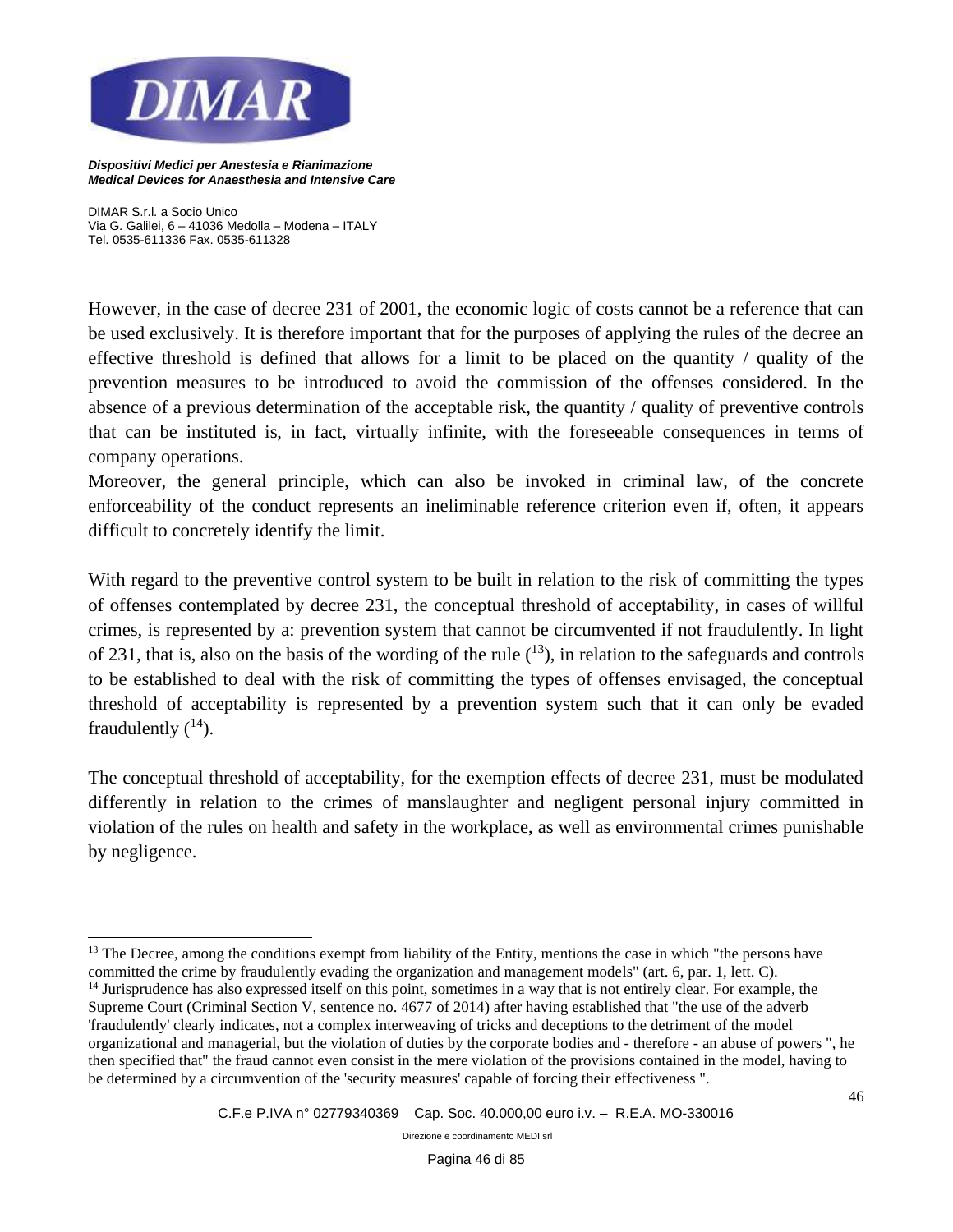However, in the case of decree 231 of 2001, the economic logic of costs cannot be a reference that can be used exclusively. It is therefore important that for the purposes of applying the rules of the decree an effective threshold is defined that allows for a limit to be placed on the quantity / quality of the prevention measures to be introduced to avoid the commission of the offenses considered. In the absence of a previous determination of the acceptable risk, the quantity / quality of preventive controls that can be instituted is, in fact, virtually infinite, with the foreseeable consequences in terms of company operations.
Moreover, the general principle, which can also be invoked in criminal law, of the concrete enforceability of the conduct represents an ineliminable reference criterion even if, often, it appears difficult to concretely identify the limit.

With regard to the preventive control system to be built in relation to the risk of committing the types of offenses contemplated by decree 231, the conceptual threshold of acceptability, in cases of willful crimes, is represented by a: prevention system that cannot be circumvented if not fraudulently. In light of 231, that is, also on the basis of the wording of the rule ([13]), in relation to the safeguards and controls to be established to deal with the risk of committing the types of offenses envisaged, the conceptual threshold of acceptability is represented by a prevention system such that it can only be evaded fraudulently ([14]).

The conceptual threshold of acceptability, for the exemption effects of decree 231, must be modulated differently in relation to the crimes of manslaughter and negligent personal injury committed in violation of the rules on health and safety in the workplace, as well as environmental crimes punishable by negligence.

---

[13] The Decree, among the conditions exempt from liability of the Entity, mentions the case in which "the persons have committed the crime by fraudulently evading the organization and management models" (art. 6, par. 1, lett. C).

[14] Jurisprudence has also expressed itself on this point, sometimes in a way that is not entirely clear. For example, the Supreme Court (Criminal Section V, sentence no. 4677 of 2014) after having established that "the use of the adverb 'fraudulently' clearly indicates, not a complex interweaving of tricks and deceptions to the detriment of the model organizational and managerial, but the violation of duties by the corporate bodies and - therefore - an abuse of powers ", he then specified that" the fraud cannot even consist in the mere violation of the provisions contained in the model, having to be determined by a circumvention of the 'security measures' capable of forcing their effectiveness ".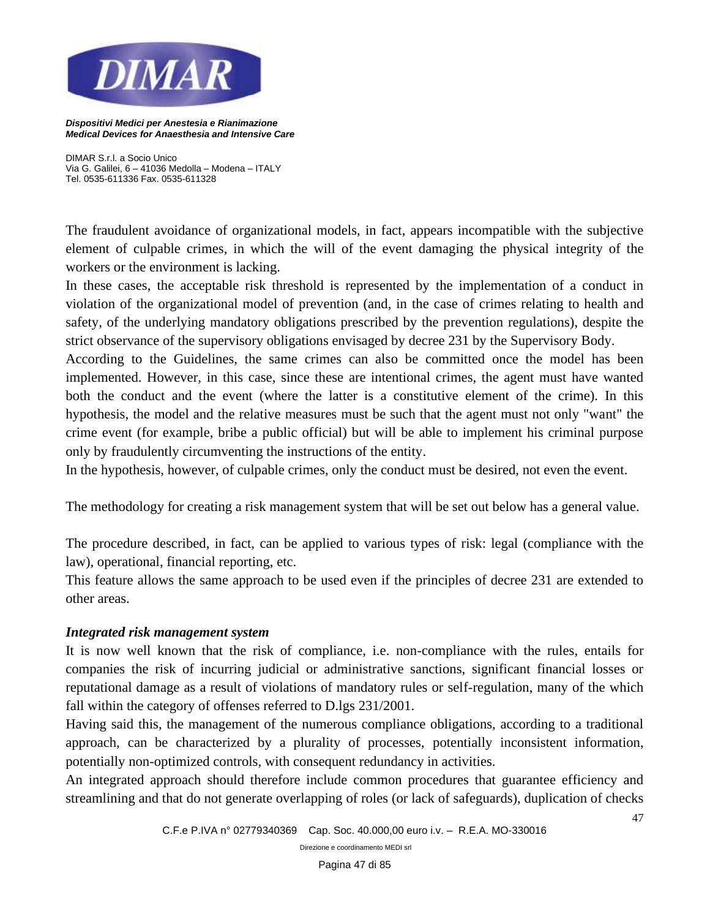The fraudulent avoidance of organizational models, in fact, appears incompatible with the subjective element of culpable crimes, in which the will of the event damaging the physical integrity of the workers or the environment is lacking.

In these cases, the acceptable risk threshold is represented by the implementation of a conduct in violation of the organizational model of prevention (and, in the case of crimes relating to health and safety, of the underlying mandatory obligations prescribed by the prevention regulations), despite the strict observance of the supervisory obligations envisaged by decree 231 by the Supervisory Body.

According to the Guidelines, the same crimes can also be committed once the model has been implemented. However, in this case, since these are intentional crimes, the agent must have wanted both the conduct and the event (where the latter is a constitutive element of the crime). In this hypothesis, the model and the relative measures must be such that the agent must not only "want" the crime event (for example, bribe a public official) but will be able to implement his criminal purpose only by fraudulently circumventing the instructions of the entity.

In the hypothesis, however, of culpable crimes, only the conduct must be desired, not even the event.

The methodology for creating a risk management system that will be set out below has a general value.

The procedure described, in fact, can be applied to various types of risk: legal (compliance with the law), operational, financial reporting, etc.

This feature allows the same approach to be used even if the principles of decree 231 are extended to other areas.

***Integrated risk management system***

It is now well known that the risk of compliance, i.e. non-compliance with the rules, entails for companies the risk of incurring judicial or administrative sanctions, significant financial losses or reputational damage as a result of violations of mandatory rules or self-regulation, many of the which fall within the category of offenses referred to D.lgs 231/2001.

Having said this, the management of the numerous compliance obligations, according to a traditional approach, can be characterized by a plurality of processes, potentially inconsistent information, potentially non-optimized controls, with consequent redundancy in activities.

An integrated approach should therefore include common procedures that guarantee efficiency and streamlining and that do not generate overlapping of roles (or lack of safeguards), duplication of checks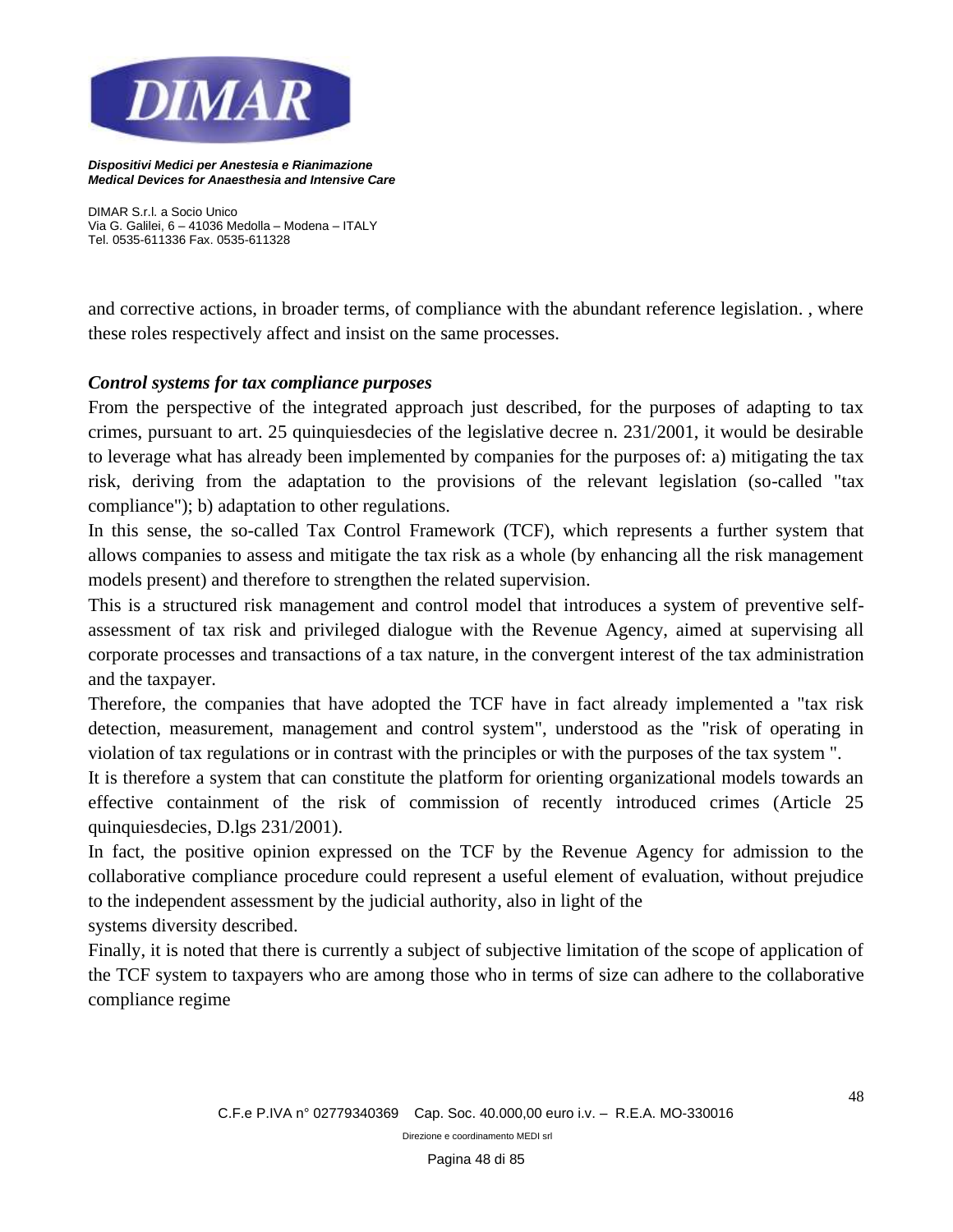and corrective actions, in broader terms, of compliance with the abundant reference legislation. , where these roles respectively affect and insist on the same processes.

***Control systems for tax compliance purposes***

From the perspective of the integrated approach just described, for the purposes of adapting to tax crimes, pursuant to art. 25 quinquiesdecies of the legislative decree n. 231/2001, it would be desirable to leverage what has already been implemented by companies for the purposes of: a) mitigating the tax risk, deriving from the adaptation to the provisions of the relevant legislation (so-called "tax compliance"); b) adaptation to other regulations.

In this sense, the so-called Tax Control Framework (TCF), which represents a further system that allows companies to assess and mitigate the tax risk as a whole (by enhancing all the risk management models present) and therefore to strengthen the related supervision.

This is a structured risk management and control model that introduces a system of preventive self-assessment of tax risk and privileged dialogue with the Revenue Agency, aimed at supervising all corporate processes and transactions of a tax nature, in the convergent interest of the tax administration and the taxpayer.

Therefore, the companies that have adopted the TCF have in fact already implemented a "tax risk detection, measurement, management and control system", understood as the "risk of operating in violation of tax regulations or in contrast with the principles or with the purposes of the tax system ".

It is therefore a system that can constitute the platform for orienting organizational models towards an effective containment of the risk of commission of recently introduced crimes (Article 25 quinquiesdecies, D.lgs 231/2001).

In fact, the positive opinion expressed on the TCF by the Revenue Agency for admission to the collaborative compliance procedure could represent a useful element of evaluation, without prejudice to the independent assessment by the judicial authority, also in light of the
systems diversity described.

Finally, it is noted that there is currently a subject of subjective limitation of the scope of application of the TCF system to taxpayers who are among those who in terms of size can adhere to the collaborative compliance regime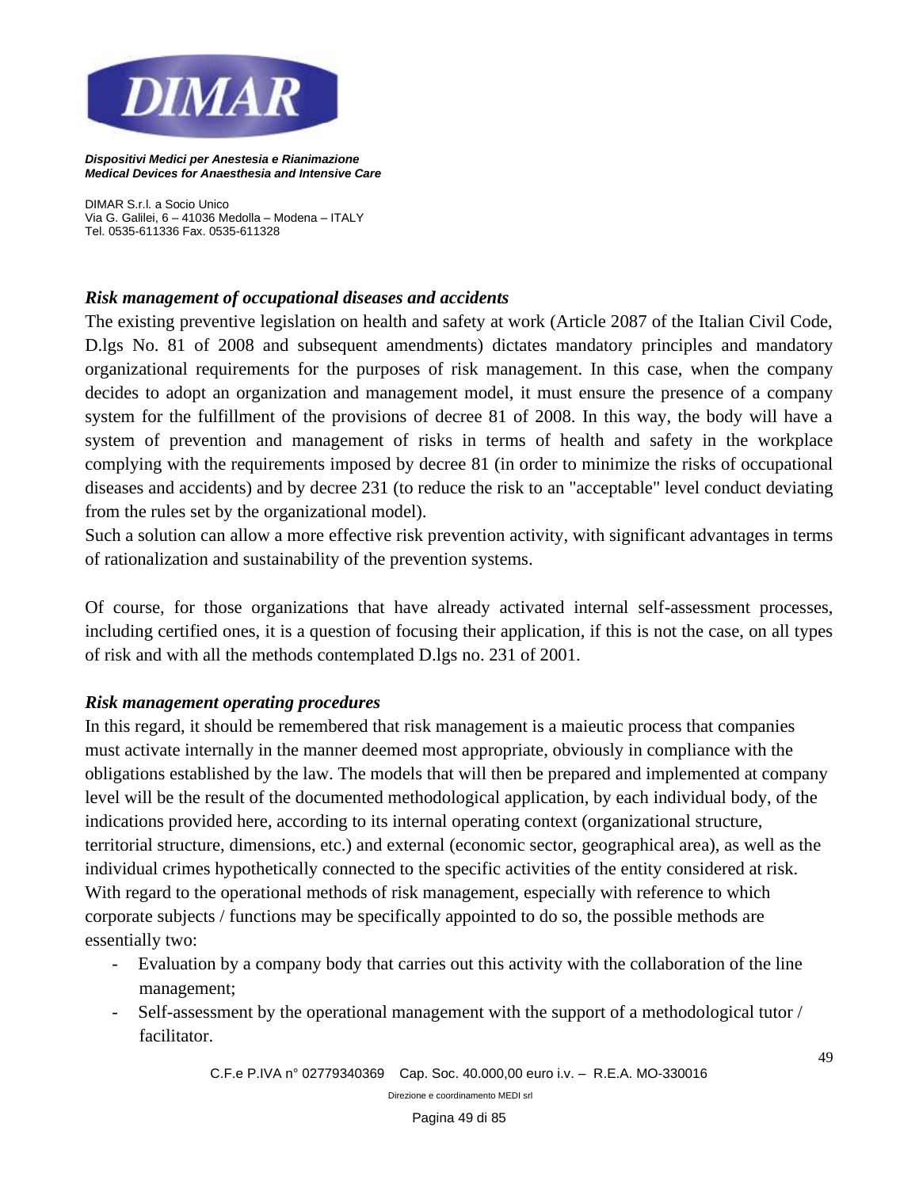### *Risk management of occupational diseases and accidents*

The existing preventive legislation on health and safety at work (Article 2087 of the Italian Civil Code, D.lgs No. 81 of 2008 and subsequent amendments) dictates mandatory principles and mandatory organizational requirements for the purposes of risk management. In this case, when the company decides to adopt an organization and management model, it must ensure the presence of a company system for the fulfillment of the provisions of decree 81 of 2008. In this way, the body will have a system of prevention and management of risks in terms of health and safety in the workplace complying with the requirements imposed by decree 81 (in order to minimize the risks of occupational diseases and accidents) and by decree 231 (to reduce the risk to an "acceptable" level conduct deviating from the rules set by the organizational model).

Such a solution can allow a more effective risk prevention activity, with significant advantages in terms of rationalization and sustainability of the prevention systems.

Of course, for those organizations that have already activated internal self-assessment processes, including certified ones, it is a question of focusing their application, if this is not the case, on all types of risk and with all the methods contemplated D.lgs no. 231 of 2001.

### *Risk management operating procedures*

In this regard, it should be remembered that risk management is a maieutic process that companies must activate internally in the manner deemed most appropriate, obviously in compliance with the obligations established by the law. The models that will then be prepared and implemented at company level will be the result of the documented methodological application, by each individual body, of the indications provided here, according to its internal operating context (organizational structure, territorial structure, dimensions, etc.) and external (economic sector, geographical area), as well as the individual crimes hypothetically connected to the specific activities of the entity considered at risk.

With regard to the operational methods of risk management, especially with reference to which corporate subjects / functions may be specifically appointed to do so, the possible methods are essentially two:

- Evaluation by a company body that carries out this activity with the collaboration of the line management;
- Self-assessment by the operational management with the support of a methodological tutor / facilitator.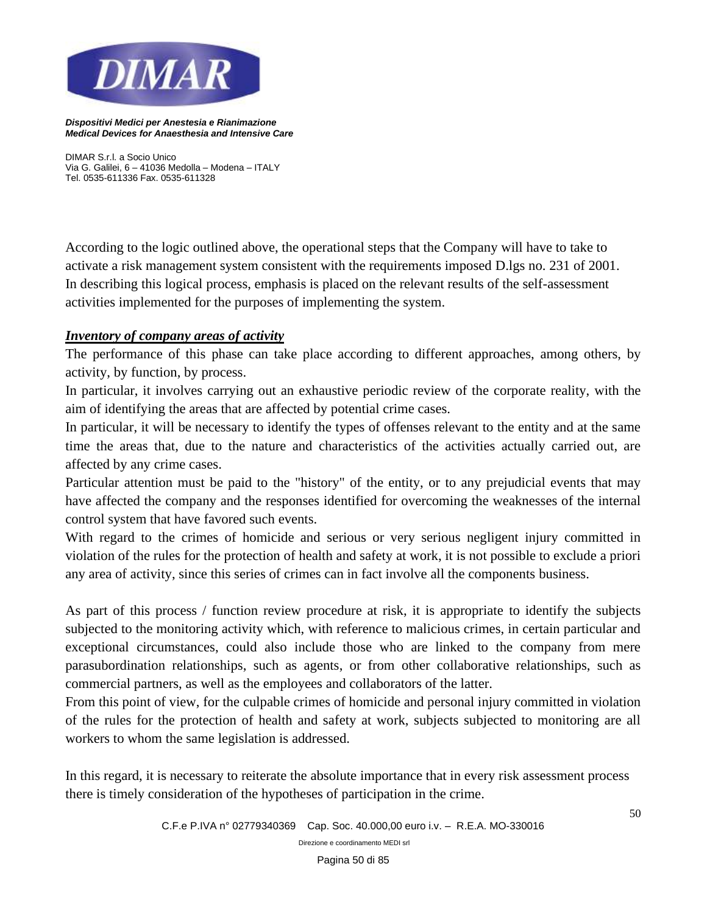According to the logic outlined above, the operational steps that the Company will have to take to activate a risk management system consistent with the requirements imposed D.lgs no. 231 of 2001. In describing this logical process, emphasis is placed on the relevant results of the self-assessment activities implemented for the purposes of implementing the system.

***Inventory of company areas of activity***

The performance of this phase can take place according to different approaches, among others, by activity, by function, by process.

In particular, it involves carrying out an exhaustive periodic review of the corporate reality, with the aim of identifying the areas that are affected by potential crime cases.

In particular, it will be necessary to identify the types of offenses relevant to the entity and at the same time the areas that, due to the nature and characteristics of the activities actually carried out, are affected by any crime cases.

Particular attention must be paid to the "history" of the entity, or to any prejudicial events that may have affected the company and the responses identified for overcoming the weaknesses of the internal control system that have favored such events.

With regard to the crimes of homicide and serious or very serious negligent injury committed in violation of the rules for the protection of health and safety at work, it is not possible to exclude a priori any area of activity, since this series of crimes can in fact involve all the components business.

As part of this process / function review procedure at risk, it is appropriate to identify the subjects subjected to the monitoring activity which, with reference to malicious crimes, in certain particular and exceptional circumstances, could also include those who are linked to the company from mere parasubordination relationships, such as agents, or from other collaborative relationships, such as commercial partners, as well as the employees and collaborators of the latter.

From this point of view, for the culpable crimes of homicide and personal injury committed in violation of the rules for the protection of health and safety at work, subjects subjected to monitoring are all workers to whom the same legislation is addressed.

In this regard, it is necessary to reiterate the absolute importance that in every risk assessment process there is timely consideration of the hypotheses of participation in the crime.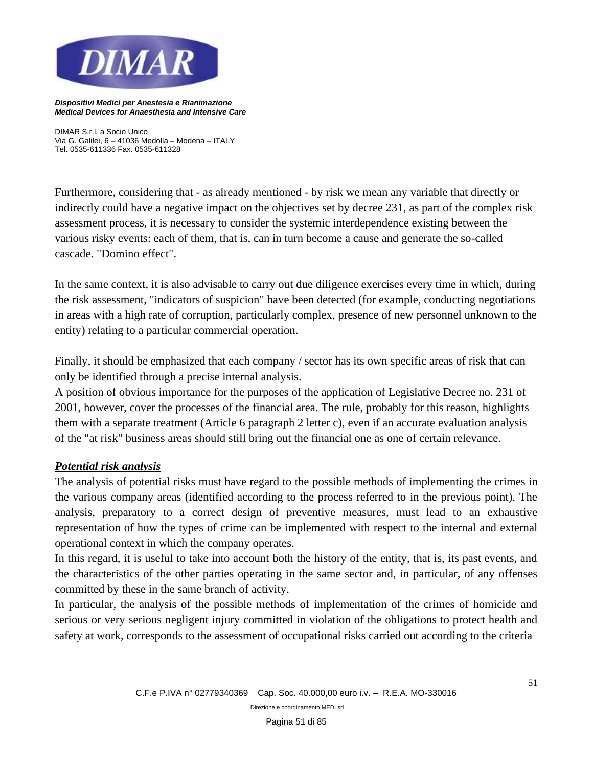Furthermore, considering that - as already mentioned - by risk we mean any variable that directly or indirectly could have a negative impact on the objectives set by decree 231, as part of the complex risk assessment process, it is necessary to consider the systemic interdependence existing between the various risky events: each of them, that is, can in turn become a cause and generate the so-called cascade. "Domino effect".

In the same context, it is also advisable to carry out due diligence exercises every time in which, during the risk assessment, "indicators of suspicion" have been detected (for example, conducting negotiations in areas with a high rate of corruption, particularly complex, presence of new personnel unknown to the entity) relating to a particular commercial operation.

Finally, it should be emphasized that each company / sector has its own specific areas of risk that can only be identified through a precise internal analysis.
A position of obvious importance for the purposes of the application of Legislative Decree no. 231 of 2001, however, cover the processes of the financial area. The rule, probably for this reason, highlights them with a separate treatment (Article 6 paragraph 2 letter c), even if an accurate evaluation analysis of the "at risk" business areas should still bring out the financial one as one of certain relevance.

***Potential risk analysis***

The analysis of potential risks must have regard to the possible methods of implementing the crimes in the various company areas (identified according to the process referred to in the previous point). The analysis, preparatory to a correct design of preventive measures, must lead to an exhaustive representation of how the types of crime can be implemented with respect to the internal and external operational context in which the company operates.
In this regard, it is useful to take into account both the history of the entity, that is, its past events, and the characteristics of the other parties operating in the same sector and, in particular, of any offenses committed by these in the same branch of activity.
In particular, the analysis of the possible methods of implementation of the crimes of homicide and serious or very serious negligent injury committed in violation of the obligations to protect health and safety at work, corresponds to the assessment of occupational risks carried out according to the criteria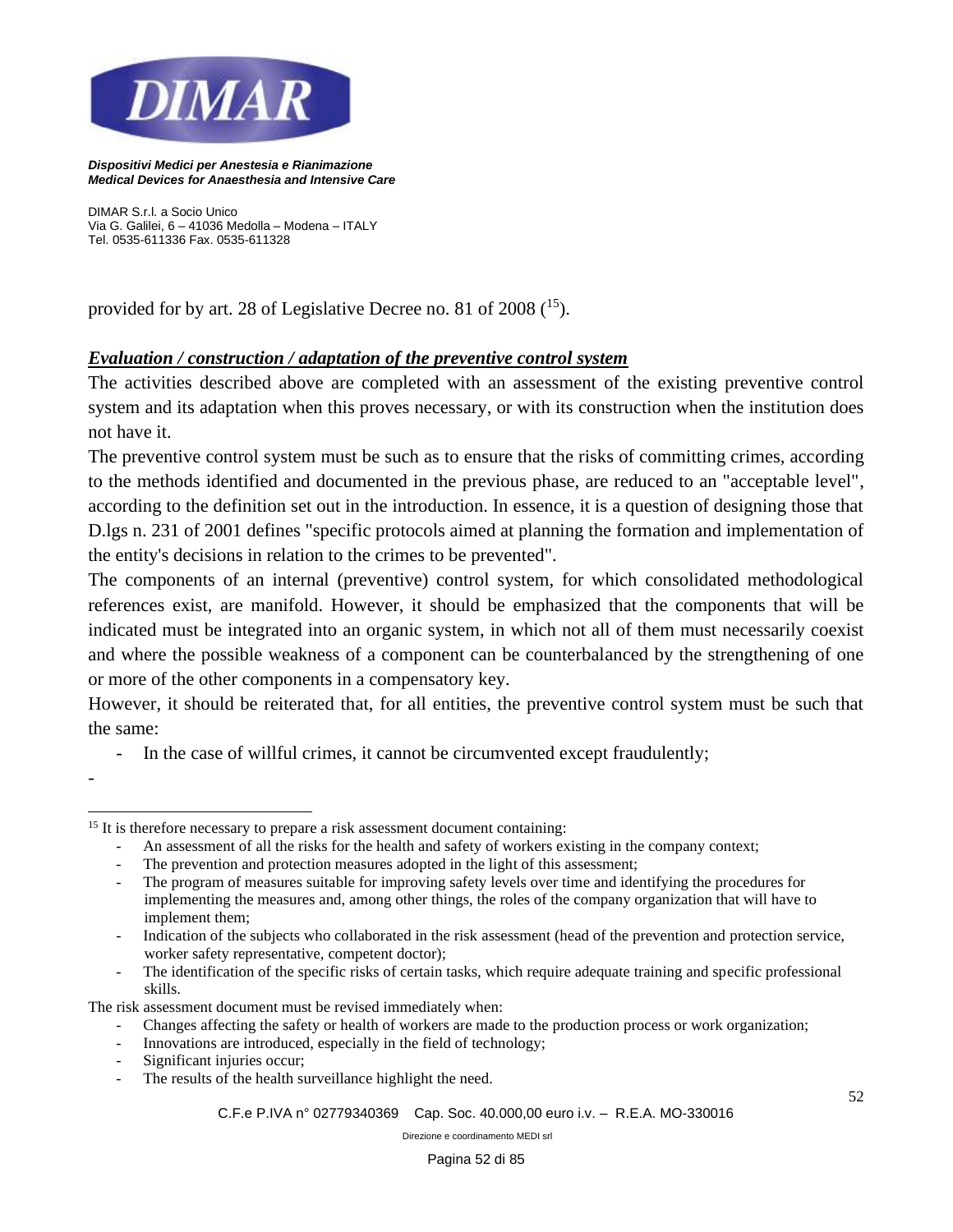provided for by art. 28 of Legislative Decree no. 81 of 2008 ([15]).

***Evaluation / construction / adaptation of the preventive control system***

The activities described above are completed with an assessment of the existing preventive control system and its adaptation when this proves necessary, or with its construction when the institution does not have it.

The preventive control system must be such as to ensure that the risks of committing crimes, according to the methods identified and documented in the previous phase, are reduced to an "acceptable level", according to the definition set out in the introduction. In essence, it is a question of designing those that D.lgs n. 231 of 2001 defines "specific protocols aimed at planning the formation and implementation of the entity's decisions in relation to the crimes to be prevented".

The components of an internal (preventive) control system, for which consolidated methodological references exist, are manifold. However, it should be emphasized that the components that will be indicated must be integrated into an organic system, in which not all of them must necessarily coexist and where the possible weakness of a component can be counterbalanced by the strengthening of one or more of the other components in a compensatory key.

However, it should be reiterated that, for all entities, the preventive control system must be such that the same:

- In the case of willful crimes, it cannot be circumvented except fraudulently;
-

---

[15] It is therefore necessary to prepare a risk assessment document containing:

- An assessment of all the risks for the health and safety of workers existing in the company context;
- The prevention and protection measures adopted in the light of this assessment;
- The program of measures suitable for improving safety levels over time and identifying the procedures for implementing the measures and, among other things, the roles of the company organization that will have to implement them;
- Indication of the subjects who collaborated in the risk assessment (head of the prevention and protection service, worker safety representative, competent doctor);
- The identification of the specific risks of certain tasks, which require adequate training and specific professional skills.

The risk assessment document must be revised immediately when:

- Changes affecting the safety or health of workers are made to the production process or work organization;
- Innovations are introduced, especially in the field of technology;
- Significant injuries occur;
- The results of the health surveillance highlight the need.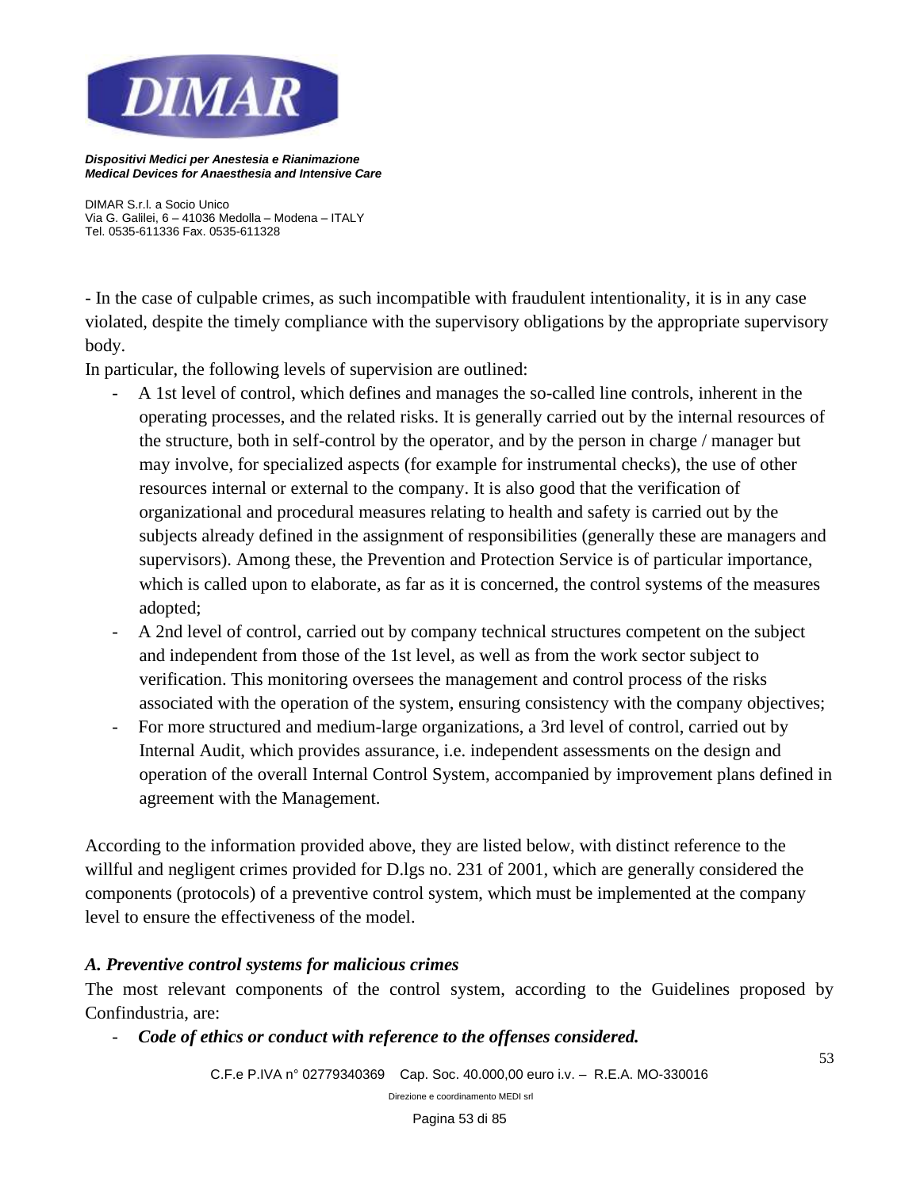- In the case of culpable crimes, as such incompatible with fraudulent intentionality, it is in any case violated, despite the timely compliance with the supervisory obligations by the appropriate supervisory body.

In particular, the following levels of supervision are outlined:

- A 1st level of control, which defines and manages the so-called line controls, inherent in the operating processes, and the related risks. It is generally carried out by the internal resources of the structure, both in self-control by the operator, and by the person in charge / manager but may involve, for specialized aspects (for example for instrumental checks), the use of other resources internal or external to the company. It is also good that the verification of organizational and procedural measures relating to health and safety is carried out by the subjects already defined in the assignment of responsibilities (generally these are managers and supervisors). Among these, the Prevention and Protection Service is of particular importance, which is called upon to elaborate, as far as it is concerned, the control systems of the measures adopted;
- A 2nd level of control, carried out by company technical structures competent on the subject and independent from those of the 1st level, as well as from the work sector subject to verification. This monitoring oversees the management and control process of the risks associated with the operation of the system, ensuring consistency with the company objectives;
- For more structured and medium-large organizations, a 3rd level of control, carried out by Internal Audit, which provides assurance, i.e. independent assessments on the design and operation of the overall Internal Control System, accompanied by improvement plans defined in agreement with the Management.

According to the information provided above, they are listed below, with distinct reference to the willful and negligent crimes provided for D.lgs no. 231 of 2001, which are generally considered the components (protocols) of a preventive control system, which must be implemented at the company level to ensure the effectiveness of the model.

### *A. Preventive control systems for malicious crimes*

The most relevant components of the control system, according to the Guidelines proposed by Confindustria, are:

- ***Code of ethics or conduct with reference to the offenses considered.***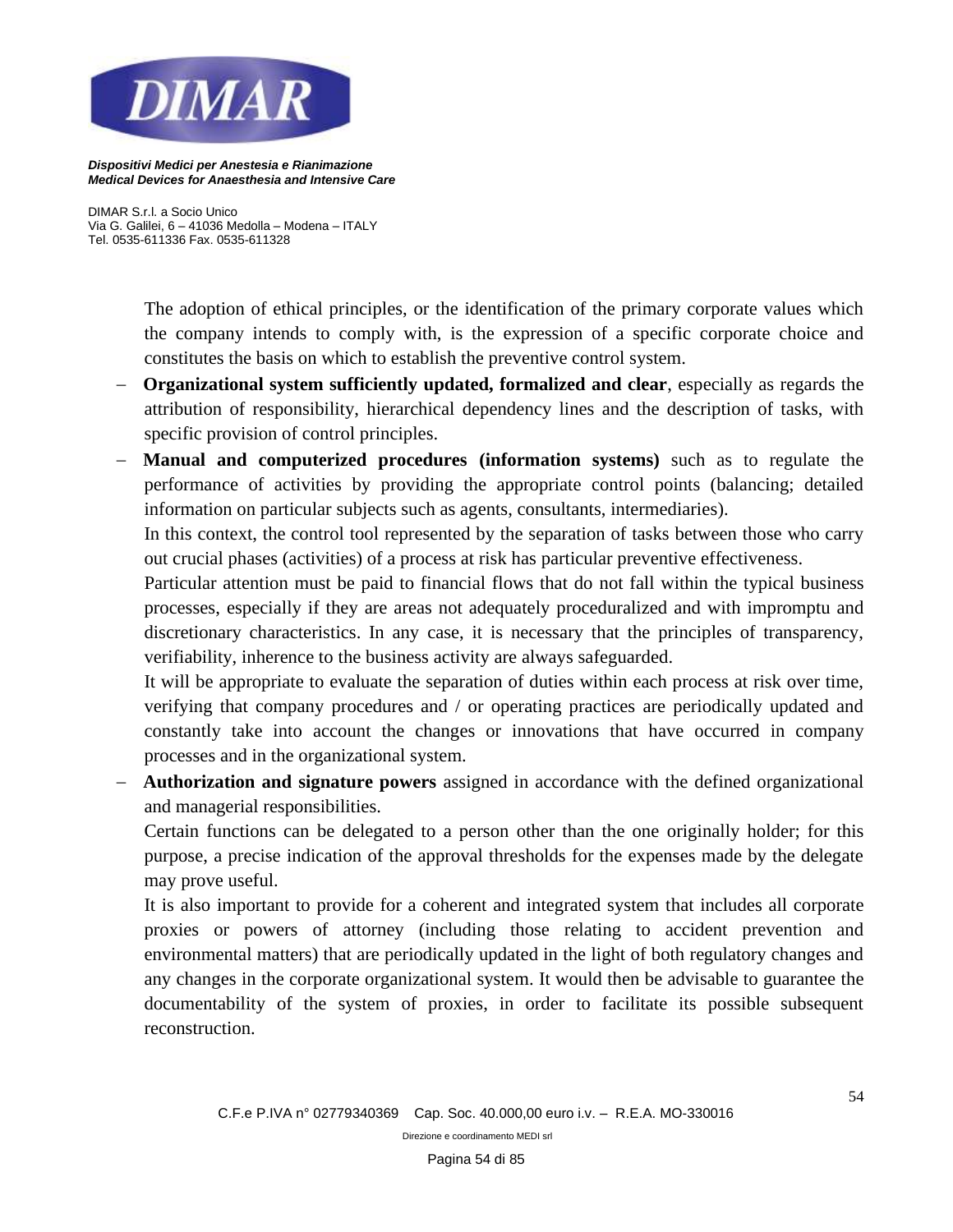The adoption of ethical principles, or the identification of the primary corporate values which the company intends to comply with, is the expression of a specific corporate choice and constitutes the basis on which to establish the preventive control system.

- **Organizational system sufficiently updated, formalized and clear**, especially as regards the attribution of responsibility, hierarchical dependency lines and the description of tasks, with specific provision of control principles.
- **Manual and computerized procedures (information systems)** such as to regulate the performance of activities by providing the appropriate control points (balancing; detailed information on particular subjects such as agents, consultants, intermediaries).

  In this context, the control tool represented by the separation of tasks between those who carry out crucial phases (activities) of a process at risk has particular preventive effectiveness.

  Particular attention must be paid to financial flows that do not fall within the typical business processes, especially if they are areas not adequately proceduralized and with impromptu and discretionary characteristics. In any case, it is necessary that the principles of transparency, verifiability, inherence to the business activity are always safeguarded.

  It will be appropriate to evaluate the separation of duties within each process at risk over time, verifying that company procedures and / or operating practices are periodically updated and constantly take into account the changes or innovations that have occurred in company processes and in the organizational system.
- **Authorization and signature powers** assigned in accordance with the defined organizational and managerial responsibilities.

  Certain functions can be delegated to a person other than the one originally holder; for this purpose, a precise indication of the approval thresholds for the expenses made by the delegate may prove useful.

  It is also important to provide for a coherent and integrated system that includes all corporate proxies or powers of attorney (including those relating to accident prevention and environmental matters) that are periodically updated in the light of both regulatory changes and any changes in the corporate organizational system. It would then be advisable to guarantee the documentability of the system of proxies, in order to facilitate its possible subsequent reconstruction.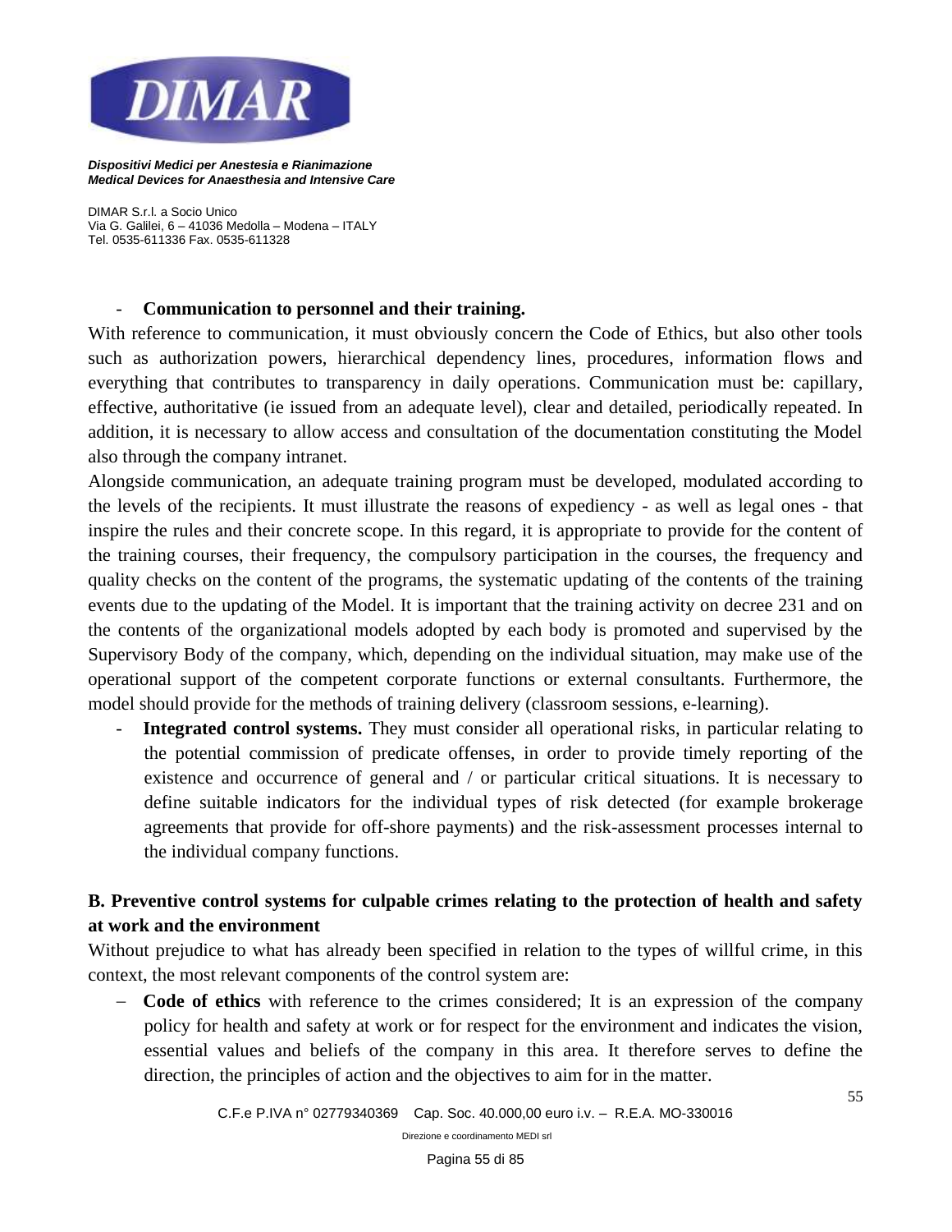- **Communication to personnel and their training.**

With reference to communication, it must obviously concern the Code of Ethics, but also other tools such as authorization powers, hierarchical dependency lines, procedures, information flows and everything that contributes to transparency in daily operations. Communication must be: capillary, effective, authoritative (ie issued from an adequate level), clear and detailed, periodically repeated. In addition, it is necessary to allow access and consultation of the documentation constituting the Model also through the company intranet.

Alongside communication, an adequate training program must be developed, modulated according to the levels of the recipients. It must illustrate the reasons of expediency - as well as legal ones - that inspire the rules and their concrete scope. In this regard, it is appropriate to provide for the content of the training courses, their frequency, the compulsory participation in the courses, the frequency and quality checks on the content of the programs, the systematic updating of the contents of the training events due to the updating of the Model. It is important that the training activity on decree 231 and on the contents of the organizational models adopted by each body is promoted and supervised by the Supervisory Body of the company, which, depending on the individual situation, may make use of the operational support of the competent corporate functions or external consultants. Furthermore, the model should provide for the methods of training delivery (classroom sessions, e-learning).

- **Integrated control systems.** They must consider all operational risks, in particular relating to the potential commission of predicate offenses, in order to provide timely reporting of the existence and occurrence of general and / or particular critical situations. It is necessary to define suitable indicators for the individual types of risk detected (for example brokerage agreements that provide for off-shore payments) and the risk-assessment processes internal to the individual company functions.

## B. Preventive control systems for culpable crimes relating to the protection of health and safety at work and the environment

Without prejudice to what has already been specified in relation to the types of willful crime, in this context, the most relevant components of the control system are:

- **Code of ethics** with reference to the crimes considered; It is an expression of the company policy for health and safety at work or for respect for the environment and indicates the vision, essential values and beliefs of the company in this area. It therefore serves to define the direction, the principles of action and the objectives to aim for in the matter.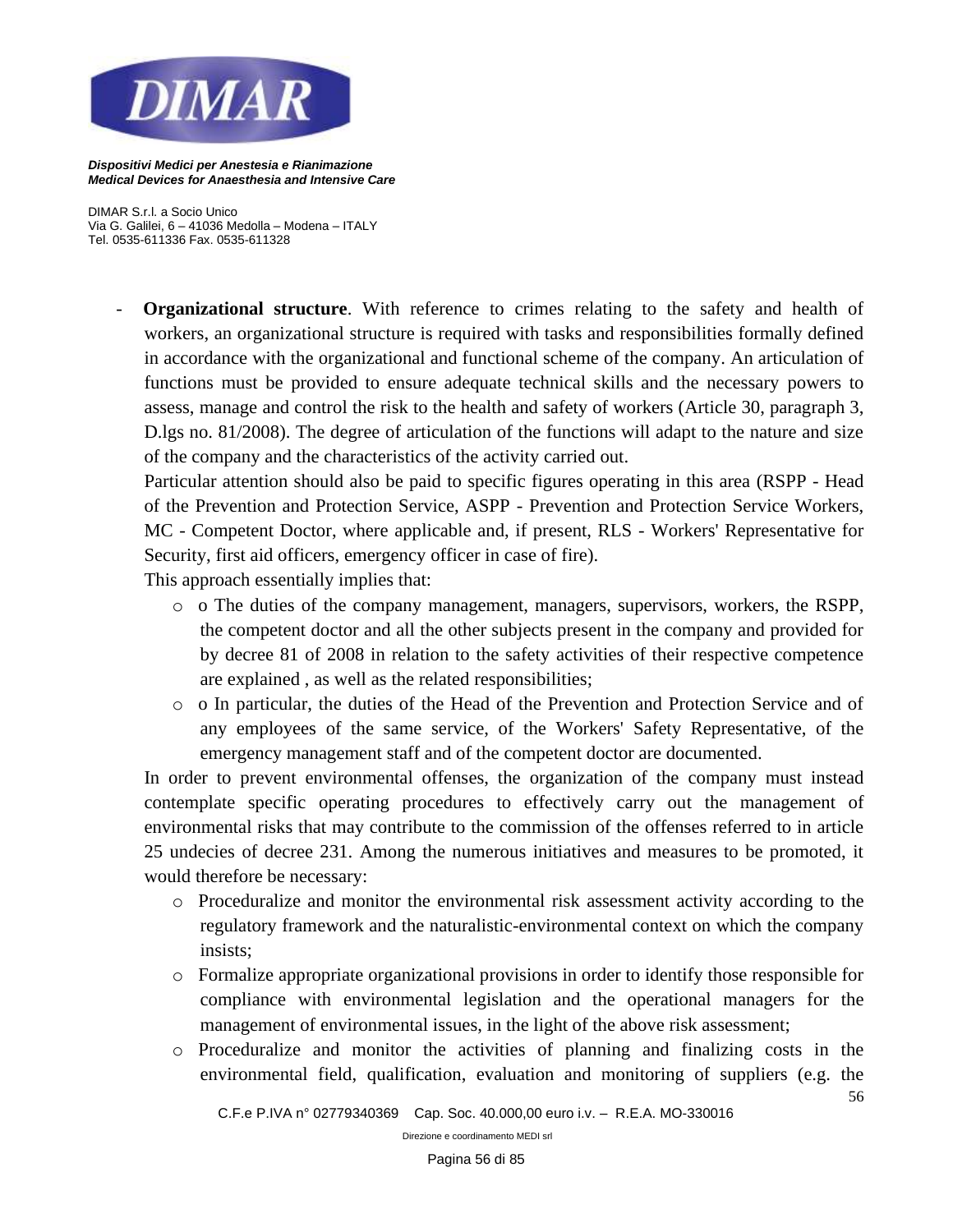- **Organizational structure**. With reference to crimes relating to the safety and health of workers, an organizational structure is required with tasks and responsibilities formally defined in accordance with the organizational and functional scheme of the company. An articulation of functions must be provided to ensure adequate technical skills and the necessary powers to assess, manage and control the risk to the health and safety of workers (Article 30, paragraph 3, D.lgs no. 81/2008). The degree of articulation of the functions will adapt to the nature and size of the company and the characteristics of the activity carried out.

  Particular attention should also be paid to specific figures operating in this area (RSPP - Head of the Prevention and Protection Service, ASPP - Prevention and Protection Service Workers, MC - Competent Doctor, where applicable and, if present, RLS - Workers' Representative for Security, first aid officers, emergency officer in case of fire).

  This approach essentially implies that:

  - o The duties of the company management, managers, supervisors, workers, the RSPP, the competent doctor and all the other subjects present in the company and provided for by decree 81 of 2008 in relation to the safety activities of their respective competence are explained , as well as the related responsibilities;
  - o In particular, the duties of the Head of the Prevention and Protection Service and of any employees of the same service, of the Workers' Safety Representative, of the emergency management staff and of the competent doctor are documented.

  In order to prevent environmental offenses, the organization of the company must instead contemplate specific operating procedures to effectively carry out the management of environmental risks that may contribute to the commission of the offenses referred to in article 25 undecies of decree 231. Among the numerous initiatives and measures to be promoted, it would therefore be necessary:

  - Proceduralize and monitor the environmental risk assessment activity according to the regulatory framework and the naturalistic-environmental context on which the company insists;
  - Formalize appropriate organizational provisions in order to identify those responsible for compliance with environmental legislation and the operational managers for the management of environmental issues, in the light of the above risk assessment;
  - Proceduralize and monitor the activities of planning and finalizing costs in the environmental field, qualification, evaluation and monitoring of suppliers (e.g. the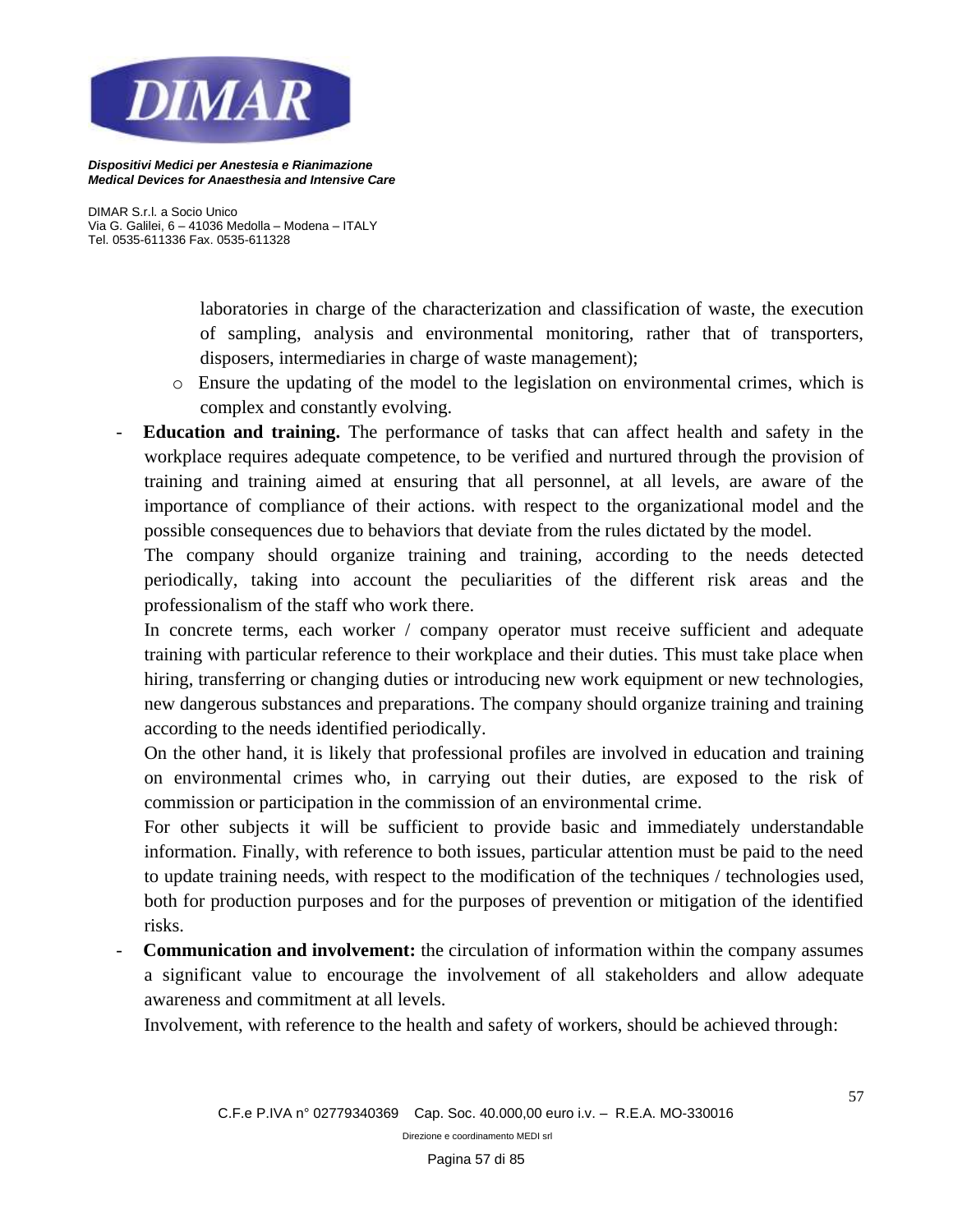laboratories in charge of the characterization and classification of waste, the execution of sampling, analysis and environmental monitoring, rather that of transporters, disposers, intermediaries in charge of waste management);

  - Ensure the updating of the model to the legislation on environmental crimes, which is complex and constantly evolving.

- **Education and training.** The performance of tasks that can affect health and safety in the workplace requires adequate competence, to be verified and nurtured through the provision of training and training aimed at ensuring that all personnel, at all levels, are aware of the importance of compliance of their actions. with respect to the organizational model and the possible consequences due to behaviors that deviate from the rules dictated by the model.

  The company should organize training and training, according to the needs detected periodically, taking into account the peculiarities of the different risk areas and the professionalism of the staff who work there.

  In concrete terms, each worker / company operator must receive sufficient and adequate training with particular reference to their workplace and their duties. This must take place when hiring, transferring or changing duties or introducing new work equipment or new technologies, new dangerous substances and preparations. The company should organize training and training according to the needs identified periodically.

  On the other hand, it is likely that professional profiles are involved in education and training on environmental crimes who, in carrying out their duties, are exposed to the risk of commission or participation in the commission of an environmental crime.

  For other subjects it will be sufficient to provide basic and immediately understandable information. Finally, with reference to both issues, particular attention must be paid to the need to update training needs, with respect to the modification of the techniques / technologies used, both for production purposes and for the purposes of prevention or mitigation of the identified risks.

- **Communication and involvement:** the circulation of information within the company assumes a significant value to encourage the involvement of all stakeholders and allow adequate awareness and commitment at all levels.

  Involvement, with reference to the health and safety of workers, should be achieved through: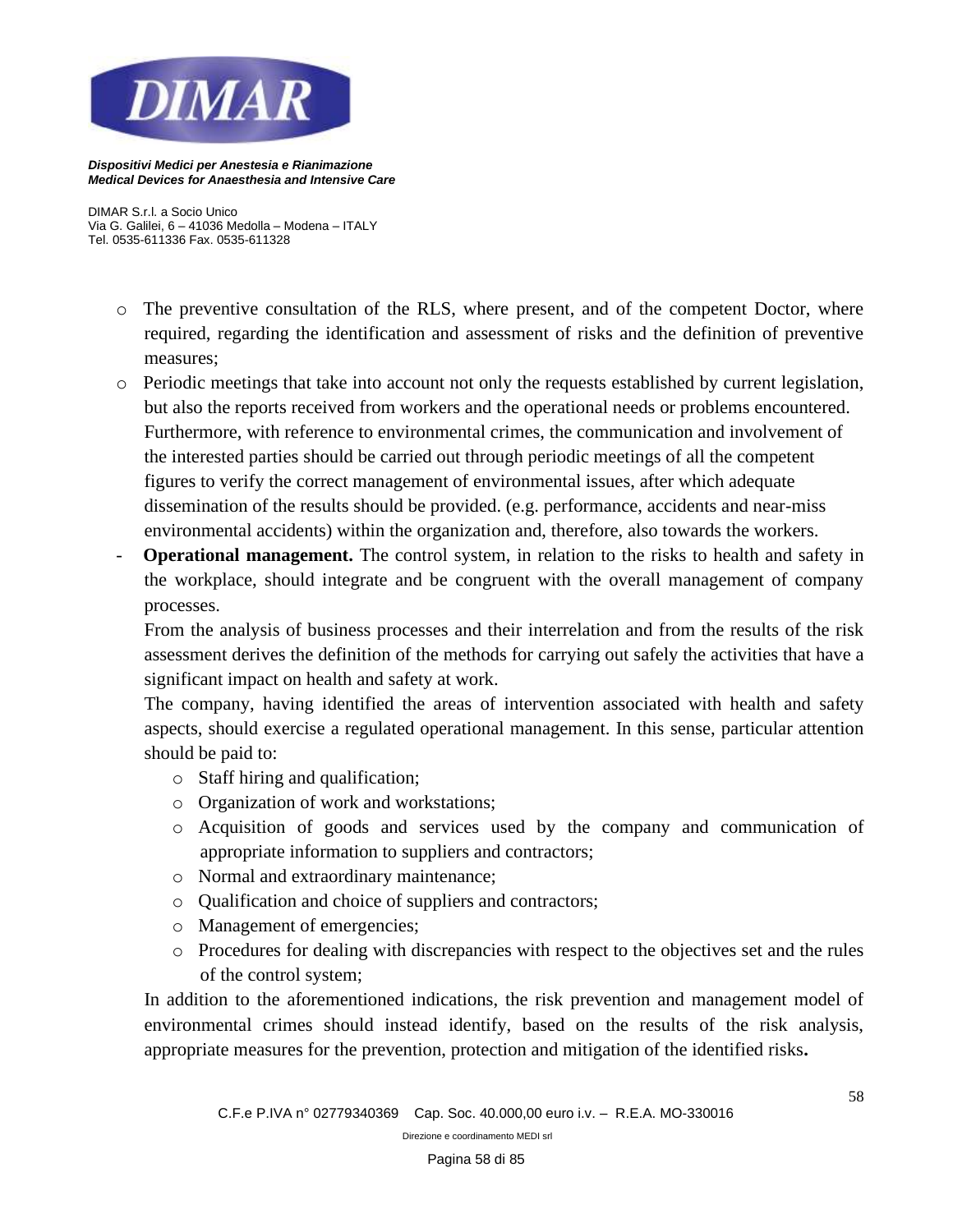- The preventive consultation of the RLS, where present, and of the competent Doctor, where required, regarding the identification and assessment of risks and the definition of preventive measures;
- Periodic meetings that take into account not only the requests established by current legislation, but also the reports received from workers and the operational needs or problems encountered. Furthermore, with reference to environmental crimes, the communication and involvement of the interested parties should be carried out through periodic meetings of all the competent figures to verify the correct management of environmental issues, after which adequate dissemination of the results should be provided. (e.g. performance, accidents and near-miss environmental accidents) within the organization and, therefore, also towards the workers.

- **Operational management.** The control system, in relation to the risks to health and safety in the workplace, should integrate and be congruent with the overall management of company processes.

  From the analysis of business processes and their interrelation and from the results of the risk assessment derives the definition of the methods for carrying out safely the activities that have a significant impact on health and safety at work.

  The company, having identified the areas of intervention associated with health and safety aspects, should exercise a regulated operational management. In this sense, particular attention should be paid to:

  - Staff hiring and qualification;
  - Organization of work and workstations;
  - Acquisition of goods and services used by the company and communication of appropriate information to suppliers and contractors;
  - Normal and extraordinary maintenance;
  - Qualification and choice of suppliers and contractors;
  - Management of emergencies;
  - Procedures for dealing with discrepancies with respect to the objectives set and the rules of the control system;

  In addition to the aforementioned indications, the risk prevention and management model of environmental crimes should instead identify, based on the results of the risk analysis, appropriate measures for the prevention, protection and mitigation of the identified risks**.**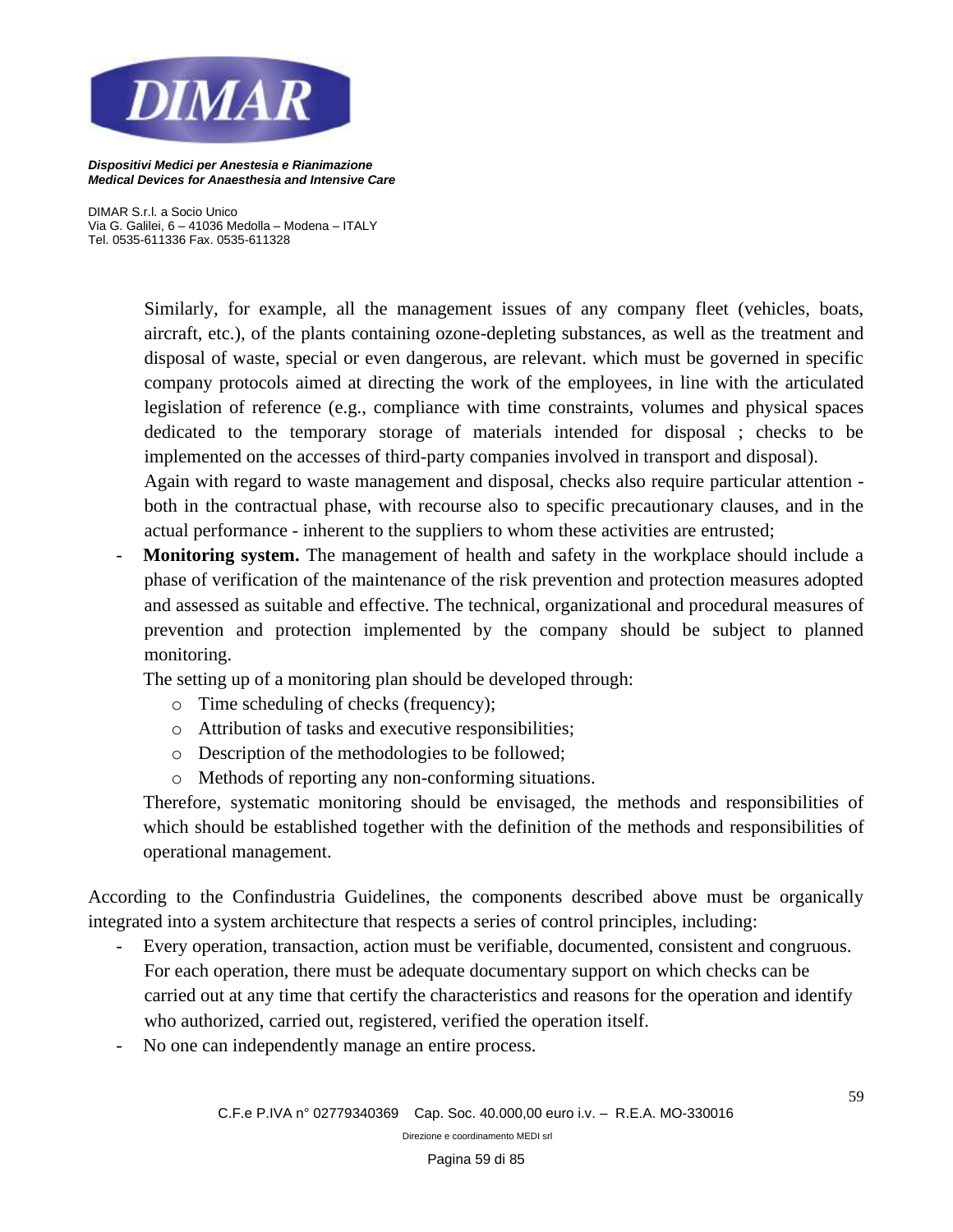Similarly, for example, all the management issues of any company fleet (vehicles, boats, aircraft, etc.), of the plants containing ozone-depleting substances, as well as the treatment and disposal of waste, special or even dangerous, are relevant. which must be governed in specific company protocols aimed at directing the work of the employees, in line with the articulated legislation of reference (e.g., compliance with time constraints, volumes and physical spaces dedicated to the temporary storage of materials intended for disposal ; checks to be implemented on the accesses of third-party companies involved in transport and disposal).

Again with regard to waste management and disposal, checks also require particular attention - both in the contractual phase, with recourse also to specific precautionary clauses, and in the actual performance - inherent to the suppliers to whom these activities are entrusted;

- **Monitoring system.** The management of health and safety in the workplace should include a phase of verification of the maintenance of the risk prevention and protection measures adopted and assessed as suitable and effective. The technical, organizational and procedural measures of prevention and protection implemented by the company should be subject to planned monitoring.

  The setting up of a monitoring plan should be developed through:
  - Time scheduling of checks (frequency);
  - Attribution of tasks and executive responsibilities;
  - Description of the methodologies to be followed;
  - Methods of reporting any non-conforming situations.

  Therefore, systematic monitoring should be envisaged, the methods and responsibilities of which should be established together with the definition of the methods and responsibilities of operational management.

According to the Confindustria Guidelines, the components described above must be organically integrated into a system architecture that respects a series of control principles, including:

- Every operation, transaction, action must be verifiable, documented, consistent and congruous. For each operation, there must be adequate documentary support on which checks can be carried out at any time that certify the characteristics and reasons for the operation and identify who authorized, carried out, registered, verified the operation itself.
- No one can independently manage an entire process.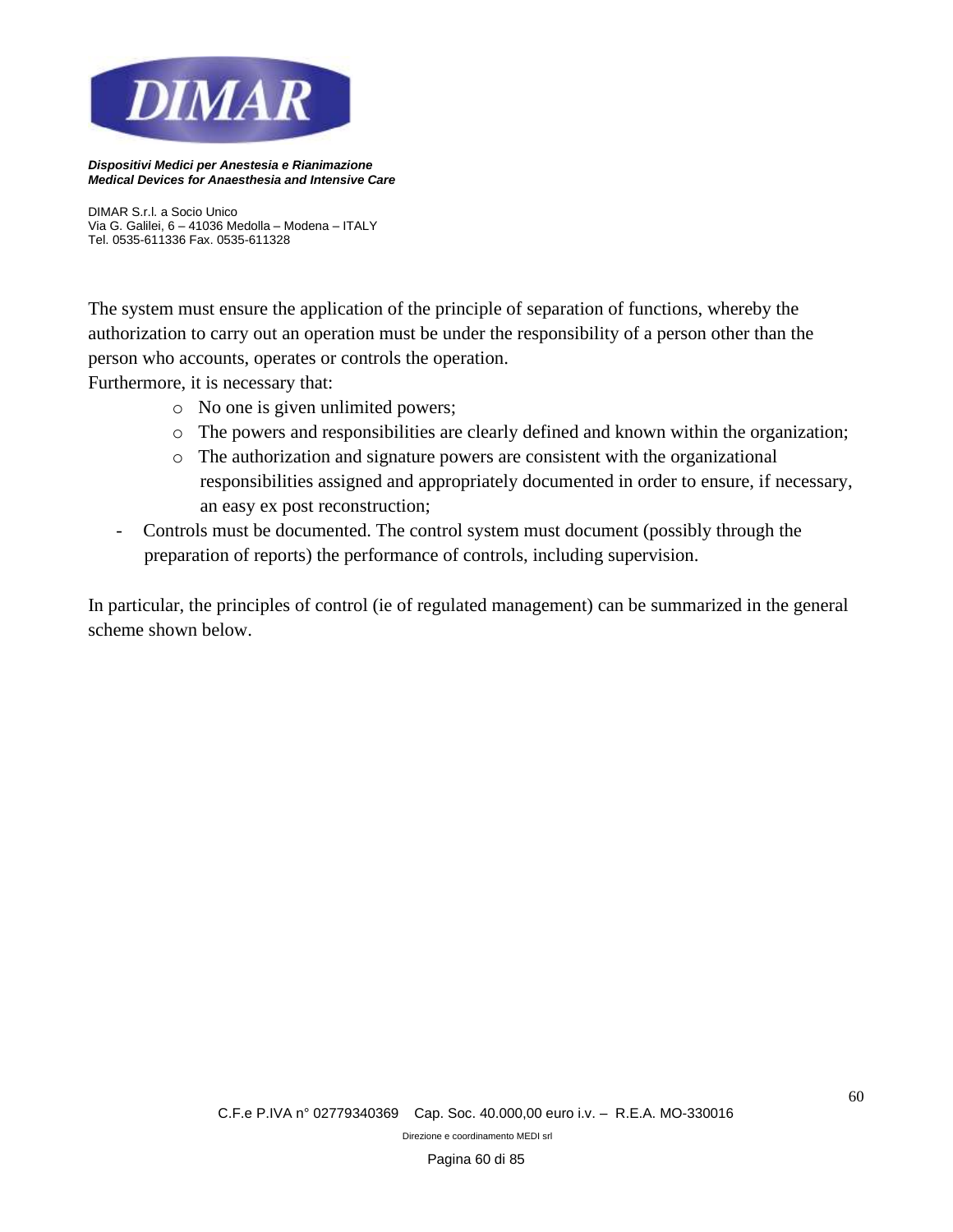The system must ensure the application of the principle of separation of functions, whereby the authorization to carry out an operation must be under the responsibility of a person other than the person who accounts, operates or controls the operation.

Furthermore, it is necessary that:

- No one is given unlimited powers;
- The powers and responsibilities are clearly defined and known within the organization;
- The authorization and signature powers are consistent with the organizational responsibilities assigned and appropriately documented in order to ensure, if necessary, an easy ex post reconstruction;

- Controls must be documented. The control system must document (possibly through the preparation of reports) the performance of controls, including supervision.

In particular, the principles of control (ie of regulated management) can be summarized in the general scheme shown below.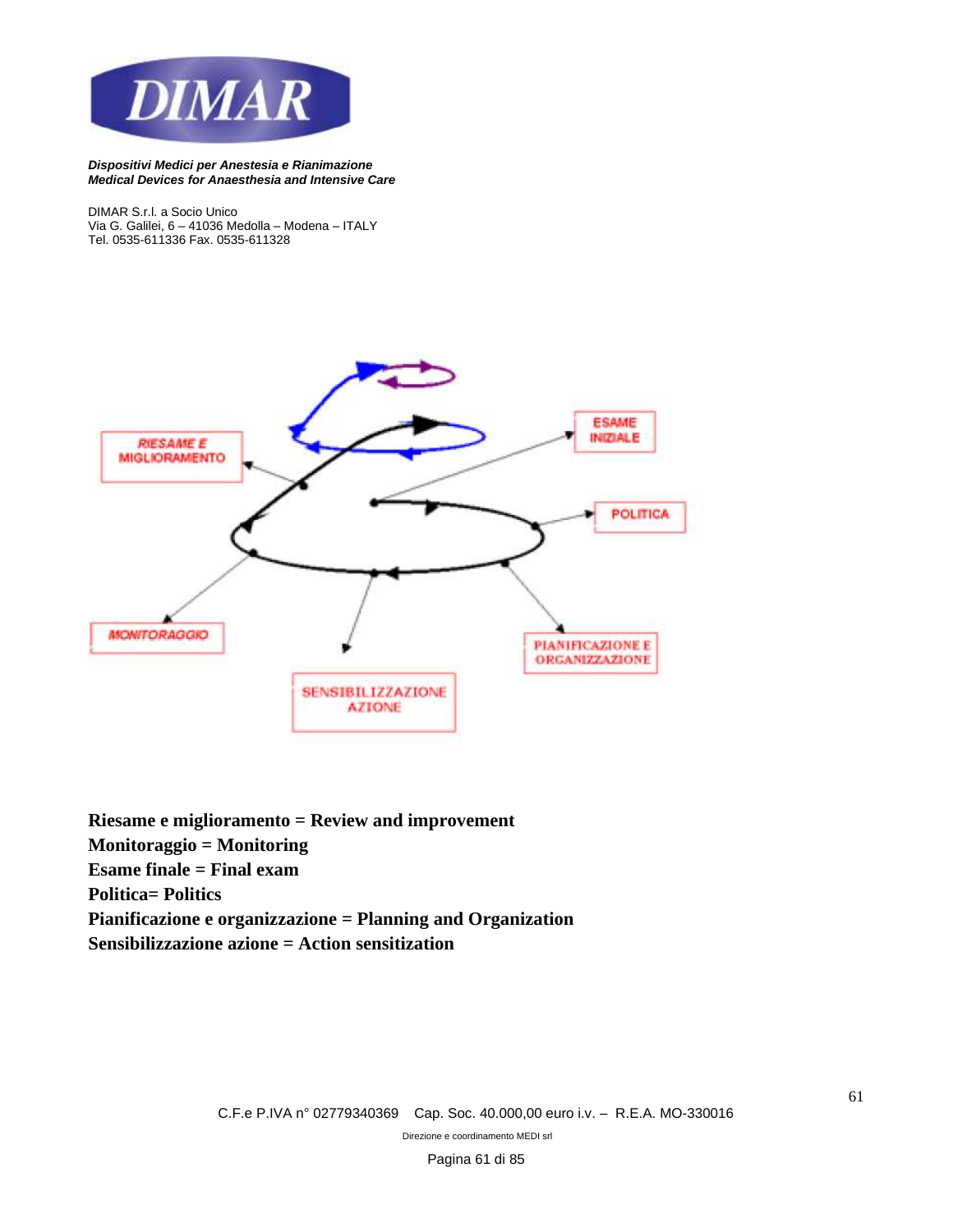**DIMAR**

***Dispositivi Medici per Anestesia e Rianimazione***
***Medical Devices for Anaesthesia and Intensive Care***

DIMAR S.r.l. a Socio Unico
Via G. Galilei, 6 – 41036 Medolla – Modena – ITALY
Tel. 0535-611336 Fax. 0535-611328

RIESAME E MIGLIORAMENTO

ESAME INIZIALE

POLITICA

MONITORAGGIO

PIANIFICAZIONE E ORGANIZZAZIONE

SENSIBILIZZAZIONE AZIONE

**Riesame e miglioramento = Review and improvement**
**Monitoraggio = Monitoring**
**Esame finale = Final exam**
**Politica= Politics**
**Pianificazione e organizzazione = Planning and Organization**
**Sensibilizzazione azione = Action sensitization**

C.F.e P.IVA n° 02779340369 Cap. Soc. 40.000,00 euro i.v. – R.E.A. MO-330016

Direzione e coordinamento MEDI srl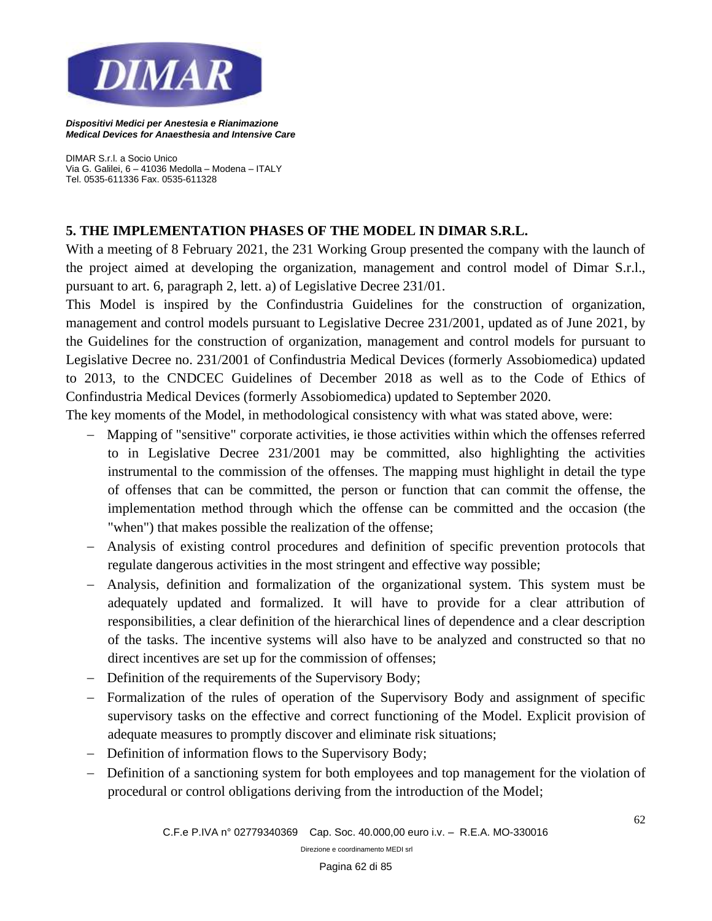## 5. THE IMPLEMENTATION PHASES OF THE MODEL IN DIMAR S.R.L.

With a meeting of 8 February 2021, the 231 Working Group presented the company with the launch of the project aimed at developing the organization, management and control model of Dimar S.r.l., pursuant to art. 6, paragraph 2, lett. a) of Legislative Decree 231/01.

This Model is inspired by the Confindustria Guidelines for the construction of organization, management and control models pursuant to Legislative Decree 231/2001, updated as of June 2021, by the Guidelines for the construction of organization, management and control models for pursuant to Legislative Decree no. 231/2001 of Confindustria Medical Devices (formerly Assobiomedica) updated to 2013, to the CNDCEC Guidelines of December 2018 as well as to the Code of Ethics of Confindustria Medical Devices (formerly Assobiomedica) updated to September 2020.

The key moments of the Model, in methodological consistency with what was stated above, were:

- Mapping of "sensitive" corporate activities, ie those activities within which the offenses referred to in Legislative Decree 231/2001 may be committed, also highlighting the activities instrumental to the commission of the offenses. The mapping must highlight in detail the type of offenses that can be committed, the person or function that can commit the offense, the implementation method through which the offense can be committed and the occasion (the "when") that makes possible the realization of the offense;
- Analysis of existing control procedures and definition of specific prevention protocols that regulate dangerous activities in the most stringent and effective way possible;
- Analysis, definition and formalization of the organizational system. This system must be adequately updated and formalized. It will have to provide for a clear attribution of responsibilities, a clear definition of the hierarchical lines of dependence and a clear description of the tasks. The incentive systems will also have to be analyzed and constructed so that no direct incentives are set up for the commission of offenses;
- Definition of the requirements of the Supervisory Body;
- Formalization of the rules of operation of the Supervisory Body and assignment of specific supervisory tasks on the effective and correct functioning of the Model. Explicit provision of adequate measures to promptly discover and eliminate risk situations;
- Definition of information flows to the Supervisory Body;
- Definition of a sanctioning system for both employees and top management for the violation of procedural or control obligations deriving from the introduction of the Model;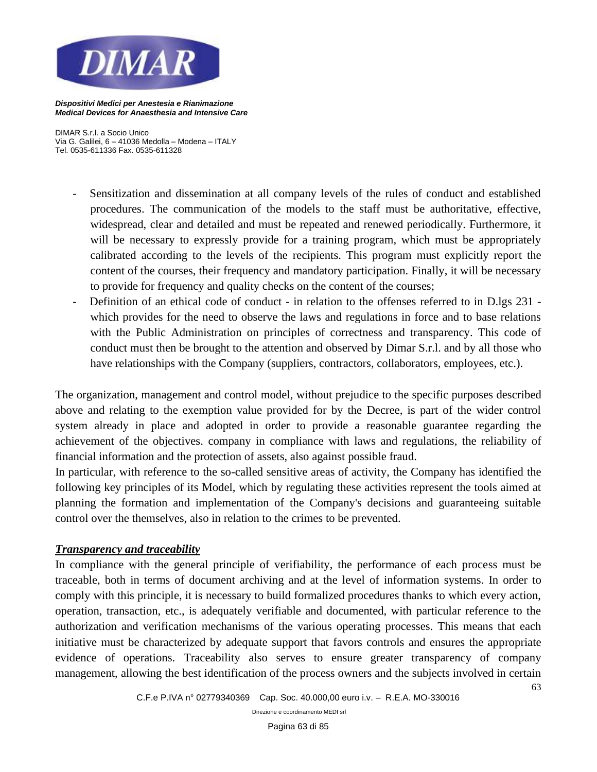- Sensitization and dissemination at all company levels of the rules of conduct and established procedures. The communication of the models to the staff must be authoritative, effective, widespread, clear and detailed and must be repeated and renewed periodically. Furthermore, it will be necessary to expressly provide for a training program, which must be appropriately calibrated according to the levels of the recipients. This program must explicitly report the content of the courses, their frequency and mandatory participation. Finally, it will be necessary to provide for frequency and quality checks on the content of the courses;
- Definition of an ethical code of conduct - in relation to the offenses referred to in D.lgs 231 - which provides for the need to observe the laws and regulations in force and to base relations with the Public Administration on principles of correctness and transparency. This code of conduct must then be brought to the attention and observed by Dimar S.r.l. and by all those who have relationships with the Company (suppliers, contractors, collaborators, employees, etc.).

The organization, management and control model, without prejudice to the specific purposes described above and relating to the exemption value provided for by the Decree, is part of the wider control system already in place and adopted in order to provide a reasonable guarantee regarding the achievement of the objectives. company in compliance with laws and regulations, the reliability of financial information and the protection of assets, also against possible fraud.

In particular, with reference to the so-called sensitive areas of activity, the Company has identified the following key principles of its Model, which by regulating these activities represent the tools aimed at planning the formation and implementation of the Company's decisions and guaranteeing suitable control over the themselves, also in relation to the crimes to be prevented.

***Transparency and traceability***

In compliance with the general principle of verifiability, the performance of each process must be traceable, both in terms of document archiving and at the level of information systems. In order to comply with this principle, it is necessary to build formalized procedures thanks to which every action, operation, transaction, etc., is adequately verifiable and documented, with particular reference to the authorization and verification mechanisms of the various operating processes. This means that each initiative must be characterized by adequate support that favors controls and ensures the appropriate evidence of operations. Traceability also serves to ensure greater transparency of company management, allowing the best identification of the process owners and the subjects involved in certain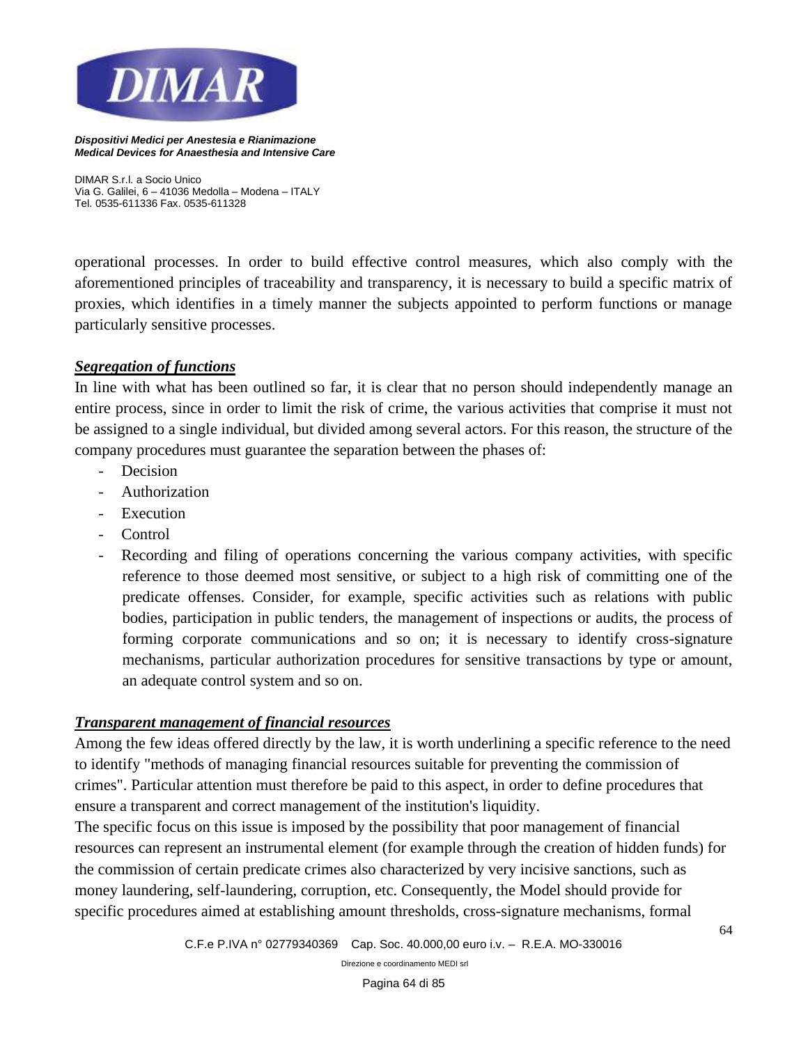operational processes. In order to build effective control measures, which also comply with the aforementioned principles of traceability and transparency, it is necessary to build a specific matrix of proxies, which identifies in a timely manner the subjects appointed to perform functions or manage particularly sensitive processes.

***Segregation of functions***

In line with what has been outlined so far, it is clear that no person should independently manage an entire process, since in order to limit the risk of crime, the various activities that comprise it must not be assigned to a single individual, but divided among several actors. For this reason, the structure of the company procedures must guarantee the separation between the phases of:

- Decision
- Authorization
- Execution
- Control
- Recording and filing of operations concerning the various company activities, with specific reference to those deemed most sensitive, or subject to a high risk of committing one of the predicate offenses. Consider, for example, specific activities such as relations with public bodies, participation in public tenders, the management of inspections or audits, the process of forming corporate communications and so on; it is necessary to identify cross-signature mechanisms, particular authorization procedures for sensitive transactions by type or amount, an adequate control system and so on.

***Transparent management of financial resources***

Among the few ideas offered directly by the law, it is worth underlining a specific reference to the need to identify "methods of managing financial resources suitable for preventing the commission of crimes". Particular attention must therefore be paid to this aspect, in order to define procedures that ensure a transparent and correct management of the institution's liquidity.

The specific focus on this issue is imposed by the possibility that poor management of financial resources can represent an instrumental element (for example through the creation of hidden funds) for the commission of certain predicate crimes also characterized by very incisive sanctions, such as money laundering, self-laundering, corruption, etc. Consequently, the Model should provide for specific procedures aimed at establishing amount thresholds, cross-signature mechanisms, formal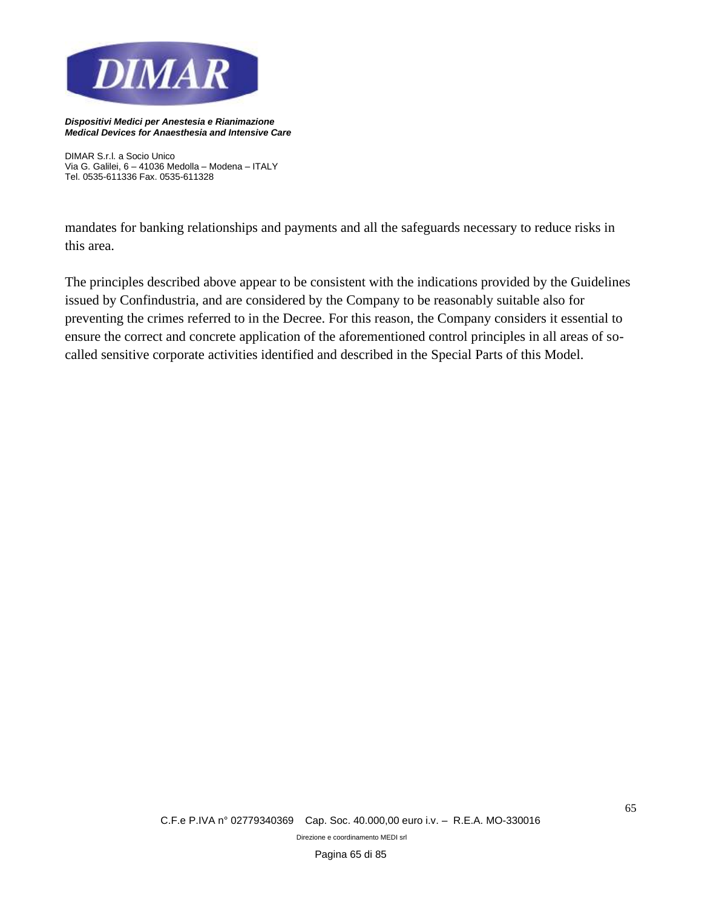mandates for banking relationships and payments and all the safeguards necessary to reduce risks in this area.

The principles described above appear to be consistent with the indications provided by the Guidelines issued by Confindustria, and are considered by the Company to be reasonably suitable also for preventing the crimes referred to in the Decree. For this reason, the Company considers it essential to ensure the correct and concrete application of the aforementioned control principles in all areas of so-called sensitive corporate activities identified and described in the Special Parts of this Model.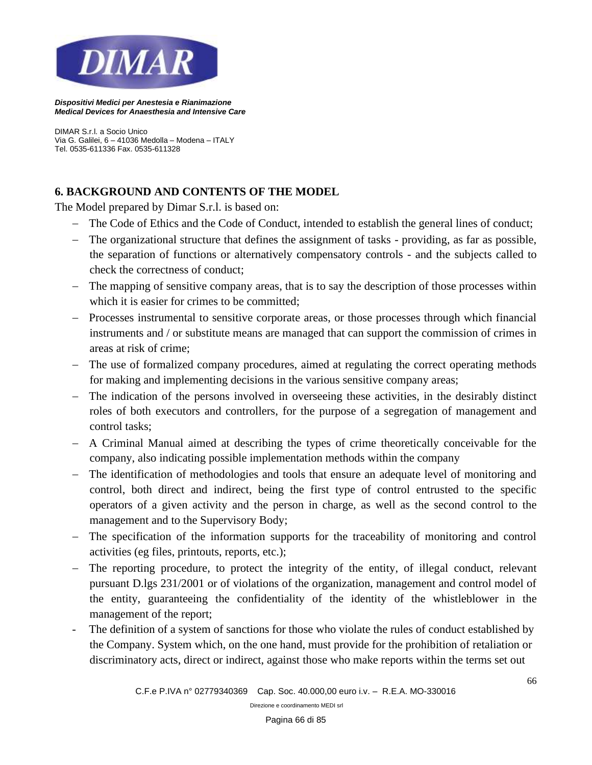## 6. BACKGROUND AND CONTENTS OF THE MODEL

The Model prepared by Dimar S.r.l. is based on:

- The Code of Ethics and the Code of Conduct, intended to establish the general lines of conduct;
- The organizational structure that defines the assignment of tasks - providing, as far as possible, the separation of functions or alternatively compensatory controls - and the subjects called to check the correctness of conduct;
- The mapping of sensitive company areas, that is to say the description of those processes within which it is easier for crimes to be committed;
- Processes instrumental to sensitive corporate areas, or those processes through which financial instruments and / or substitute means are managed that can support the commission of crimes in areas at risk of crime;
- The use of formalized company procedures, aimed at regulating the correct operating methods for making and implementing decisions in the various sensitive company areas;
- The indication of the persons involved in overseeing these activities, in the desirably distinct roles of both executors and controllers, for the purpose of a segregation of management and control tasks;
- A Criminal Manual aimed at describing the types of crime theoretically conceivable for the company, also indicating possible implementation methods within the company
- The identification of methodologies and tools that ensure an adequate level of monitoring and control, both direct and indirect, being the first type of control entrusted to the specific operators of a given activity and the person in charge, as well as the second control to the management and to the Supervisory Body;
- The specification of the information supports for the traceability of monitoring and control activities (eg files, printouts, reports, etc.);
- The reporting procedure, to protect the integrity of the entity, of illegal conduct, relevant pursuant D.lgs 231/2001 or of violations of the organization, management and control model of the entity, guaranteeing the confidentiality of the identity of the whistleblower in the management of the report;
- The definition of a system of sanctions for those who violate the rules of conduct established by the Company. System which, on the one hand, must provide for the prohibition of retaliation or discriminatory acts, direct or indirect, against those who make reports within the terms set out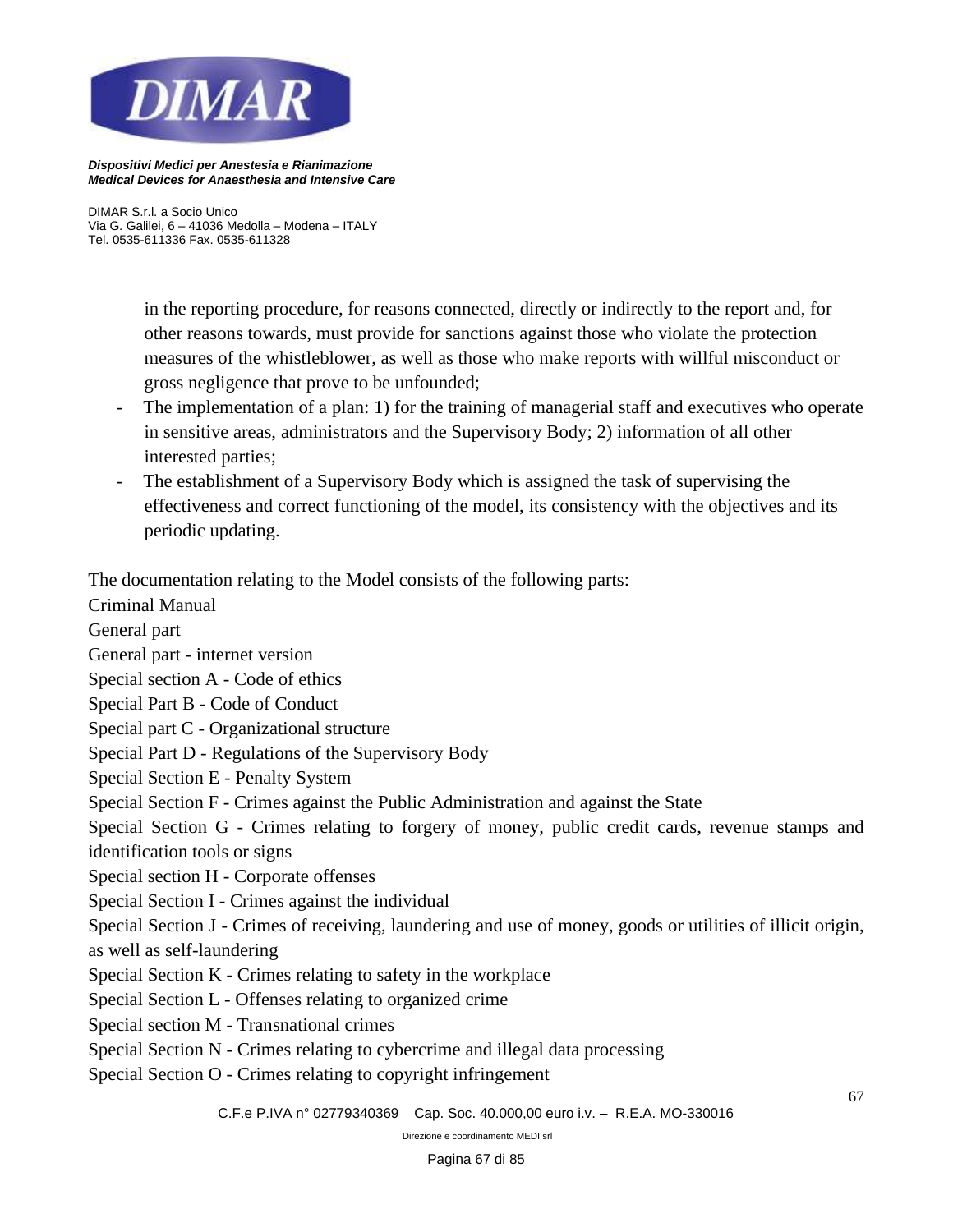in the reporting procedure, for reasons connected, directly or indirectly to the report and, for other reasons towards, must provide for sanctions against those who violate the protection measures of the whistleblower, as well as those who make reports with willful misconduct or gross negligence that prove to be unfounded;

- The implementation of a plan: 1) for the training of managerial staff and executives who operate in sensitive areas, administrators and the Supervisory Body; 2) information of all other interested parties;
- The establishment of a Supervisory Body which is assigned the task of supervising the effectiveness and correct functioning of the model, its consistency with the objectives and its periodic updating.

The documentation relating to the Model consists of the following parts:

Criminal Manual

General part

General part - internet version

Special section A - Code of ethics

Special Part B - Code of Conduct

Special part C - Organizational structure

Special Part D - Regulations of the Supervisory Body

Special Section E - Penalty System

Special Section F - Crimes against the Public Administration and against the State

Special Section G - Crimes relating to forgery of money, public credit cards, revenue stamps and identification tools or signs

Special section H - Corporate offenses

Special Section I - Crimes against the individual

Special Section J - Crimes of receiving, laundering and use of money, goods or utilities of illicit origin, as well as self-laundering

Special Section K - Crimes relating to safety in the workplace

Special Section L - Offenses relating to organized crime

Special section M - Transnational crimes

Special Section N - Crimes relating to cybercrime and illegal data processing

Special Section O - Crimes relating to copyright infringement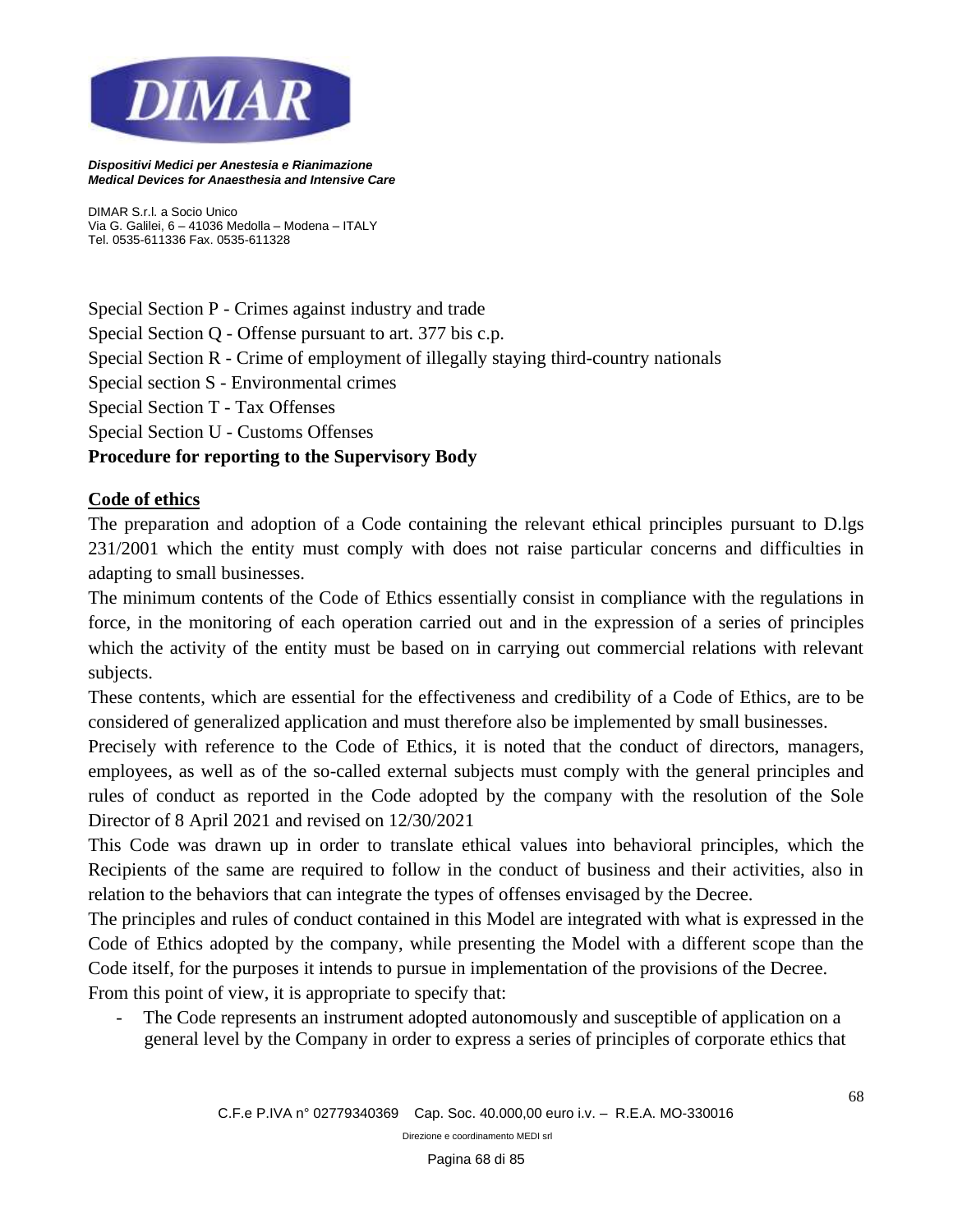Special Section P - Crimes against industry and trade

Special Section Q - Offense pursuant to art. 377 bis c.p.

Special Section R - Crime of employment of illegally staying third-country nationals

Special section S - Environmental crimes

Special Section T - Tax Offenses

Special Section U - Customs Offenses

**Procedure for reporting to the Supervisory Body**

## Code of ethics

The preparation and adoption of a Code containing the relevant ethical principles pursuant to D.lgs 231/2001 which the entity must comply with does not raise particular concerns and difficulties in adapting to small businesses.

The minimum contents of the Code of Ethics essentially consist in compliance with the regulations in force, in the monitoring of each operation carried out and in the expression of a series of principles which the activity of the entity must be based on in carrying out commercial relations with relevant subjects.

These contents, which are essential for the effectiveness and credibility of a Code of Ethics, are to be considered of generalized application and must therefore also be implemented by small businesses.

Precisely with reference to the Code of Ethics, it is noted that the conduct of directors, managers, employees, as well as of the so-called external subjects must comply with the general principles and rules of conduct as reported in the Code adopted by the company with the resolution of the Sole Director of 8 April 2021 and revised on 12/30/2021

This Code was drawn up in order to translate ethical values into behavioral principles, which the Recipients of the same are required to follow in the conduct of business and their activities, also in relation to the behaviors that can integrate the types of offenses envisaged by the Decree.

The principles and rules of conduct contained in this Model are integrated with what is expressed in the Code of Ethics adopted by the company, while presenting the Model with a different scope than the Code itself, for the purposes it intends to pursue in implementation of the provisions of the Decree.

From this point of view, it is appropriate to specify that:

- The Code represents an instrument adopted autonomously and susceptible of application on a general level by the Company in order to express a series of principles of corporate ethics that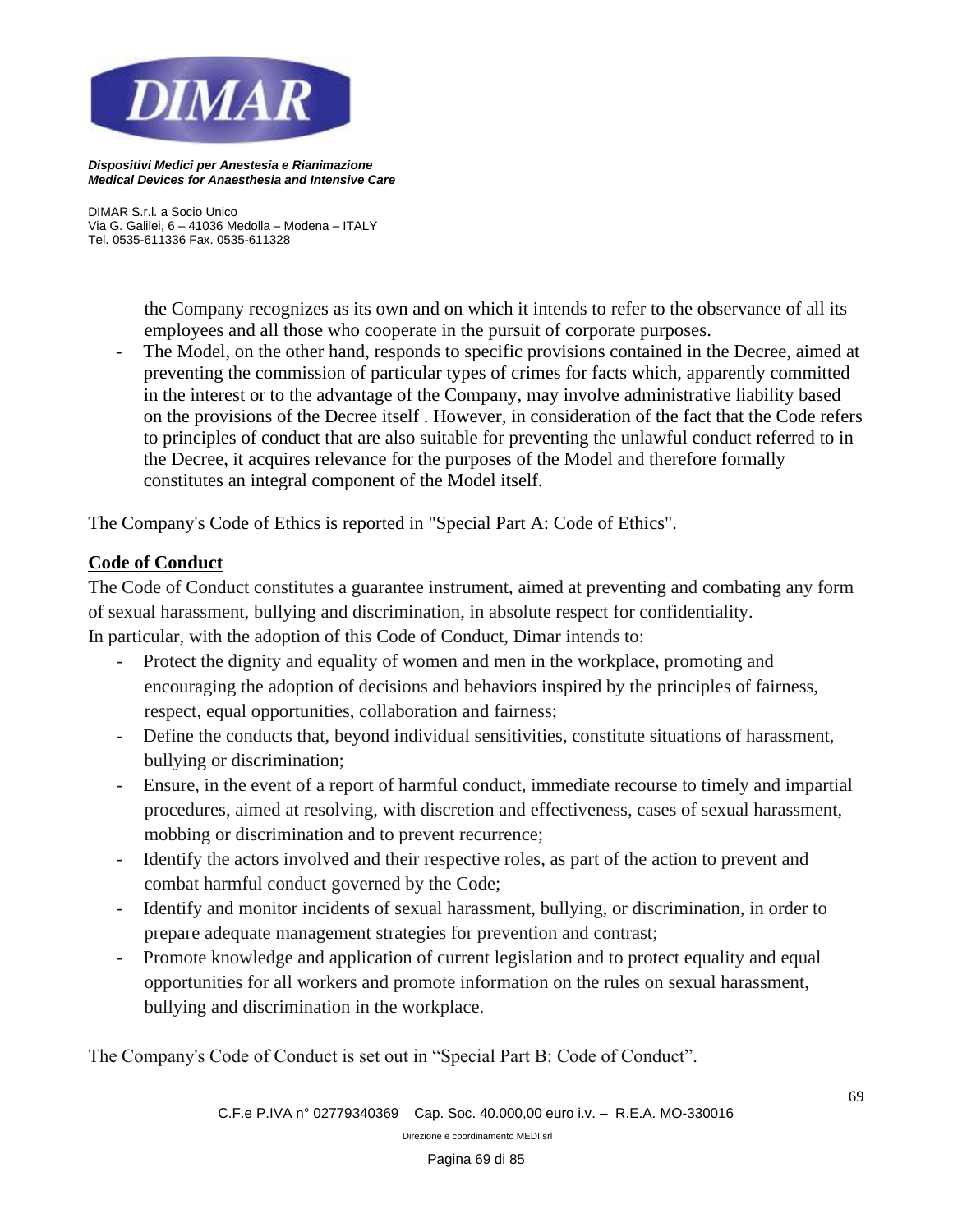the Company recognizes as its own and on which it intends to refer to the observance of all its employees and all those who cooperate in the pursuit of corporate purposes.

- The Model, on the other hand, responds to specific provisions contained in the Decree, aimed at preventing the commission of particular types of crimes for facts which, apparently committed in the interest or to the advantage of the Company, may involve administrative liability based on the provisions of the Decree itself . However, in consideration of the fact that the Code refers to principles of conduct that are also suitable for preventing the unlawful conduct referred to in the Decree, it acquires relevance for the purposes of the Model and therefore formally constitutes an integral component of the Model itself.

The Company's Code of Ethics is reported in "Special Part A: Code of Ethics".

**Code of Conduct**

The Code of Conduct constitutes a guarantee instrument, aimed at preventing and combating any form of sexual harassment, bullying and discrimination, in absolute respect for confidentiality.
In particular, with the adoption of this Code of Conduct, Dimar intends to:

- Protect the dignity and equality of women and men in the workplace, promoting and encouraging the adoption of decisions and behaviors inspired by the principles of fairness, respect, equal opportunities, collaboration and fairness;
- Define the conducts that, beyond individual sensitivities, constitute situations of harassment, bullying or discrimination;
- Ensure, in the event of a report of harmful conduct, immediate recourse to timely and impartial procedures, aimed at resolving, with discretion and effectiveness, cases of sexual harassment, mobbing or discrimination and to prevent recurrence;
- Identify the actors involved and their respective roles, as part of the action to prevent and combat harmful conduct governed by the Code;
- Identify and monitor incidents of sexual harassment, bullying, or discrimination, in order to prepare adequate management strategies for prevention and contrast;
- Promote knowledge and application of current legislation and to protect equality and equal opportunities for all workers and promote information on the rules on sexual harassment, bullying and discrimination in the workplace.

The Company's Code of Conduct is set out in "Special Part B: Code of Conduct".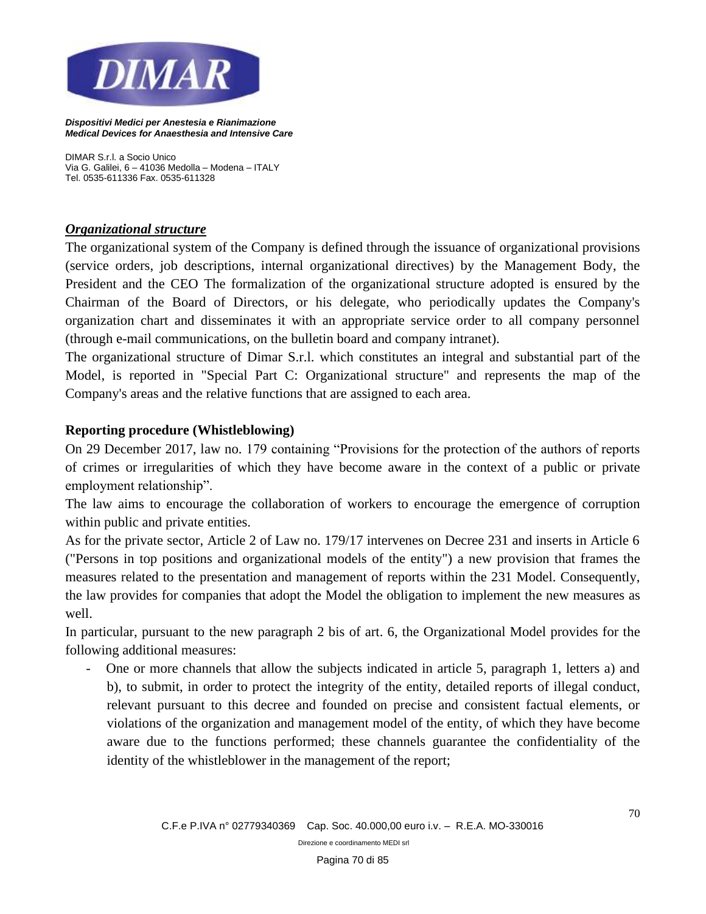### ***Organizational structure***

The organizational system of the Company is defined through the issuance of organizational provisions (service orders, job descriptions, internal organizational directives) by the Management Body, the President and the CEO The formalization of the organizational structure adopted is ensured by the Chairman of the Board of Directors, or his delegate, who periodically updates the Company's organization chart and disseminates it with an appropriate service order to all company personnel (through e-mail communications, on the bulletin board and company intranet).

The organizational structure of Dimar S.r.l. which constitutes an integral and substantial part of the Model, is reported in "Special Part C: Organizational structure" and represents the map of the Company's areas and the relative functions that are assigned to each area.

### **Reporting procedure (Whistleblowing)**

On 29 December 2017, law no. 179 containing "Provisions for the protection of the authors of reports of crimes or irregularities of which they have become aware in the context of a public or private employment relationship".

The law aims to encourage the collaboration of workers to encourage the emergence of corruption within public and private entities.

As for the private sector, Article 2 of Law no. 179/17 intervenes on Decree 231 and inserts in Article 6 ("Persons in top positions and organizational models of the entity") a new provision that frames the measures related to the presentation and management of reports within the 231 Model. Consequently, the law provides for companies that adopt the Model the obligation to implement the new measures as well.

In particular, pursuant to the new paragraph 2 bis of art. 6, the Organizational Model provides for the following additional measures:

- One or more channels that allow the subjects indicated in article 5, paragraph 1, letters a) and b), to submit, in order to protect the integrity of the entity, detailed reports of illegal conduct, relevant pursuant to this decree and founded on precise and consistent factual elements, or violations of the organization and management model of the entity, of which they have become aware due to the functions performed; these channels guarantee the confidentiality of the identity of the whistleblower in the management of the report;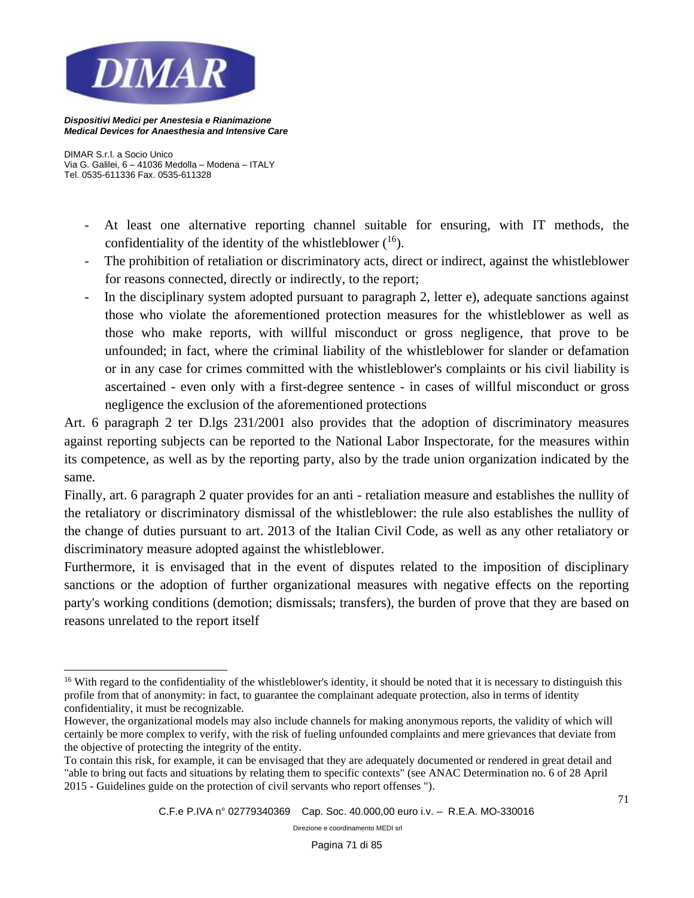- At least one alternative reporting channel suitable for ensuring, with IT methods, the confidentiality of the identity of the whistleblower ([16]).
- The prohibition of retaliation or discriminatory acts, direct or indirect, against the whistleblower for reasons connected, directly or indirectly, to the report;
- In the disciplinary system adopted pursuant to paragraph 2, letter e), adequate sanctions against those who violate the aforementioned protection measures for the whistleblower as well as those who make reports, with willful misconduct or gross negligence, that prove to be unfounded; in fact, where the criminal liability of the whistleblower for slander or defamation or in any case for crimes committed with the whistleblower's complaints or his civil liability is ascertained - even only with a first-degree sentence - in cases of willful misconduct or gross negligence the exclusion of the aforementioned protections

Art. 6 paragraph 2 ter D.lgs 231/2001 also provides that the adoption of discriminatory measures against reporting subjects can be reported to the National Labor Inspectorate, for the measures within its competence, as well as by the reporting party, also by the trade union organization indicated by the same.

Finally, art. 6 paragraph 2 quater provides for an anti - retaliation measure and establishes the nullity of the retaliatory or discriminatory dismissal of the whistleblower: the rule also establishes the nullity of the change of duties pursuant to art. 2013 of the Italian Civil Code, as well as any other retaliatory or discriminatory measure adopted against the whistleblower.

Furthermore, it is envisaged that in the event of disputes related to the imposition of disciplinary sanctions or the adoption of further organizational measures with negative effects on the reporting party's working conditions (demotion; dismissals; transfers), the burden of prove that they are based on reasons unrelated to the report itself

---

[16] With regard to the confidentiality of the whistleblower's identity, it should be noted that it is necessary to distinguish this profile from that of anonymity: in fact, to guarantee the complainant adequate protection, also in terms of identity confidentiality, it must be recognizable.

However, the organizational models may also include channels for making anonymous reports, the validity of which will certainly be more complex to verify, with the risk of fueling unfounded complaints and mere grievances that deviate from the objective of protecting the integrity of the entity.

To contain this risk, for example, it can be envisaged that they are adequately documented or rendered in great detail and "able to bring out facts and situations by relating them to specific contexts" (see ANAC Determination no. 6 of 28 April 2015 - Guidelines guide on the protection of civil servants who report offenses ").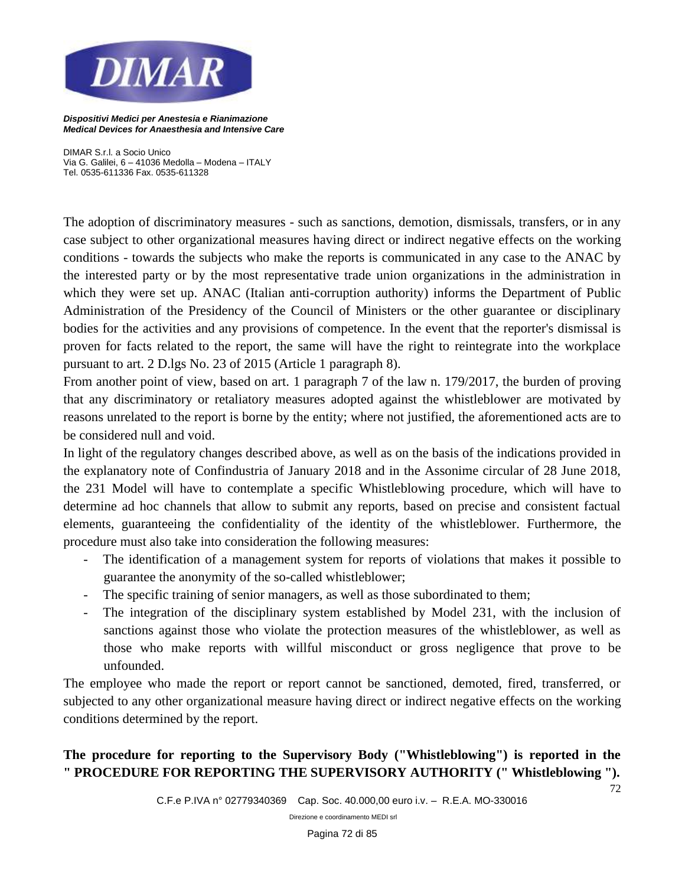The adoption of discriminatory measures - such as sanctions, demotion, dismissals, transfers, or in any case subject to other organizational measures having direct or indirect negative effects on the working conditions - towards the subjects who make the reports is communicated in any case to the ANAC by the interested party or by the most representative trade union organizations in the administration in which they were set up. ANAC (Italian anti-corruption authority) informs the Department of Public Administration of the Presidency of the Council of Ministers or the other guarantee or disciplinary bodies for the activities and any provisions of competence. In the event that the reporter's dismissal is proven for facts related to the report, the same will have the right to reintegrate into the workplace pursuant to art. 2 D.lgs No. 23 of 2015 (Article 1 paragraph 8).

From another point of view, based on art. 1 paragraph 7 of the law n. 179/2017, the burden of proving that any discriminatory or retaliatory measures adopted against the whistleblower are motivated by reasons unrelated to the report is borne by the entity; where not justified, the aforementioned acts are to be considered null and void.

In light of the regulatory changes described above, as well as on the basis of the indications provided in the explanatory note of Confindustria of January 2018 and in the Assonime circular of 28 June 2018, the 231 Model will have to contemplate a specific Whistleblowing procedure, which will have to determine ad hoc channels that allow to submit any reports, based on precise and consistent factual elements, guaranteeing the confidentiality of the identity of the whistleblower. Furthermore, the procedure must also take into consideration the following measures:

- The identification of a management system for reports of violations that makes it possible to guarantee the anonymity of the so-called whistleblower;
- The specific training of senior managers, as well as those subordinated to them;
- The integration of the disciplinary system established by Model 231, with the inclusion of sanctions against those who violate the protection measures of the whistleblower, as well as those who make reports with willful misconduct or gross negligence that prove to be unfounded.

The employee who made the report or report cannot be sanctioned, demoted, fired, transferred, or subjected to any other organizational measure having direct or indirect negative effects on the working conditions determined by the report.

**The procedure for reporting to the Supervisory Body ("Whistleblowing") is reported in the " PROCEDURE FOR REPORTING THE SUPERVISORY AUTHORITY (" Whistleblowing ").**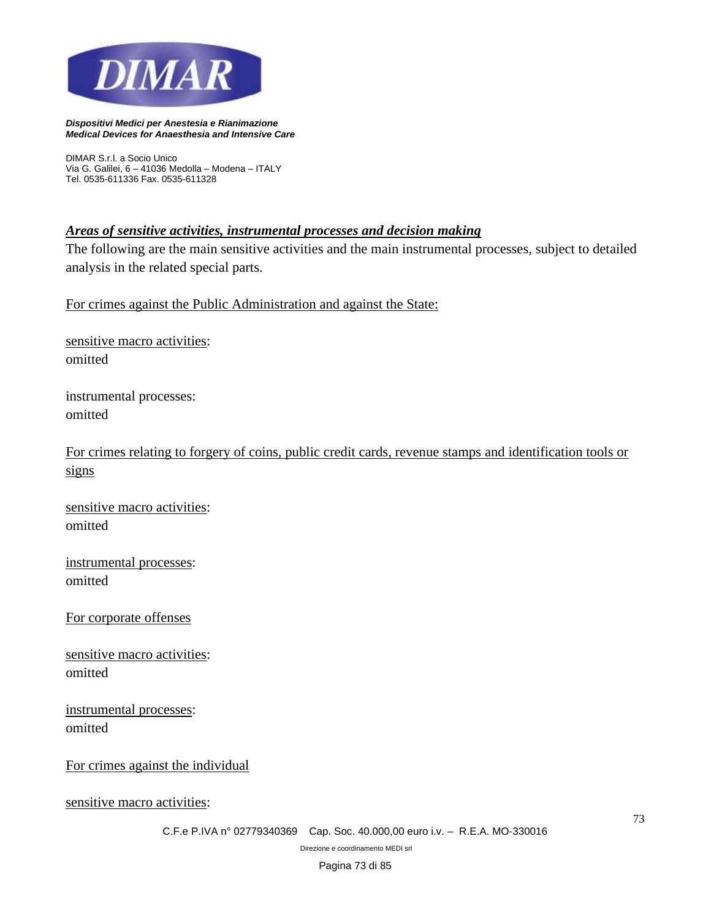### ***Areas of sensitive activities, instrumental processes and decision making***

The following are the main sensitive activities and the main instrumental processes, subject to detailed analysis in the related special parts.

For crimes against the Public Administration and against the State:

sensitive macro activities:
omitted

instrumental processes:
omitted

For crimes relating to forgery of coins, public credit cards, revenue stamps and identification tools or signs

sensitive macro activities:
omitted

instrumental processes:
omitted

For corporate offenses

sensitive macro activities:
omitted

instrumental processes:
omitted

For crimes against the individual

sensitive macro activities: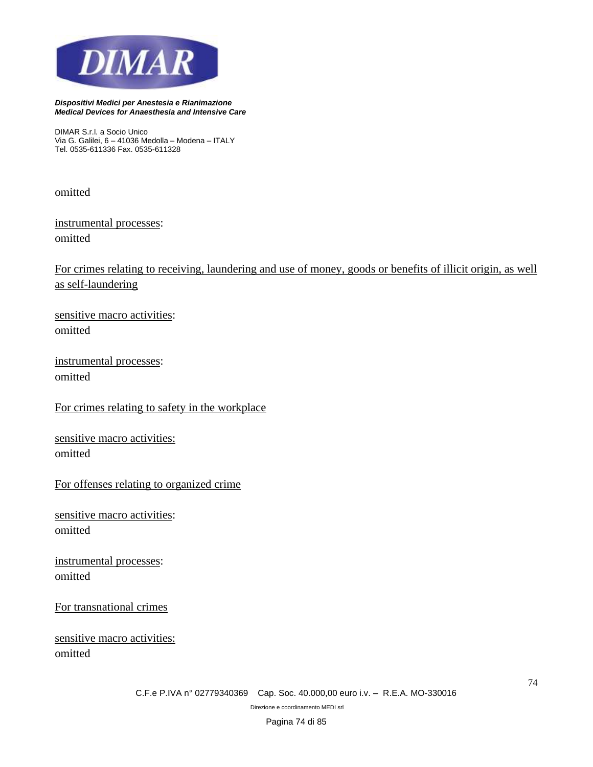omitted

<u>instrumental processes</u>:
omitted

<u>For crimes relating to receiving, laundering and use of money, goods or benefits of illicit origin, as well as self-laundering</u>

<u>sensitive macro activities</u>:
omitted

<u>instrumental processes</u>:
omitted

<u>For crimes relating to safety in the workplace</u>

<u>sensitive macro activities:</u>
omitted

<u>For offenses relating to organized crime</u>

<u>sensitive macro activities</u>:
omitted

<u>instrumental processes</u>:
omitted

<u>For transnational crimes</u>

<u>sensitive macro activities:</u>
omitted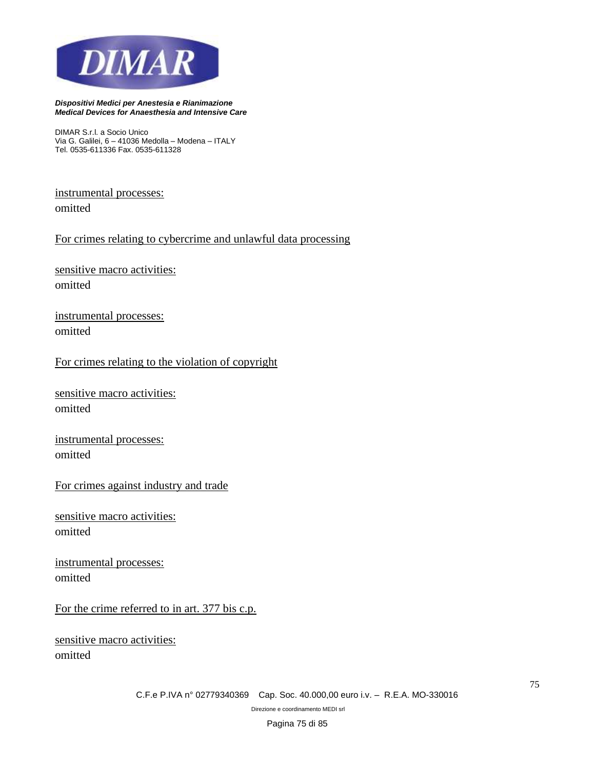instrumental processes:
omitted

For crimes relating to cybercrime and unlawful data processing

sensitive macro activities:
omitted

instrumental processes:
omitted

For crimes relating to the violation of copyright

sensitive macro activities:
omitted

instrumental processes:
omitted

For crimes against industry and trade

sensitive macro activities:
omitted

instrumental processes:
omitted

For the crime referred to in art. 377 bis c.p.

sensitive macro activities:
omitted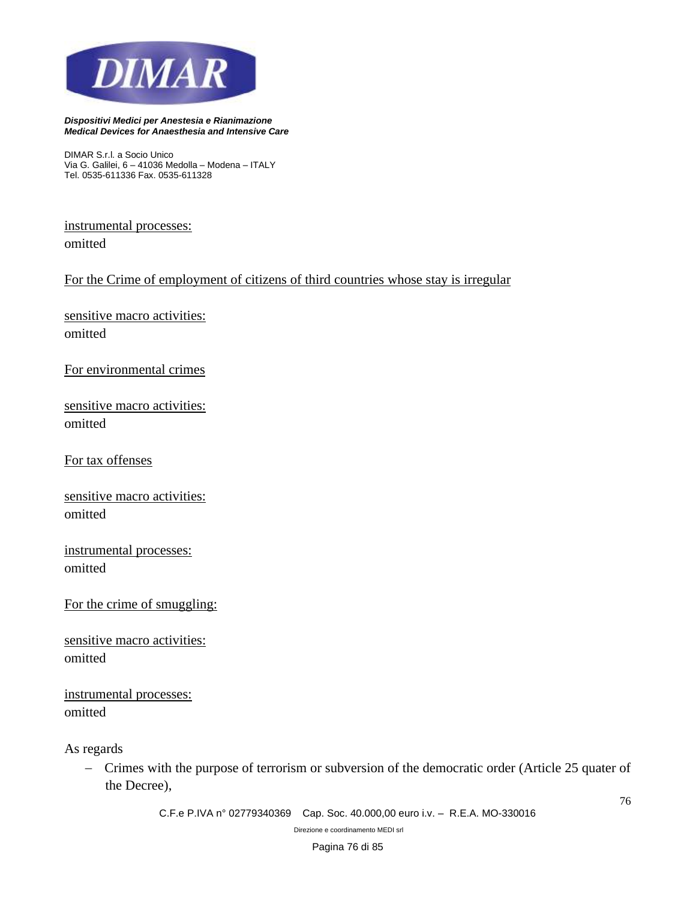instrumental processes:
omitted

For the Crime of employment of citizens of third countries whose stay is irregular

sensitive macro activities:
omitted

For environmental crimes

sensitive macro activities:
omitted

For tax offenses

sensitive macro activities:
omitted

instrumental processes:
omitted

For the crime of smuggling:

sensitive macro activities:
omitted

instrumental processes:
omitted

As regards

- Crimes with the purpose of terrorism or subversion of the democratic order (Article 25 quater of the Decree),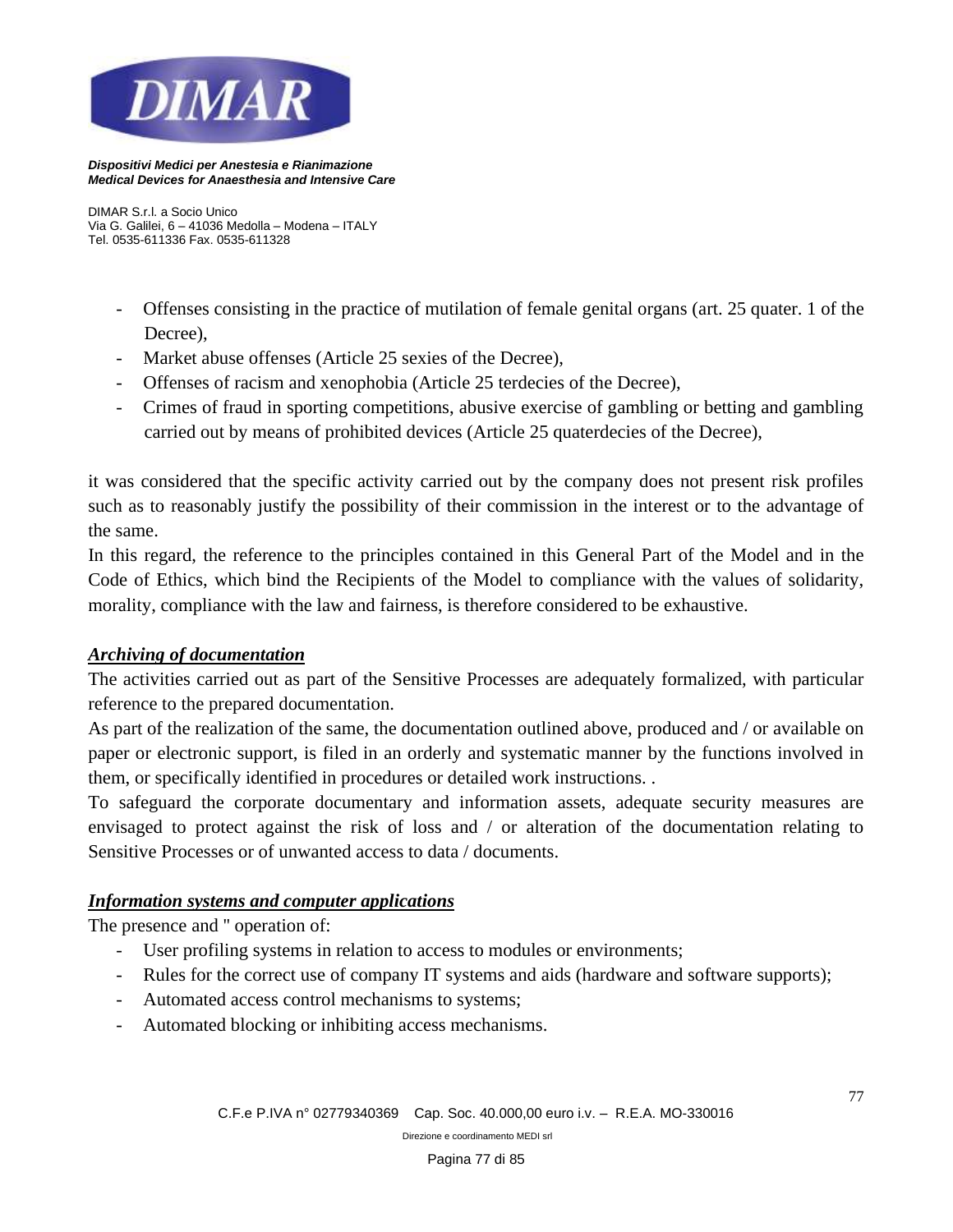- Offenses consisting in the practice of mutilation of female genital organs (art. 25 quater. 1 of the Decree),
- Market abuse offenses (Article 25 sexies of the Decree),
- Offenses of racism and xenophobia (Article 25 terdecies of the Decree),
- Crimes of fraud in sporting competitions, abusive exercise of gambling or betting and gambling carried out by means of prohibited devices (Article 25 quaterdecies of the Decree),

it was considered that the specific activity carried out by the company does not present risk profiles such as to reasonably justify the possibility of their commission in the interest or to the advantage of the same.

In this regard, the reference to the principles contained in this General Part of the Model and in the Code of Ethics, which bind the Recipients of the Model to compliance with the values of solidarity, morality, compliance with the law and fairness, is therefore considered to be exhaustive.

***Archiving of documentation***

The activities carried out as part of the Sensitive Processes are adequately formalized, with particular reference to the prepared documentation.

As part of the realization of the same, the documentation outlined above, produced and / or available on paper or electronic support, is filed in an orderly and systematic manner by the functions involved in them, or specifically identified in procedures or detailed work instructions. .

To safeguard the corporate documentary and information assets, adequate security measures are envisaged to protect against the risk of loss and / or alteration of the documentation relating to Sensitive Processes or of unwanted access to data / documents.

***Information systems and computer applications***

The presence and " operation of:

- User profiling systems in relation to access to modules or environments;
- Rules for the correct use of company IT systems and aids (hardware and software supports);
- Automated access control mechanisms to systems;
- Automated blocking or inhibiting access mechanisms.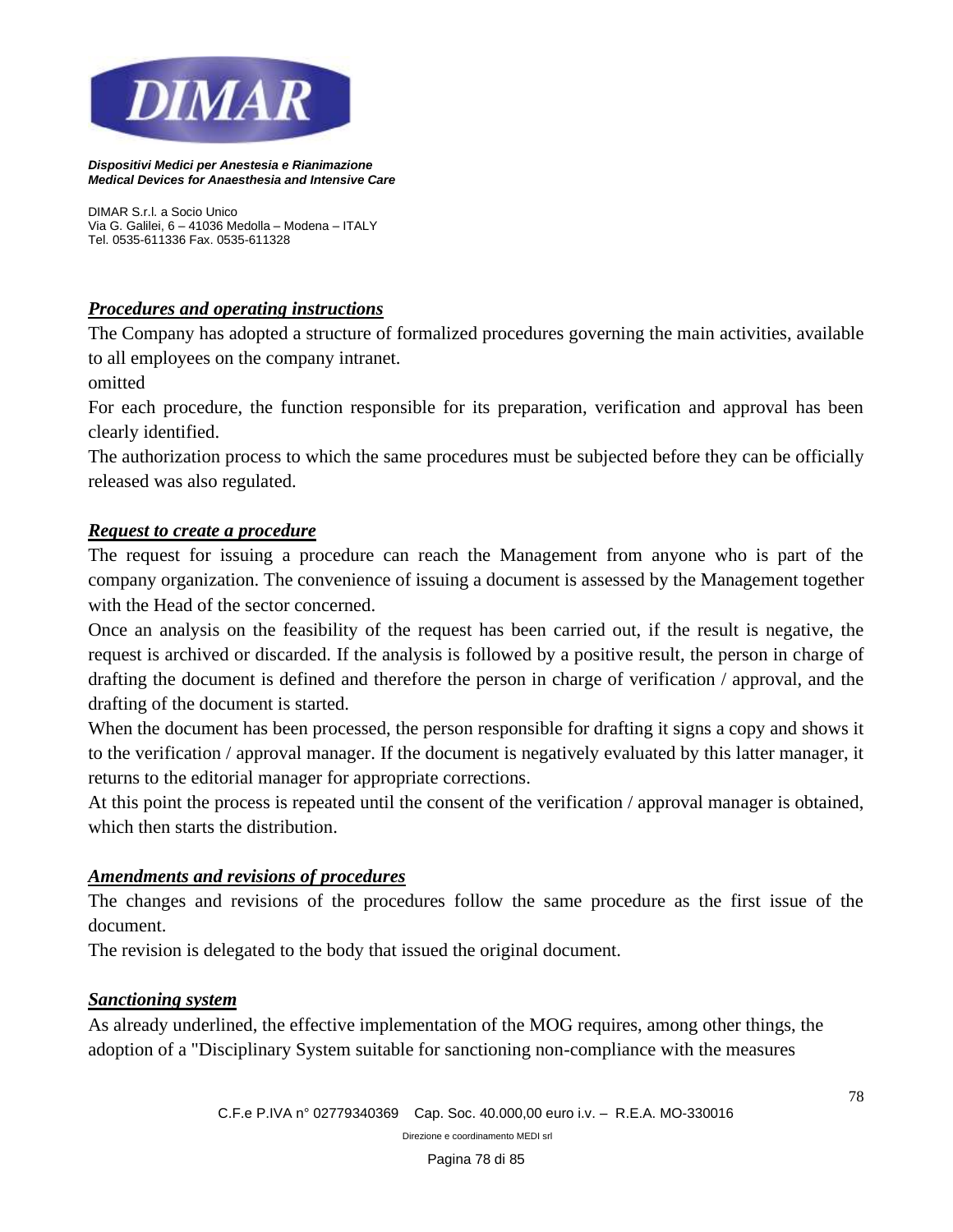***Procedures and operating instructions***

The Company has adopted a structure of formalized procedures governing the main activities, available to all employees on the company intranet.

omitted

For each procedure, the function responsible for its preparation, verification and approval has been clearly identified.

The authorization process to which the same procedures must be subjected before they can be officially released was also regulated.

***Request to create a procedure***

The request for issuing a procedure can reach the Management from anyone who is part of the company organization. The convenience of issuing a document is assessed by the Management together with the Head of the sector concerned.

Once an analysis on the feasibility of the request has been carried out, if the result is negative, the request is archived or discarded. If the analysis is followed by a positive result, the person in charge of drafting the document is defined and therefore the person in charge of verification / approval, and the drafting of the document is started.

When the document has been processed, the person responsible for drafting it signs a copy and shows it to the verification / approval manager. If the document is negatively evaluated by this latter manager, it returns to the editorial manager for appropriate corrections.

At this point the process is repeated until the consent of the verification / approval manager is obtained, which then starts the distribution.

***Amendments and revisions of procedures***

The changes and revisions of the procedures follow the same procedure as the first issue of the document.

The revision is delegated to the body that issued the original document.

***Sanctioning system***

As already underlined, the effective implementation of the MOG requires, among other things, the adoption of a "Disciplinary System suitable for sanctioning non-compliance with the measures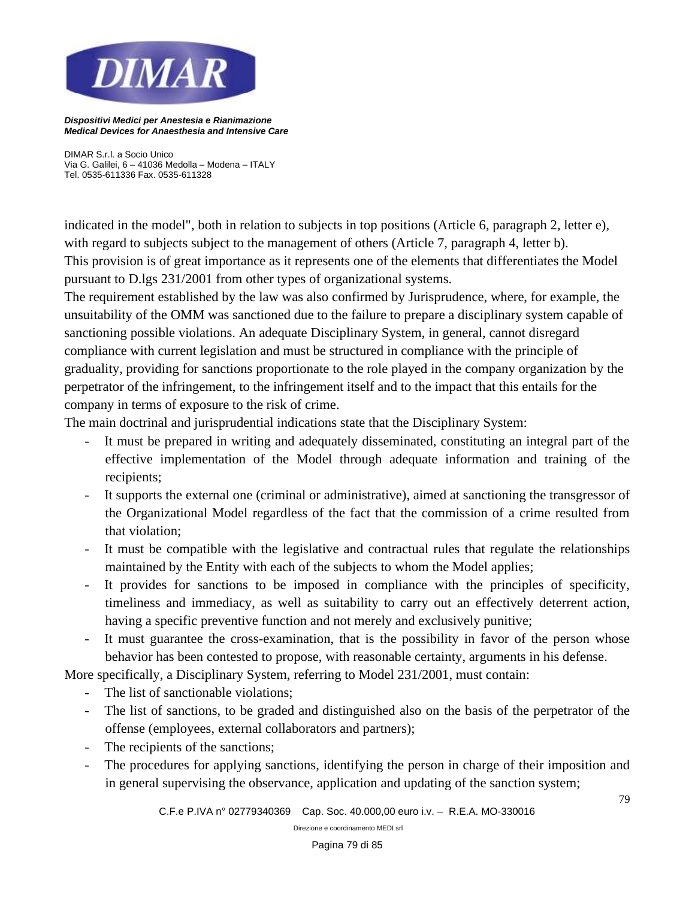indicated in the model", both in relation to subjects in top positions (Article 6, paragraph 2, letter e), with regard to subjects subject to the management of others (Article 7, paragraph 4, letter b).
This provision is of great importance as it represents one of the elements that differentiates the Model pursuant to D.lgs 231/2001 from other types of organizational systems.
The requirement established by the law was also confirmed by Jurisprudence, where, for example, the unsuitability of the OMM was sanctioned due to the failure to prepare a disciplinary system capable of sanctioning possible violations. An adequate Disciplinary System, in general, cannot disregard compliance with current legislation and must be structured in compliance with the principle of graduality, providing for sanctions proportionate to the role played in the company organization by the perpetrator of the infringement, to the infringement itself and to the impact that this entails for the company in terms of exposure to the risk of crime.
The main doctrinal and jurisprudential indications state that the Disciplinary System:

- It must be prepared in writing and adequately disseminated, constituting an integral part of the effective implementation of the Model through adequate information and training of the recipients;
- It supports the external one (criminal or administrative), aimed at sanctioning the transgressor of the Organizational Model regardless of the fact that the commission of a crime resulted from that violation;
- It must be compatible with the legislative and contractual rules that regulate the relationships maintained by the Entity with each of the subjects to whom the Model applies;
- It provides for sanctions to be imposed in compliance with the principles of specificity, timeliness and immediacy, as well as suitability to carry out an effectively deterrent action, having a specific preventive function and not merely and exclusively punitive;
- It must guarantee the cross-examination, that is the possibility in favor of the person whose behavior has been contested to propose, with reasonable certainty, arguments in his defense.

More specifically, a Disciplinary System, referring to Model 231/2001, must contain:

- The list of sanctionable violations;
- The list of sanctions, to be graded and distinguished also on the basis of the perpetrator of the offense (employees, external collaborators and partners);
- The recipients of the sanctions;
- The procedures for applying sanctions, identifying the person in charge of their imposition and in general supervising the observance, application and updating of the sanction system;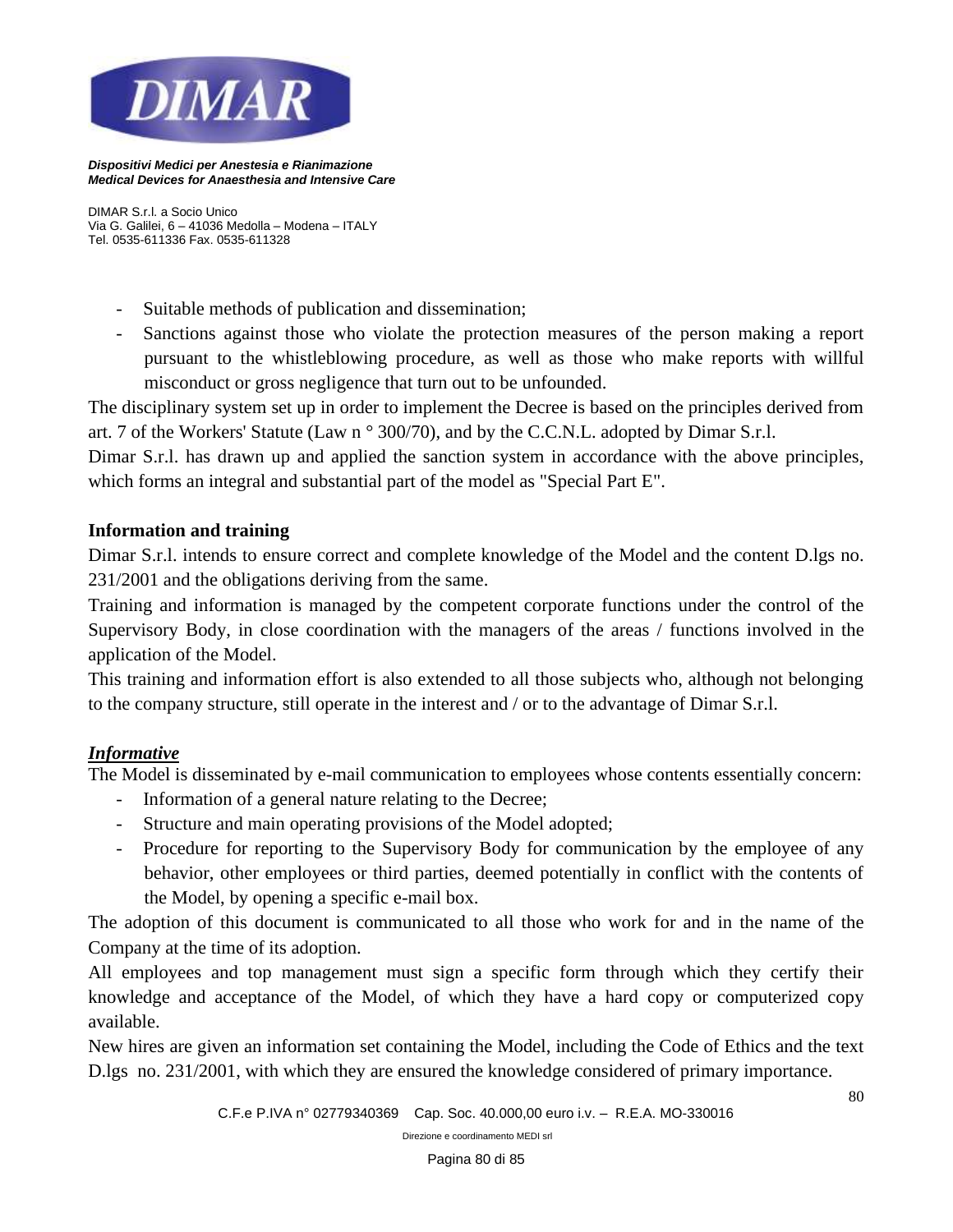- Suitable methods of publication and dissemination;
- Sanctions against those who violate the protection measures of the person making a report pursuant to the whistleblowing procedure, as well as those who make reports with willful misconduct or gross negligence that turn out to be unfounded.

The disciplinary system set up in order to implement the Decree is based on the principles derived from art. 7 of the Workers' Statute (Law n ° 300/70), and by the C.C.N.L. adopted by Dimar S.r.l.

Dimar S.r.l. has drawn up and applied the sanction system in accordance with the above principles, which forms an integral and substantial part of the model as "Special Part E".

**Information and training**

Dimar S.r.l. intends to ensure correct and complete knowledge of the Model and the content D.lgs no. 231/2001 and the obligations deriving from the same.

Training and information is managed by the competent corporate functions under the control of the Supervisory Body, in close coordination with the managers of the areas / functions involved in the application of the Model.

This training and information effort is also extended to all those subjects who, although not belonging to the company structure, still operate in the interest and / or to the advantage of Dimar S.r.l.

***Informative***

The Model is disseminated by e-mail communication to employees whose contents essentially concern:

- Information of a general nature relating to the Decree;
- Structure and main operating provisions of the Model adopted;
- Procedure for reporting to the Supervisory Body for communication by the employee of any behavior, other employees or third parties, deemed potentially in conflict with the contents of the Model, by opening a specific e-mail box.

The adoption of this document is communicated to all those who work for and in the name of the Company at the time of its adoption.

All employees and top management must sign a specific form through which they certify their knowledge and acceptance of the Model, of which they have a hard copy or computerized copy available.

New hires are given an information set containing the Model, including the Code of Ethics and the text D.lgs no. 231/2001, with which they are ensured the knowledge considered of primary importance.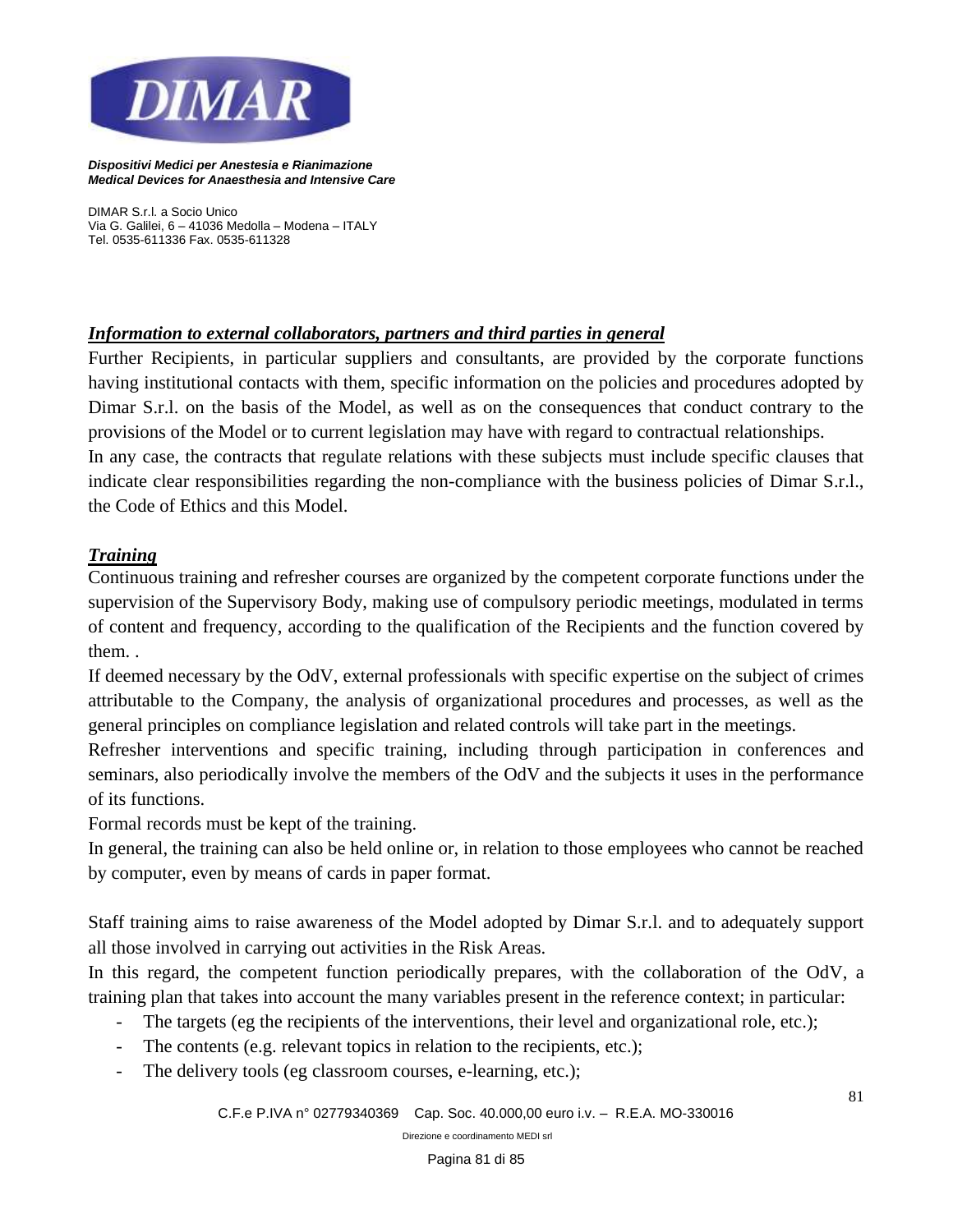***Information to external collaborators, partners and third parties in general***

Further Recipients, in particular suppliers and consultants, are provided by the corporate functions having institutional contacts with them, specific information on the policies and procedures adopted by Dimar S.r.l. on the basis of the Model, as well as on the consequences that conduct contrary to the provisions of the Model or to current legislation may have with regard to contractual relationships.
In any case, the contracts that regulate relations with these subjects must include specific clauses that indicate clear responsibilities regarding the non-compliance with the business policies of Dimar S.r.l., the Code of Ethics and this Model.

***Training***

Continuous training and refresher courses are organized by the competent corporate functions under the supervision of the Supervisory Body, making use of compulsory periodic meetings, modulated in terms of content and frequency, according to the qualification of the Recipients and the function covered by them. .
If deemed necessary by the OdV, external professionals with specific expertise on the subject of crimes attributable to the Company, the analysis of organizational procedures and processes, as well as the general principles on compliance legislation and related controls will take part in the meetings.
Refresher interventions and specific training, including through participation in conferences and seminars, also periodically involve the members of the OdV and the subjects it uses in the performance of its functions.
Formal records must be kept of the training.
In general, the training can also be held online or, in relation to those employees who cannot be reached by computer, even by means of cards in paper format.

Staff training aims to raise awareness of the Model adopted by Dimar S.r.l. and to adequately support all those involved in carrying out activities in the Risk Areas.
In this regard, the competent function periodically prepares, with the collaboration of the OdV, a training plan that takes into account the many variables present in the reference context; in particular:

- The targets (eg the recipients of the interventions, their level and organizational role, etc.);
- The contents (e.g. relevant topics in relation to the recipients, etc.);
- The delivery tools (eg classroom courses, e-learning, etc.);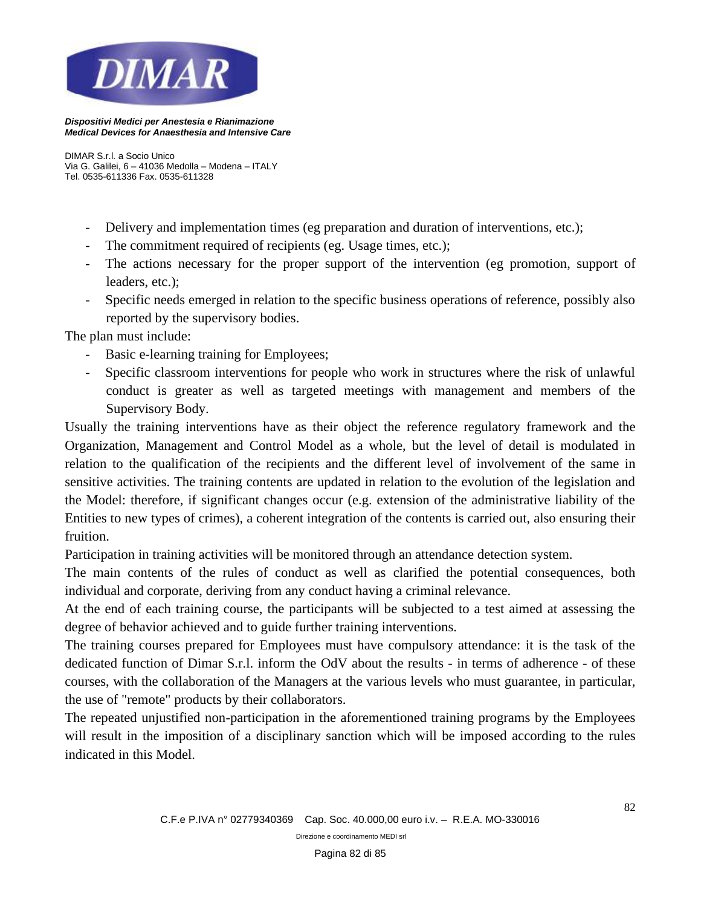- Delivery and implementation times (eg preparation and duration of interventions, etc.);
- The commitment required of recipients (eg. Usage times, etc.);
- The actions necessary for the proper support of the intervention (eg promotion, support of leaders, etc.);
- Specific needs emerged in relation to the specific business operations of reference, possibly also reported by the supervisory bodies.

The plan must include:

- Basic e-learning training for Employees;
- Specific classroom interventions for people who work in structures where the risk of unlawful conduct is greater as well as targeted meetings with management and members of the Supervisory Body.

Usually the training interventions have as their object the reference regulatory framework and the Organization, Management and Control Model as a whole, but the level of detail is modulated in relation to the qualification of the recipients and the different level of involvement of the same in sensitive activities. The training contents are updated in relation to the evolution of the legislation and the Model: therefore, if significant changes occur (e.g. extension of the administrative liability of the Entities to new types of crimes), a coherent integration of the contents is carried out, also ensuring their fruition.

Participation in training activities will be monitored through an attendance detection system.

The main contents of the rules of conduct as well as clarified the potential consequences, both individual and corporate, deriving from any conduct having a criminal relevance.

At the end of each training course, the participants will be subjected to a test aimed at assessing the degree of behavior achieved and to guide further training interventions.

The training courses prepared for Employees must have compulsory attendance: it is the task of the dedicated function of Dimar S.r.l. inform the OdV about the results - in terms of adherence - of these courses, with the collaboration of the Managers at the various levels who must guarantee, in particular, the use of "remote" products by their collaborators.

The repeated unjustified non-participation in the aforementioned training programs by the Employees will result in the imposition of a disciplinary sanction which will be imposed according to the rules indicated in this Model.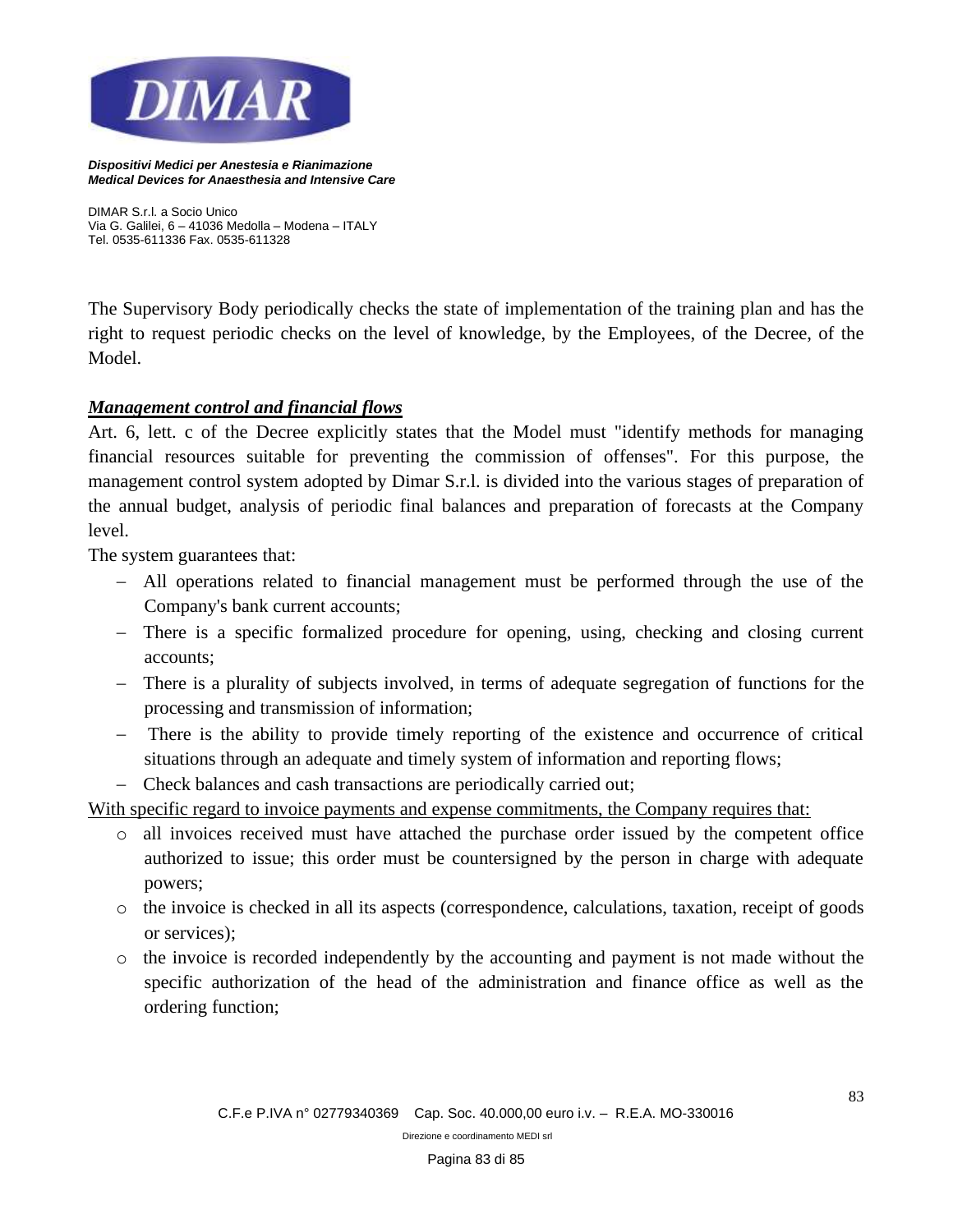The Supervisory Body periodically checks the state of implementation of the training plan and has the right to request periodic checks on the level of knowledge, by the Employees, of the Decree, of the Model.

***Management control and financial flows***

Art. 6, lett. c of the Decree explicitly states that the Model must "identify methods for managing financial resources suitable for preventing the commission of offenses". For this purpose, the management control system adopted by Dimar S.r.l. is divided into the various stages of preparation of the annual budget, analysis of periodic final balances and preparation of forecasts at the Company level.

The system guarantees that:

- All operations related to financial management must be performed through the use of the Company's bank current accounts;
- There is a specific formalized procedure for opening, using, checking and closing current accounts;
- There is a plurality of subjects involved, in terms of adequate segregation of functions for the processing and transmission of information;
- There is the ability to provide timely reporting of the existence and occurrence of critical situations through an adequate and timely system of information and reporting flows;
- Check balances and cash transactions are periodically carried out;

With specific regard to invoice payments and expense commitments, the Company requires that:

- all invoices received must have attached the purchase order issued by the competent office authorized to issue; this order must be countersigned by the person in charge with adequate powers;
- the invoice is checked in all its aspects (correspondence, calculations, taxation, receipt of goods or services);
- the invoice is recorded independently by the accounting and payment is not made without the specific authorization of the head of the administration and finance office as well as the ordering function;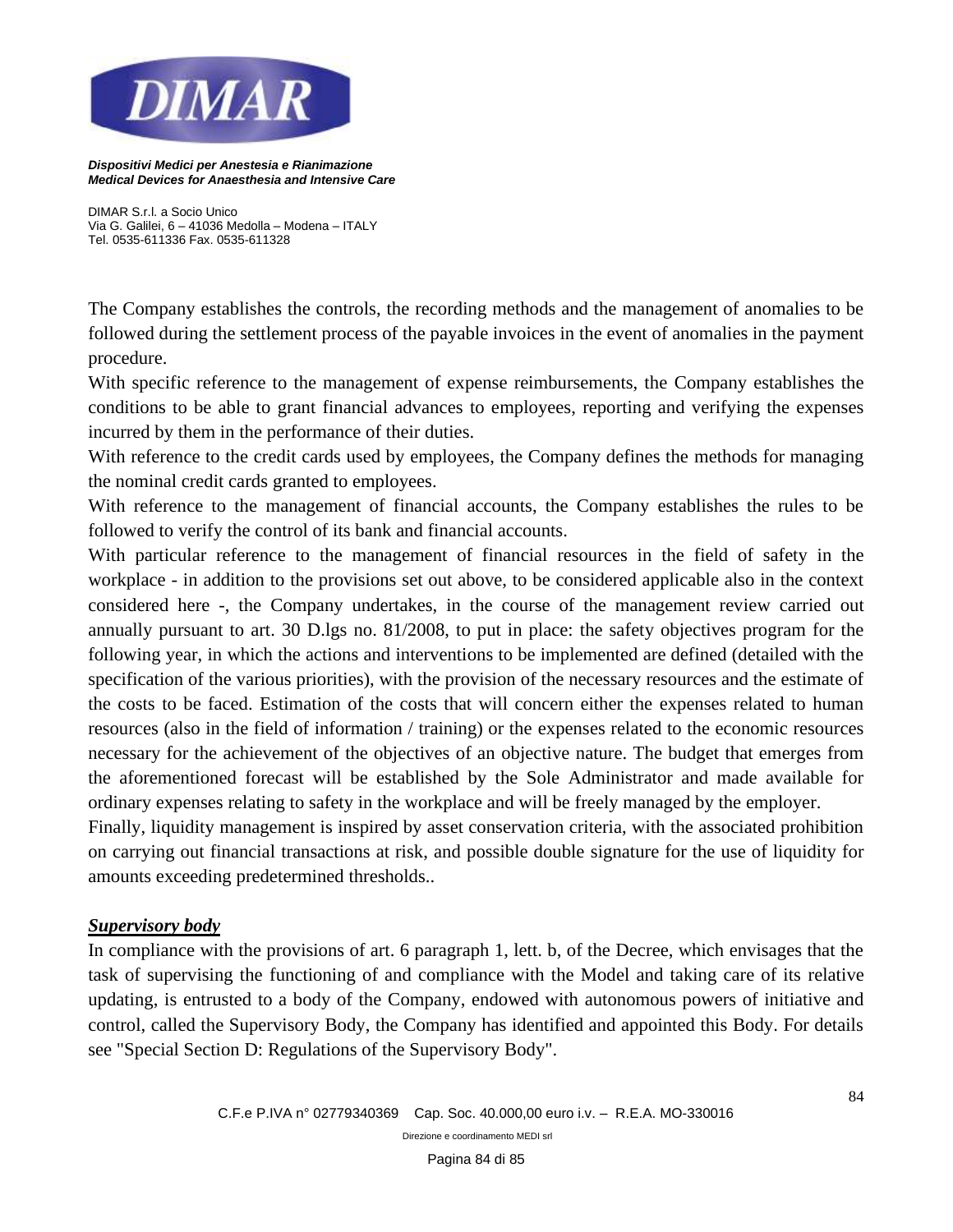The Company establishes the controls, the recording methods and the management of anomalies to be followed during the settlement process of the payable invoices in the event of anomalies in the payment procedure.

With specific reference to the management of expense reimbursements, the Company establishes the conditions to be able to grant financial advances to employees, reporting and verifying the expenses incurred by them in the performance of their duties.

With reference to the credit cards used by employees, the Company defines the methods for managing the nominal credit cards granted to employees.

With reference to the management of financial accounts, the Company establishes the rules to be followed to verify the control of its bank and financial accounts.

With particular reference to the management of financial resources in the field of safety in the workplace - in addition to the provisions set out above, to be considered applicable also in the context considered here -, the Company undertakes, in the course of the management review carried out annually pursuant to art. 30 D.lgs no. 81/2008, to put in place: the safety objectives program for the following year, in which the actions and interventions to be implemented are defined (detailed with the specification of the various priorities), with the provision of the necessary resources and the estimate of the costs to be faced. Estimation of the costs that will concern either the expenses related to human resources (also in the field of information / training) or the expenses related to the economic resources necessary for the achievement of the objectives of an objective nature. The budget that emerges from the aforementioned forecast will be established by the Sole Administrator and made available for ordinary expenses relating to safety in the workplace and will be freely managed by the employer.

Finally, liquidity management is inspired by asset conservation criteria, with the associated prohibition on carrying out financial transactions at risk, and possible double signature for the use of liquidity for amounts exceeding predetermined thresholds..

***Supervisory body***

In compliance with the provisions of art. 6 paragraph 1, lett. b, of the Decree, which envisages that the task of supervising the functioning of and compliance with the Model and taking care of its relative updating, is entrusted to a body of the Company, endowed with autonomous powers of initiative and control, called the Supervisory Body, the Company has identified and appointed this Body. For details see "Special Section D: Regulations of the Supervisory Body".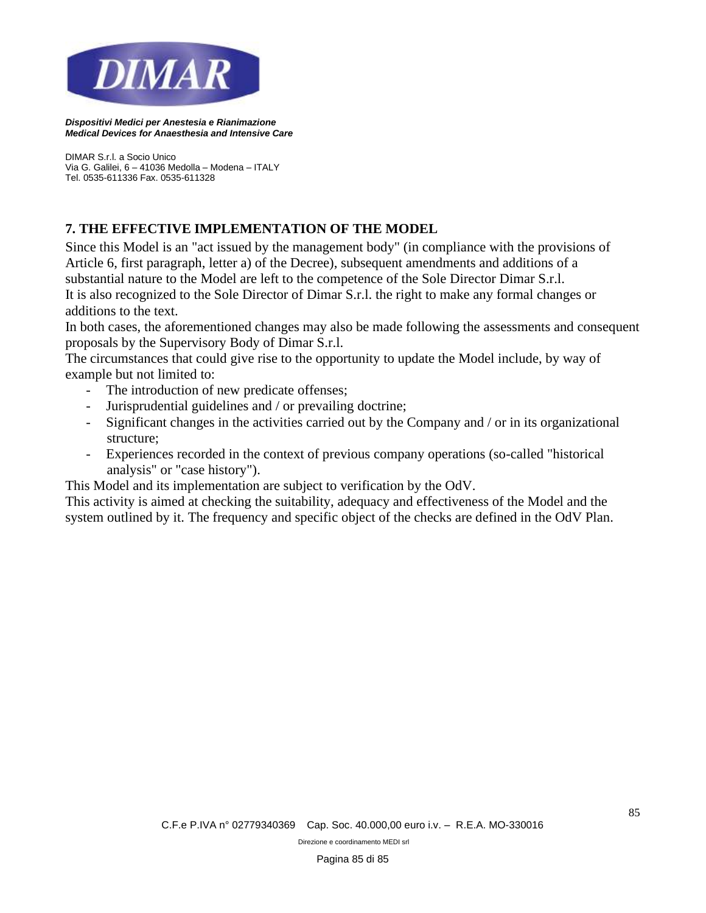## 7. THE EFFECTIVE IMPLEMENTATION OF THE MODEL

Since this Model is an "act issued by the management body" (in compliance with the provisions of Article 6, first paragraph, letter a) of the Decree), subsequent amendments and additions of a substantial nature to the Model are left to the competence of the Sole Director Dimar S.r.l.
It is also recognized to the Sole Director of Dimar S.r.l. the right to make any formal changes or additions to the text.
In both cases, the aforementioned changes may also be made following the assessments and consequent proposals by the Supervisory Body of Dimar S.r.l.
The circumstances that could give rise to the opportunity to update the Model include, by way of example but not limited to:

- The introduction of new predicate offenses;
- Jurisprudential guidelines and / or prevailing doctrine;
- Significant changes in the activities carried out by the Company and / or in its organizational structure;
- Experiences recorded in the context of previous company operations (so-called "historical analysis" or "case history").

This Model and its implementation are subject to verification by the OdV.
This activity is aimed at checking the suitability, adequacy and effectiveness of the Model and the system outlined by it. The frequency and specific object of the checks are defined in the OdV Plan.